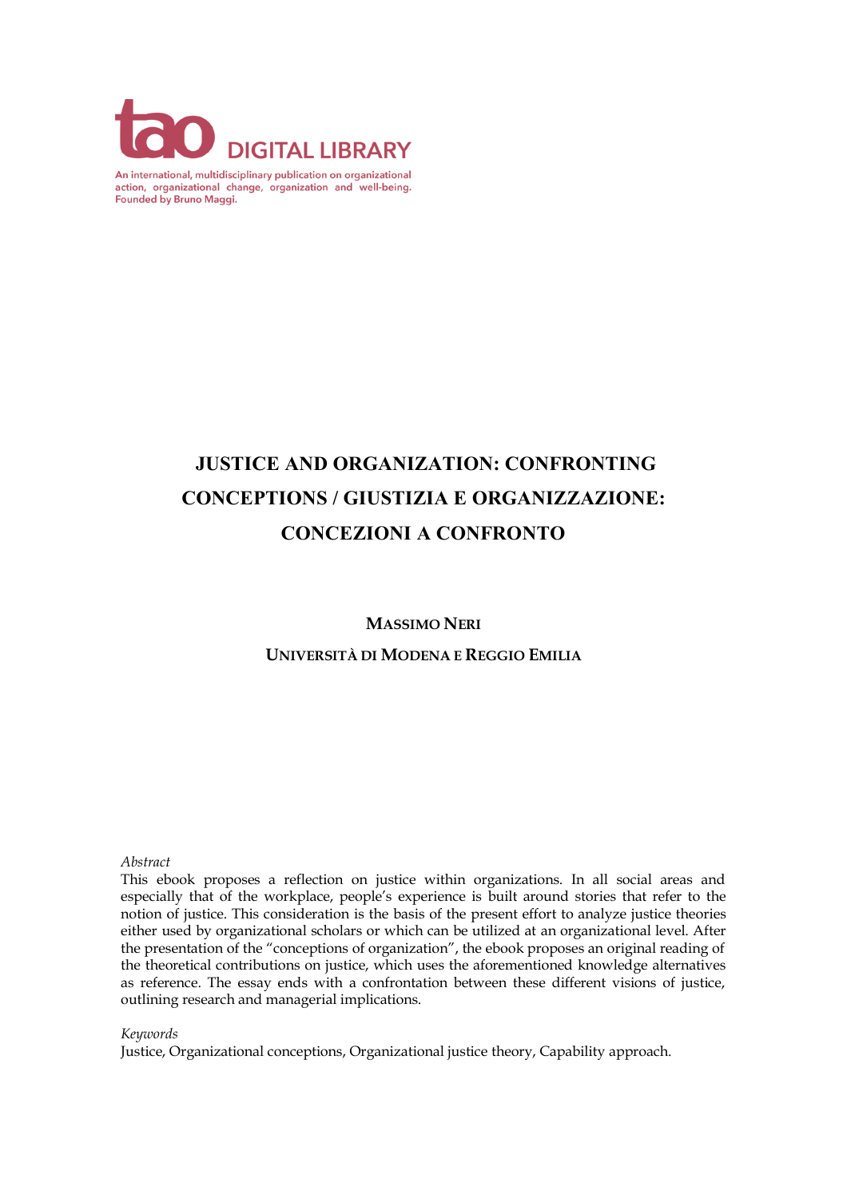**tao DIGITAL LIBRARY**

An international, multidisciplinary publication on organizational action, organizational change, organization and well-being. Founded by Bruno Maggi.

# JUSTICE AND ORGANIZATION: CONFRONTING CONCEPTIONS / GIUSTIZIA E ORGANIZZAZIONE: CONCEZIONI A CONFRONTO

**MASSIMO NERI**

**UNIVERSITÀ DI MODENA E REGGIO EMILIA**

*Abstract*

This ebook proposes a reflection on justice within organizations. In all social areas and especially that of the workplace, people's experience is built around stories that refer to the notion of justice. This consideration is the basis of the present effort to analyze justice theories either used by organizational scholars or which can be utilized at an organizational level. After the presentation of the "conceptions of organization", the ebook proposes an original reading of the theoretical contributions on justice, which uses the aforementioned knowledge alternatives as reference. The essay ends with a confrontation between these different visions of justice, outlining research and managerial implications.

*Keywords*

Justice, Organizational conceptions, Organizational justice theory, Capability approach.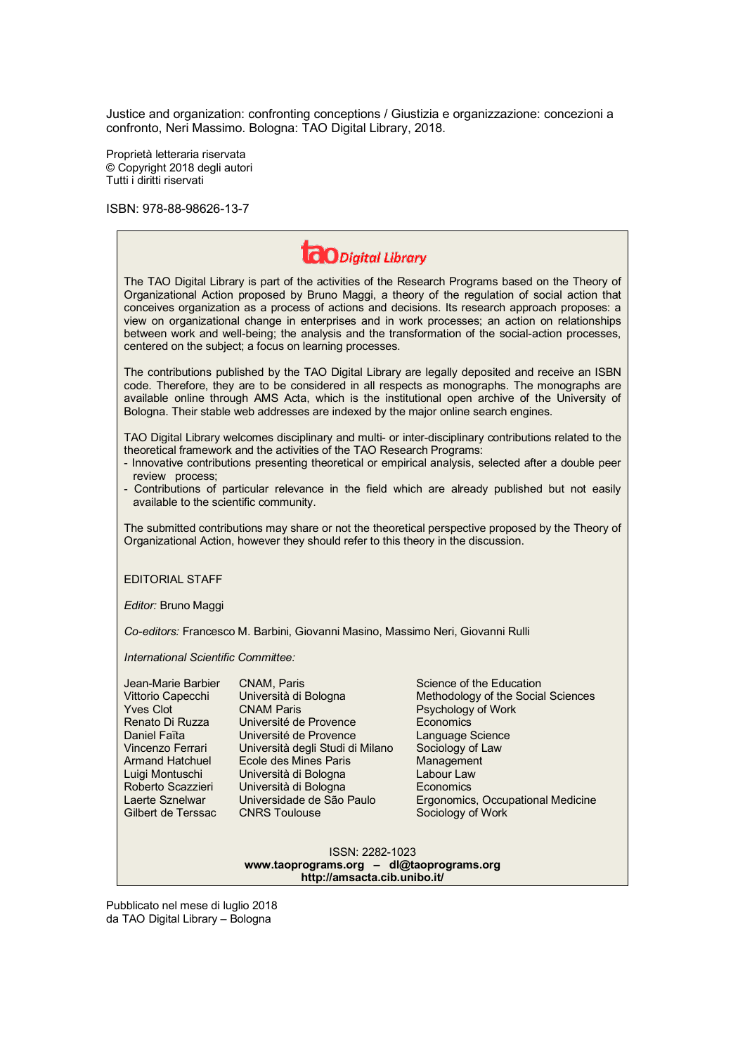Justice and organization: confronting conceptions / Giustizia e organizzazione: concezioni a confronto, Neri Massimo. Bologna: TAO Digital Library, 2018.

Proprietà letteraria riservata
© Copyright 2018 degli autori
Tutti i diritti riservati

ISBN: 978-88-98626-13-7

**tao Digital Library**

The TAO Digital Library is part of the activities of the Research Programs based on the Theory of Organizational Action proposed by Bruno Maggi, a theory of the regulation of social action that conceives organization as a process of actions and decisions. Its research approach proposes: a view on organizational change in enterprises and in work processes; an action on relationships between work and well-being; the analysis and the transformation of the social-action processes, centered on the subject; a focus on learning processes.

The contributions published by the TAO Digital Library are legally deposited and receive an ISBN code. Therefore, they are to be considered in all respects as monographs. The monographs are available online through AMS Acta, which is the institutional open archive of the University of Bologna. Their stable web addresses are indexed by the major online search engines.

TAO Digital Library welcomes disciplinary and multi- or inter-disciplinary contributions related to the theoretical framework and the activities of the TAO Research Programs:

- Innovative contributions presenting theoretical or empirical analysis, selected after a double peer review process;
- Contributions of particular relevance in the field which are already published but not easily available to the scientific community.

The submitted contributions may share or not the theoretical perspective proposed by the Theory of Organizational Action, however they should refer to this theory in the discussion.

EDITORIAL STAFF

*Editor:* Bruno Maggi

*Co-editors:* Francesco M. Barbini, Giovanni Masino, Massimo Neri, Giovanni Rulli

*International Scientific Committee:*

| | | |
|---|---|---|
| Jean-Marie Barbier | CNAM, Paris | Science of the Education |
| Vittorio Capecchi | Università di Bologna | Methodology of the Social Sciences |
| Yves Clot | CNAM Paris | Psychology of Work |
| Renato Di Ruzza | Université de Provence | Economics |
| Daniel Faïta | Université de Provence | Language Science |
| Vincenzo Ferrari | Università degli Studi di Milano | Sociology of Law |
| Armand Hatchuel | Ecole des Mines Paris | Management |
| Luigi Montuschi | Università di Bologna | Labour Law |
| Roberto Scazzieri | Università di Bologna | Economics |
| Laerte Sznelwar | Universidade de São Paulo | Ergonomics, Occupational Medicine |
| Gilbert de Terssac | CNRS Toulouse | Sociology of Work |

ISSN: 2282-1023
**www.taoprograms.org – dl@taoprograms.org**
**http://amsacta.cib.unibo.it/**

Pubblicato nel mese di luglio 2018
da TAO Digital Library – Bologna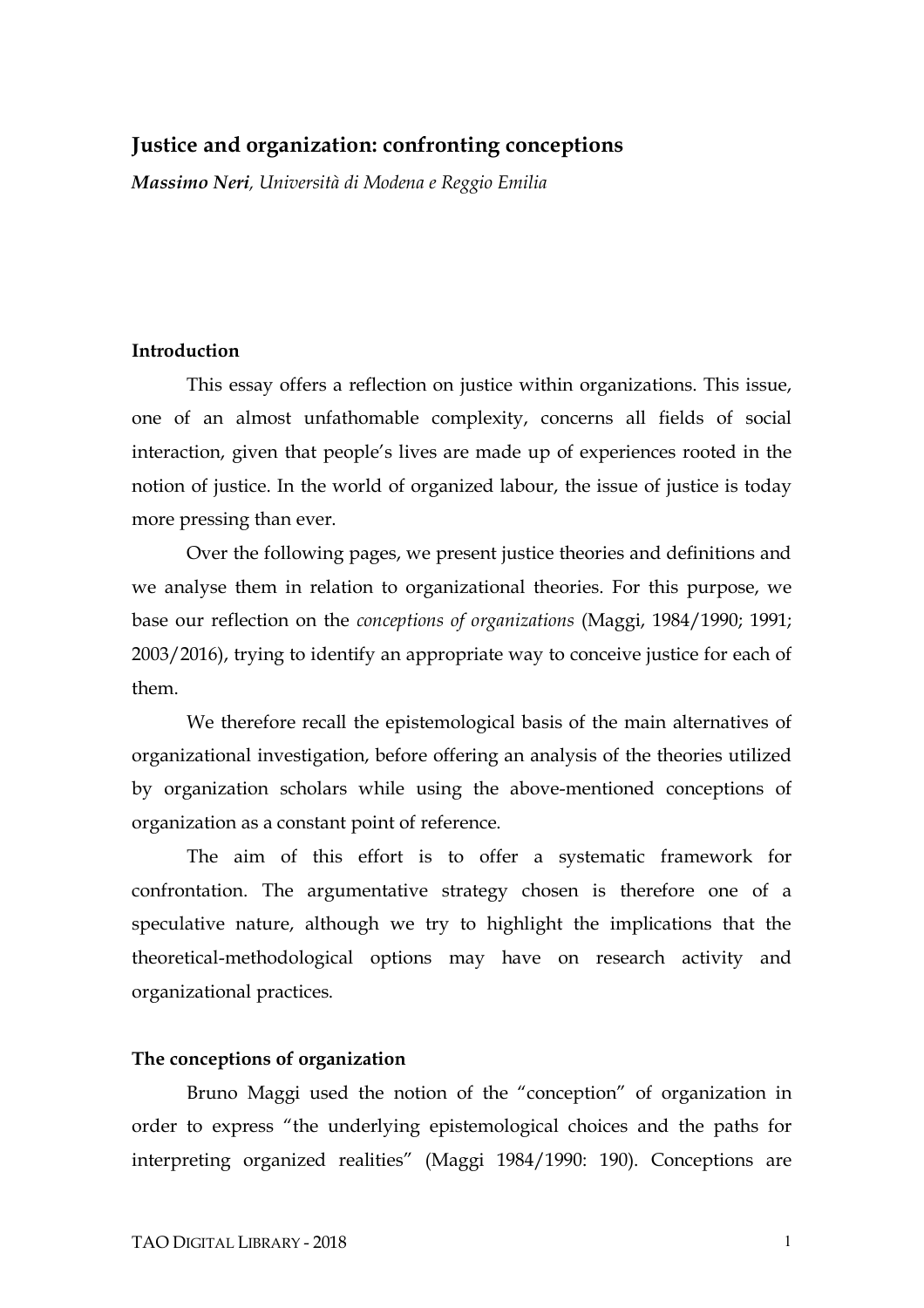## Justice and organization: confronting conceptions

***Massimo Neri**, Università di Modena e Reggio Emilia*

### Introduction

This essay offers a reflection on justice within organizations. This issue, one of an almost unfathomable complexity, concerns all fields of social interaction, given that people's lives are made up of experiences rooted in the notion of justice. In the world of organized labour, the issue of justice is today more pressing than ever.

Over the following pages, we present justice theories and definitions and we analyse them in relation to organizational theories. For this purpose, we base our reflection on the *conceptions of organizations* (Maggi, 1984/1990; 1991; 2003/2016), trying to identify an appropriate way to conceive justice for each of them.

We therefore recall the epistemological basis of the main alternatives of organizational investigation, before offering an analysis of the theories utilized by organization scholars while using the above-mentioned conceptions of organization as a constant point of reference.

The aim of this effort is to offer a systematic framework for confrontation. The argumentative strategy chosen is therefore one of a speculative nature, although we try to highlight the implications that the theoretical-methodological options may have on research activity and organizational practices.

### The conceptions of organization

Bruno Maggi used the notion of the "conception" of organization in order to express "the underlying epistemological choices and the paths for interpreting organized realities" (Maggi 1984/1990: 190). Conceptions are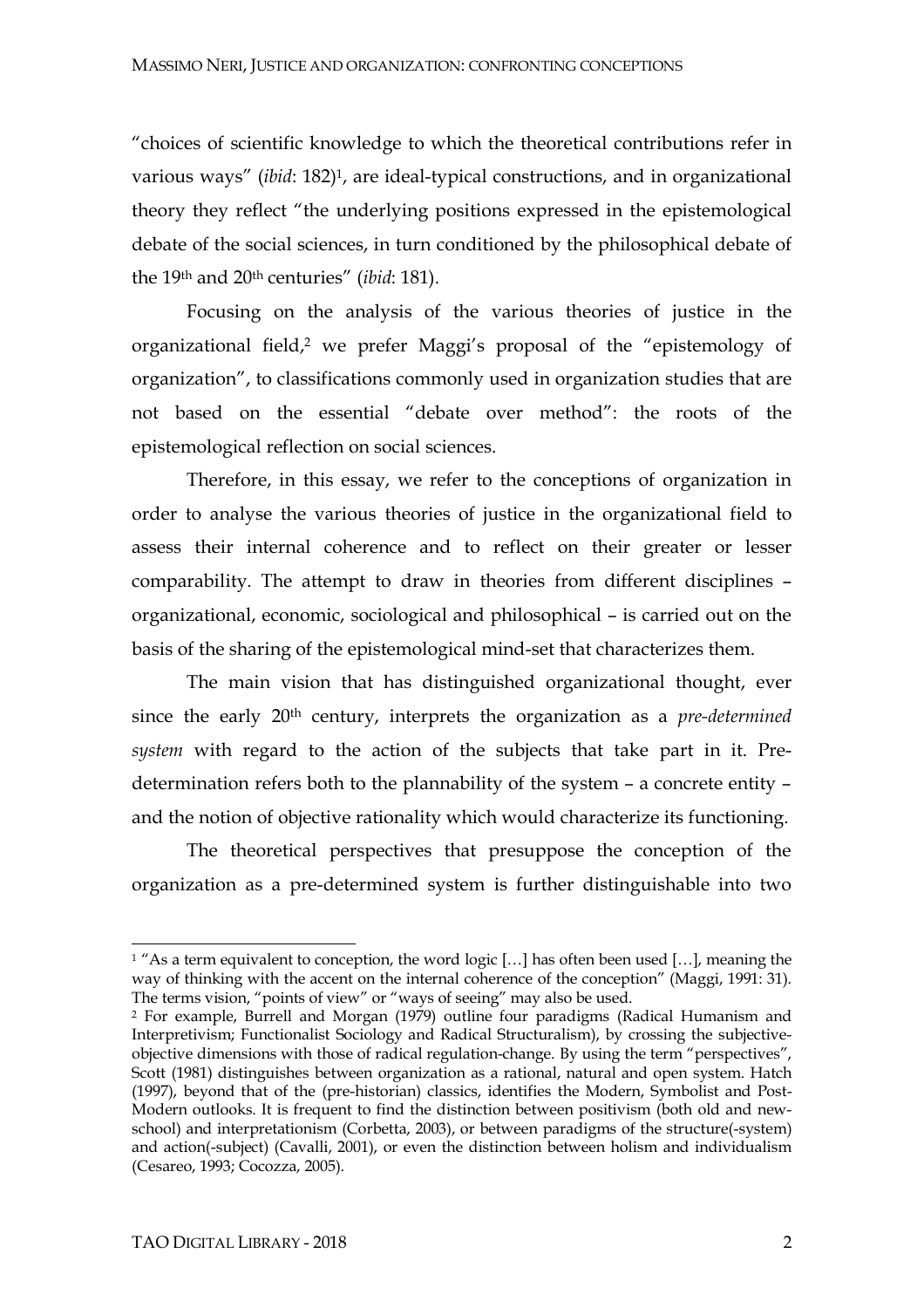"choices of scientific knowledge to which the theoretical contributions refer in various ways" (*ibid*: 182)[1], are ideal-typical constructions, and in organizational theory they reflect "the underlying positions expressed in the epistemological debate of the social sciences, in turn conditioned by the philosophical debate of the 19th and 20th centuries" (*ibid*: 181).

Focusing on the analysis of the various theories of justice in the organizational field,[2] we prefer Maggi's proposal of the "epistemology of organization", to classifications commonly used in organization studies that are not based on the essential "debate over method": the roots of the epistemological reflection on social sciences.

Therefore, in this essay, we refer to the conceptions of organization in order to analyse the various theories of justice in the organizational field to assess their internal coherence and to reflect on their greater or lesser comparability. The attempt to draw in theories from different disciplines – organizational, economic, sociological and philosophical – is carried out on the basis of the sharing of the epistemological mind-set that characterizes them.

The main vision that has distinguished organizational thought, ever since the early 20th century, interprets the organization as a *pre-determined system* with regard to the action of the subjects that take part in it. Pre-determination refers both to the plannability of the system – a concrete entity – and the notion of objective rationality which would characterize its functioning.

The theoretical perspectives that presuppose the conception of the organization as a pre-determined system is further distinguishable into two

---

[1] "As a term equivalent to conception, the word logic […] has often been used […], meaning the way of thinking with the accent on the internal coherence of the conception" (Maggi, 1991: 31). The terms vision, "points of view" or "ways of seeing" may also be used.

[2] For example, Burrell and Morgan (1979) outline four paradigms (Radical Humanism and Interpretivism; Functionalist Sociology and Radical Structuralism), by crossing the subjective-objective dimensions with those of radical regulation-change. By using the term "perspectives", Scott (1981) distinguishes between organization as a rational, natural and open system. Hatch (1997), beyond that of the (pre-historian) classics, identifies the Modern, Symbolist and Post-Modern outlooks. It is frequent to find the distinction between positivism (both old and new-school) and interpretationism (Corbetta, 2003), or between paradigms of the structure(-system) and action(-subject) (Cavalli, 2001), or even the distinction between holism and individualism (Cesareo, 1993; Cocozza, 2005).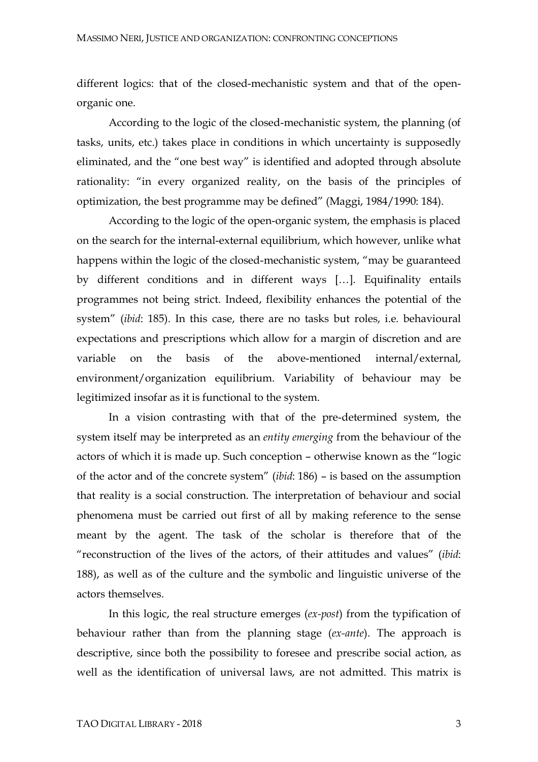different logics: that of the closed-mechanistic system and that of the open-organic one.

According to the logic of the closed-mechanistic system, the planning (of tasks, units, etc.) takes place in conditions in which uncertainty is supposedly eliminated, and the "one best way" is identified and adopted through absolute rationality: "in every organized reality, on the basis of the principles of optimization, the best programme may be defined" (Maggi, 1984/1990: 184).

According to the logic of the open-organic system, the emphasis is placed on the search for the internal-external equilibrium, which however, unlike what happens within the logic of the closed-mechanistic system, "may be guaranteed by different conditions and in different ways […]. Equifinality entails programmes not being strict. Indeed, flexibility enhances the potential of the system" (*ibid*: 185). In this case, there are no tasks but roles, i.e. behavioural expectations and prescriptions which allow for a margin of discretion and are variable on the basis of the above-mentioned internal/external, environment/organization equilibrium. Variability of behaviour may be legitimized insofar as it is functional to the system.

In a vision contrasting with that of the pre-determined system, the system itself may be interpreted as an *entity emerging* from the behaviour of the actors of which it is made up. Such conception – otherwise known as the "logic of the actor and of the concrete system" (*ibid*: 186) – is based on the assumption that reality is a social construction. The interpretation of behaviour and social phenomena must be carried out first of all by making reference to the sense meant by the agent. The task of the scholar is therefore that of the "reconstruction of the lives of the actors, of their attitudes and values" (*ibid*: 188), as well as of the culture and the symbolic and linguistic universe of the actors themselves.

In this logic, the real structure emerges (*ex-post*) from the typification of behaviour rather than from the planning stage (*ex-ante*). The approach is descriptive, since both the possibility to foresee and prescribe social action, as well as the identification of universal laws, are not admitted. This matrix is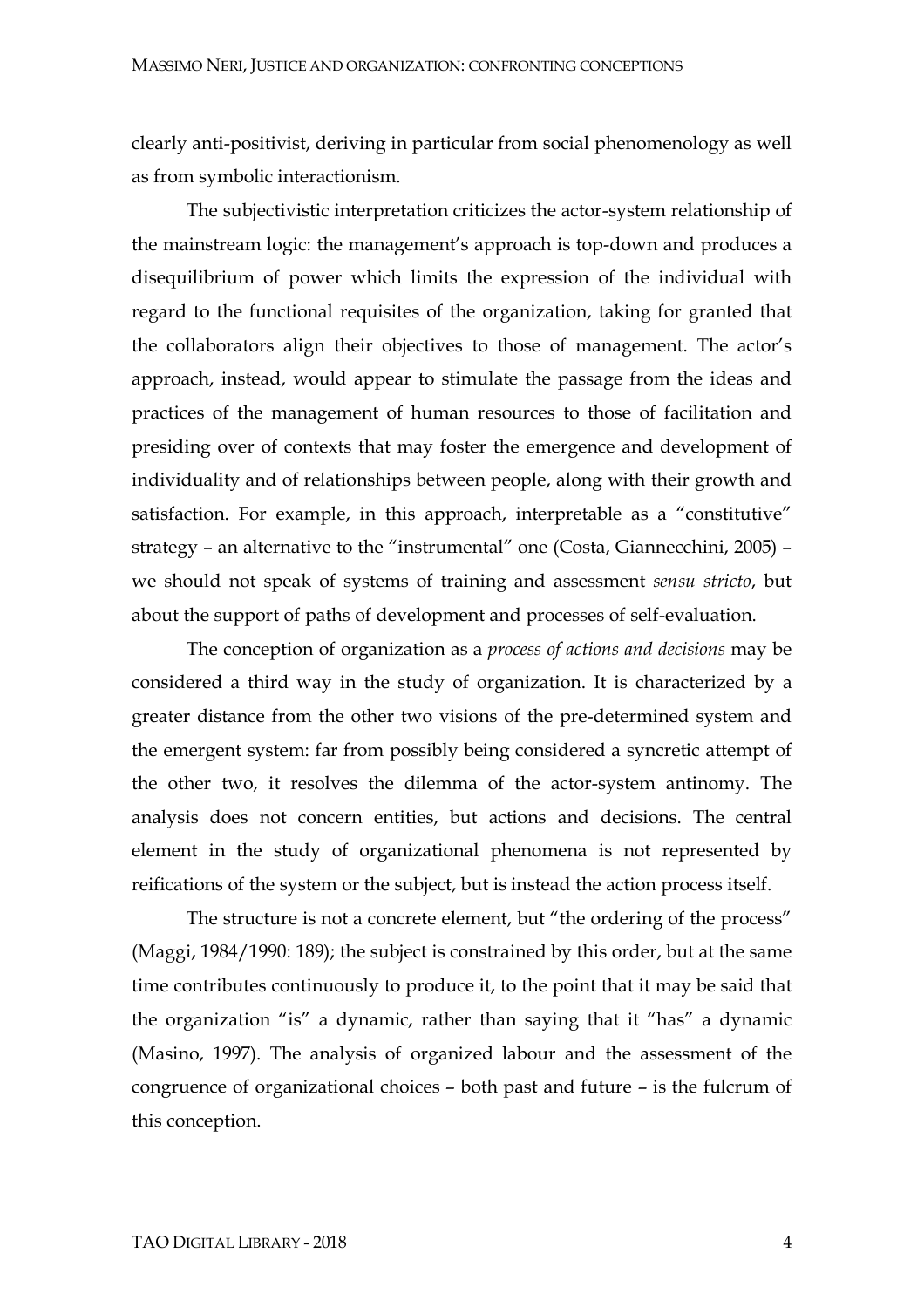clearly anti-positivist, deriving in particular from social phenomenology as well as from symbolic interactionism.

The subjectivistic interpretation criticizes the actor-system relationship of the mainstream logic: the management's approach is top-down and produces a disequilibrium of power which limits the expression of the individual with regard to the functional requisites of the organization, taking for granted that the collaborators align their objectives to those of management. The actor's approach, instead, would appear to stimulate the passage from the ideas and practices of the management of human resources to those of facilitation and presiding over of contexts that may foster the emergence and development of individuality and of relationships between people, along with their growth and satisfaction. For example, in this approach, interpretable as a "constitutive" strategy – an alternative to the "instrumental" one (Costa, Giannecchini, 2005) – we should not speak of systems of training and assessment *sensu stricto*, but about the support of paths of development and processes of self-evaluation.

The conception of organization as a *process of actions and decisions* may be considered a third way in the study of organization. It is characterized by a greater distance from the other two visions of the pre-determined system and the emergent system: far from possibly being considered a syncretic attempt of the other two, it resolves the dilemma of the actor-system antinomy. The analysis does not concern entities, but actions and decisions. The central element in the study of organizational phenomena is not represented by reifications of the system or the subject, but is instead the action process itself.

The structure is not a concrete element, but "the ordering of the process" (Maggi, 1984/1990: 189); the subject is constrained by this order, but at the same time contributes continuously to produce it, to the point that it may be said that the organization "is" a dynamic, rather than saying that it "has" a dynamic (Masino, 1997). The analysis of organized labour and the assessment of the congruence of organizational choices – both past and future – is the fulcrum of this conception.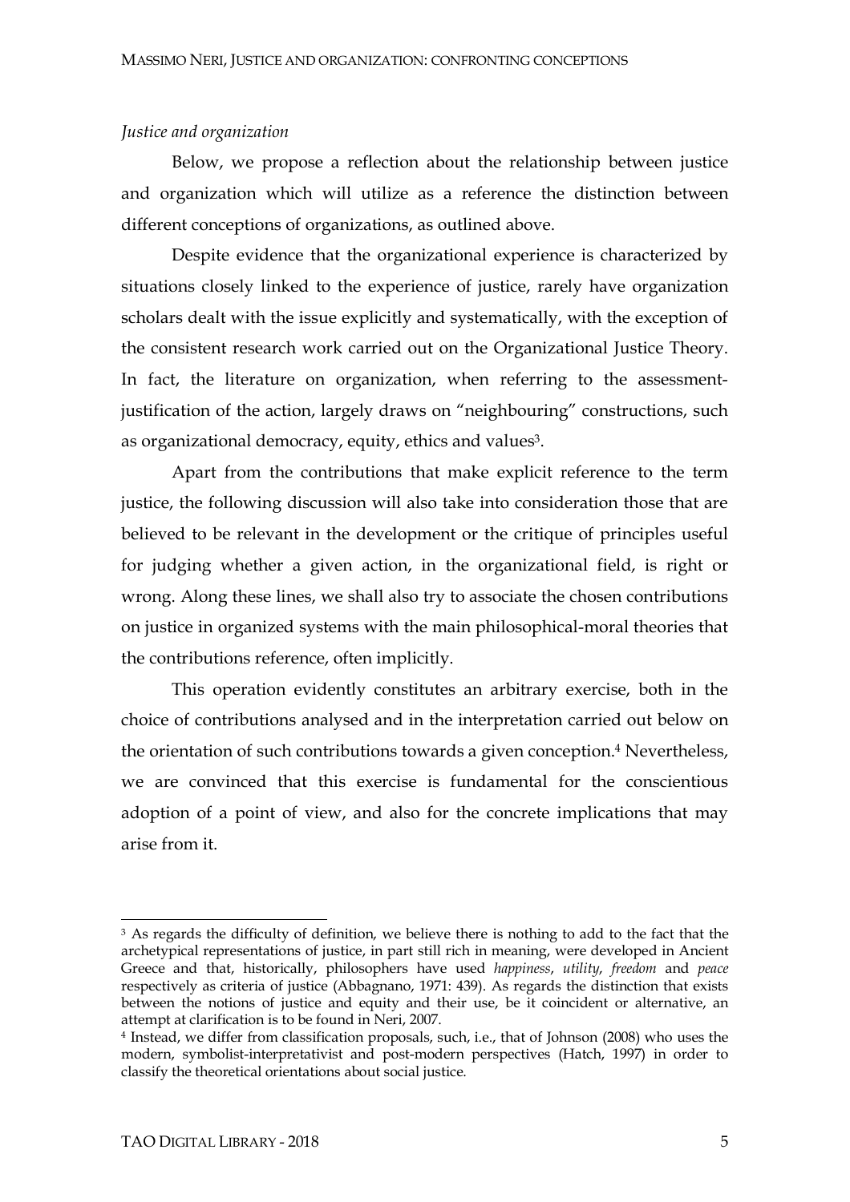*Justice and organization*

Below, we propose a reflection about the relationship between justice and organization which will utilize as a reference the distinction between different conceptions of organizations, as outlined above.

Despite evidence that the organizational experience is characterized by situations closely linked to the experience of justice, rarely have organization scholars dealt with the issue explicitly and systematically, with the exception of the consistent research work carried out on the Organizational Justice Theory. In fact, the literature on organization, when referring to the assessment-justification of the action, largely draws on "neighbouring" constructions, such as organizational democracy, equity, ethics and values[3].

Apart from the contributions that make explicit reference to the term justice, the following discussion will also take into consideration those that are believed to be relevant in the development or the critique of principles useful for judging whether a given action, in the organizational field, is right or wrong. Along these lines, we shall also try to associate the chosen contributions on justice in organized systems with the main philosophical-moral theories that the contributions reference, often implicitly.

This operation evidently constitutes an arbitrary exercise, both in the choice of contributions analysed and in the interpretation carried out below on the orientation of such contributions towards a given conception.[4] Nevertheless, we are convinced that this exercise is fundamental for the conscientious adoption of a point of view, and also for the concrete implications that may arise from it.

---

[3] As regards the difficulty of definition, we believe there is nothing to add to the fact that the archetypical representations of justice, in part still rich in meaning, were developed in Ancient Greece and that, historically, philosophers have used *happiness*, *utility*, *freedom* and *peace* respectively as criteria of justice (Abbagnano, 1971: 439). As regards the distinction that exists between the notions of justice and equity and their use, be it coincident or alternative, an attempt at clarification is to be found in Neri, 2007.

[4] Instead, we differ from classification proposals, such, i.e., that of Johnson (2008) who uses the modern, symbolist-interpretativist and post-modern perspectives (Hatch, 1997) in order to classify the theoretical orientations about social justice.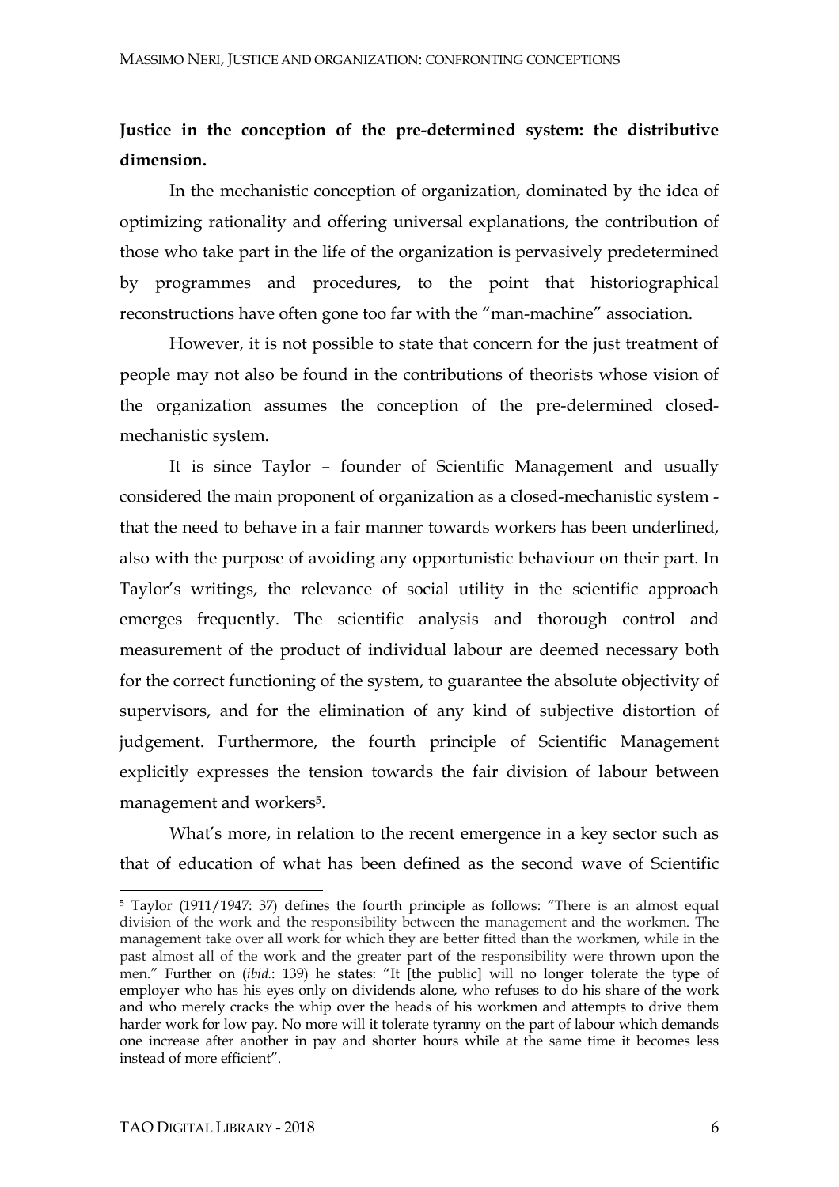**Justice in the conception of the pre-determined system: the distributive dimension.**

In the mechanistic conception of organization, dominated by the idea of optimizing rationality and offering universal explanations, the contribution of those who take part in the life of the organization is pervasively predetermined by programmes and procedures, to the point that historiographical reconstructions have often gone too far with the "man-machine" association.

However, it is not possible to state that concern for the just treatment of people may not also be found in the contributions of theorists whose vision of the organization assumes the conception of the pre-determined closed-mechanistic system.

It is since Taylor – founder of Scientific Management and usually considered the main proponent of organization as a closed-mechanistic system - that the need to behave in a fair manner towards workers has been underlined, also with the purpose of avoiding any opportunistic behaviour on their part. In Taylor's writings, the relevance of social utility in the scientific approach emerges frequently. The scientific analysis and thorough control and measurement of the product of individual labour are deemed necessary both for the correct functioning of the system, to guarantee the absolute objectivity of supervisors, and for the elimination of any kind of subjective distortion of judgement. Furthermore, the fourth principle of Scientific Management explicitly expresses the tension towards the fair division of labour between management and workers[5].

What's more, in relation to the recent emergence in a key sector such as that of education of what has been defined as the second wave of Scientific

---

[5] Taylor (1911/1947: 37) defines the fourth principle as follows: "There is an almost equal division of the work and the responsibility between the management and the workmen. The management take over all work for which they are better fitted than the workmen, while in the past almost all of the work and the greater part of the responsibility were thrown upon the men." Further on (*ibid.*: 139) he states: "It [the public] will no longer tolerate the type of employer who has his eyes only on dividends alone, who refuses to do his share of the work and who merely cracks the whip over the heads of his workmen and attempts to drive them harder work for low pay. No more will it tolerate tyranny on the part of labour which demands one increase after another in pay and shorter hours while at the same time it becomes less instead of more efficient".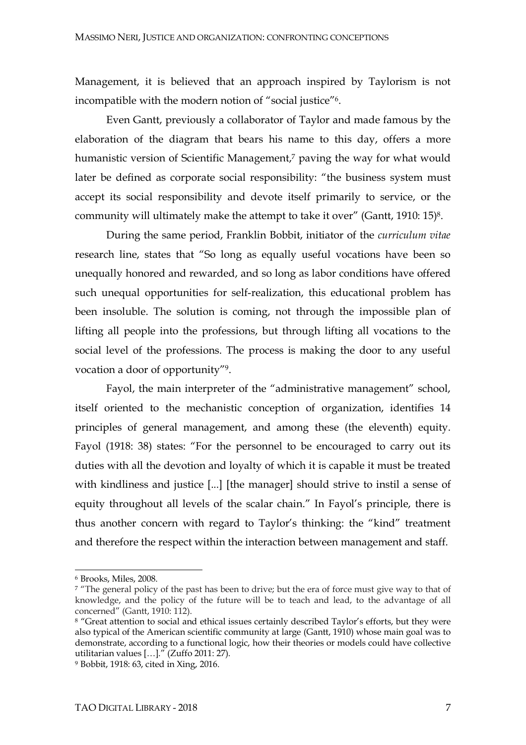Management, it is believed that an approach inspired by Taylorism is not incompatible with the modern notion of "social justice"[6].

Even Gantt, previously a collaborator of Taylor and made famous by the elaboration of the diagram that bears his name to this day, offers a more humanistic version of Scientific Management,[7] paving the way for what would later be defined as corporate social responsibility: "the business system must accept its social responsibility and devote itself primarily to service, or the community will ultimately make the attempt to take it over" (Gantt, 1910: 15)[8].

During the same period, Franklin Bobbit, initiator of the *curriculum vitae* research line, states that "So long as equally useful vocations have been so unequally honored and rewarded, and so long as labor conditions have offered such unequal opportunities for self-realization, this educational problem has been insoluble. The solution is coming, not through the impossible plan of lifting all people into the professions, but through lifting all vocations to the social level of the professions. The process is making the door to any useful vocation a door of opportunity"[9].

Fayol, the main interpreter of the "administrative management" school, itself oriented to the mechanistic conception of organization, identifies 14 principles of general management, and among these (the eleventh) equity. Fayol (1918: 38) states: "For the personnel to be encouraged to carry out its duties with all the devotion and loyalty of which it is capable it must be treated with kindliness and justice [...] [the manager] should strive to instil a sense of equity throughout all levels of the scalar chain." In Fayol's principle, there is thus another concern with regard to Taylor's thinking: the "kind" treatment and therefore the respect within the interaction between management and staff.

---

[6] Brooks, Miles, 2008.

[7] "The general policy of the past has been to drive; but the era of force must give way to that of knowledge, and the policy of the future will be to teach and lead, to the advantage of all concerned" (Gantt, 1910: 112).

[8] "Great attention to social and ethical issues certainly described Taylor's efforts, but they were also typical of the American scientific community at large (Gantt, 1910) whose main goal was to demonstrate, according to a functional logic, how their theories or models could have collective utilitarian values […]." (Zuffo 2011: 27).

[9] Bobbit, 1918: 63, cited in Xing, 2016.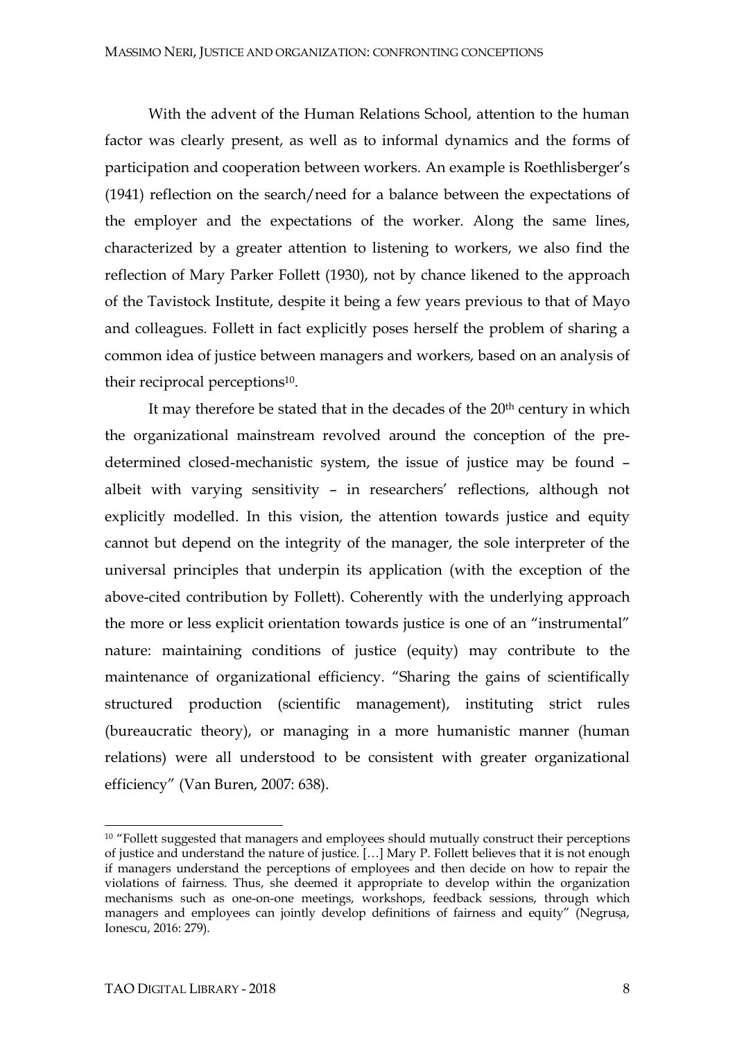With the advent of the Human Relations School, attention to the human factor was clearly present, as well as to informal dynamics and the forms of participation and cooperation between workers. An example is Roethlisberger's (1941) reflection on the search/need for a balance between the expectations of the employer and the expectations of the worker. Along the same lines, characterized by a greater attention to listening to workers, we also find the reflection of Mary Parker Follett (1930), not by chance likened to the approach of the Tavistock Institute, despite it being a few years previous to that of Mayo and colleagues. Follett in fact explicitly poses herself the problem of sharing a common idea of justice between managers and workers, based on an analysis of their reciprocal perceptions[10].

It may therefore be stated that in the decades of the 20th century in which the organizational mainstream revolved around the conception of the pre-determined closed-mechanistic system, the issue of justice may be found – albeit with varying sensitivity – in researchers' reflections, although not explicitly modelled. In this vision, the attention towards justice and equity cannot but depend on the integrity of the manager, the sole interpreter of the universal principles that underpin its application (with the exception of the above-cited contribution by Follett). Coherently with the underlying approach the more or less explicit orientation towards justice is one of an "instrumental" nature: maintaining conditions of justice (equity) may contribute to the maintenance of organizational efficiency. "Sharing the gains of scientifically structured production (scientific management), instituting strict rules (bureaucratic theory), or managing in a more humanistic manner (human relations) were all understood to be consistent with greater organizational efficiency" (Van Buren, 2007: 638).

---

[10] "Follett suggested that managers and employees should mutually construct their perceptions of justice and understand the nature of justice. […] Mary P. Follett believes that it is not enough if managers understand the perceptions of employees and then decide on how to repair the violations of fairness. Thus, she deemed it appropriate to develop within the organization mechanisms such as one-on-one meetings, workshops, feedback sessions, through which managers and employees can jointly develop definitions of fairness and equity" (Negrușa, Ionescu, 2016: 279).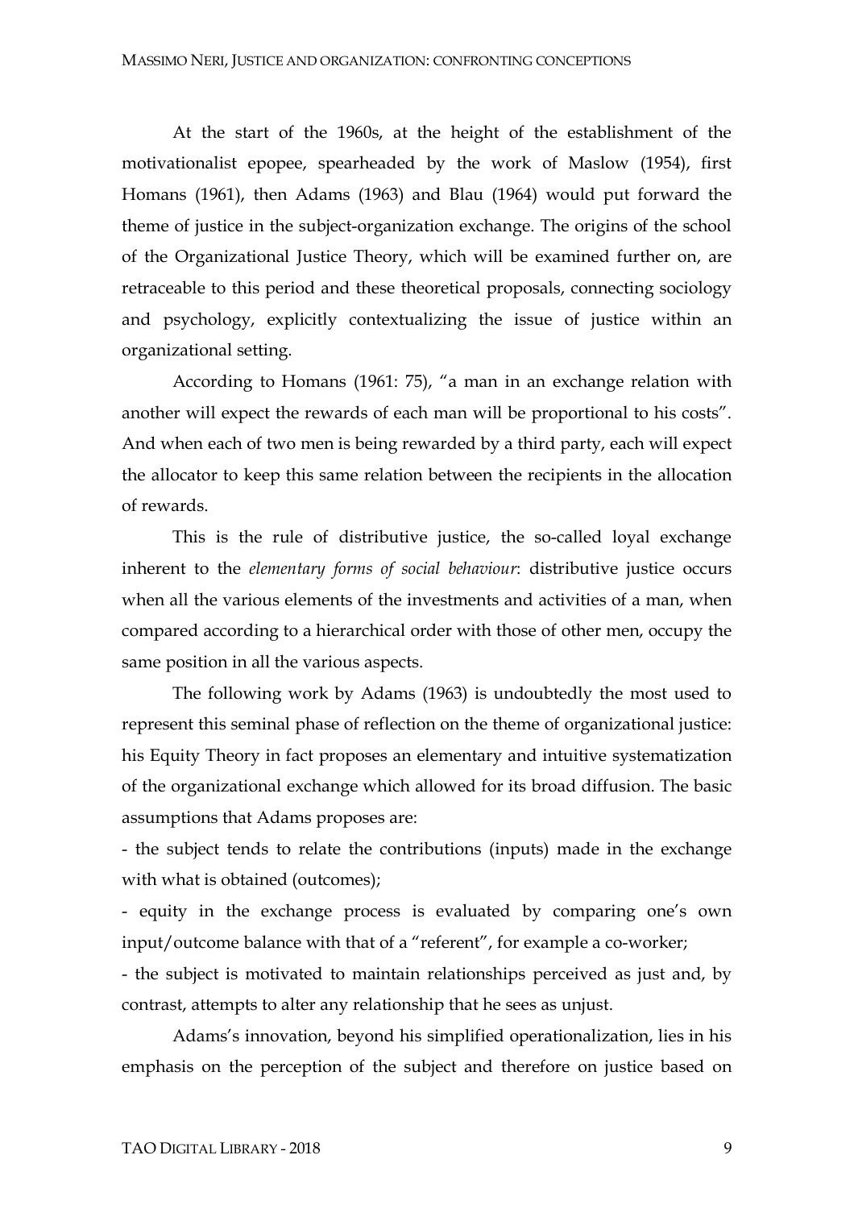At the start of the 1960s, at the height of the establishment of the motivationalist epopee, spearheaded by the work of Maslow (1954), first Homans (1961), then Adams (1963) and Blau (1964) would put forward the theme of justice in the subject-organization exchange. The origins of the school of the Organizational Justice Theory, which will be examined further on, are retraceable to this period and these theoretical proposals, connecting sociology and psychology, explicitly contextualizing the issue of justice within an organizational setting.

According to Homans (1961: 75), "a man in an exchange relation with another will expect the rewards of each man will be proportional to his costs". And when each of two men is being rewarded by a third party, each will expect the allocator to keep this same relation between the recipients in the allocation of rewards.

This is the rule of distributive justice, the so-called loyal exchange inherent to the *elementary forms of social behaviour*: distributive justice occurs when all the various elements of the investments and activities of a man, when compared according to a hierarchical order with those of other men, occupy the same position in all the various aspects.

The following work by Adams (1963) is undoubtedly the most used to represent this seminal phase of reflection on the theme of organizational justice: his Equity Theory in fact proposes an elementary and intuitive systematization of the organizational exchange which allowed for its broad diffusion. The basic assumptions that Adams proposes are:

- the subject tends to relate the contributions (inputs) made in the exchange with what is obtained (outcomes);
- equity in the exchange process is evaluated by comparing one's own input/outcome balance with that of a "referent", for example a co-worker;
- the subject is motivated to maintain relationships perceived as just and, by contrast, attempts to alter any relationship that he sees as unjust.

Adams's innovation, beyond his simplified operationalization, lies in his emphasis on the perception of the subject and therefore on justice based on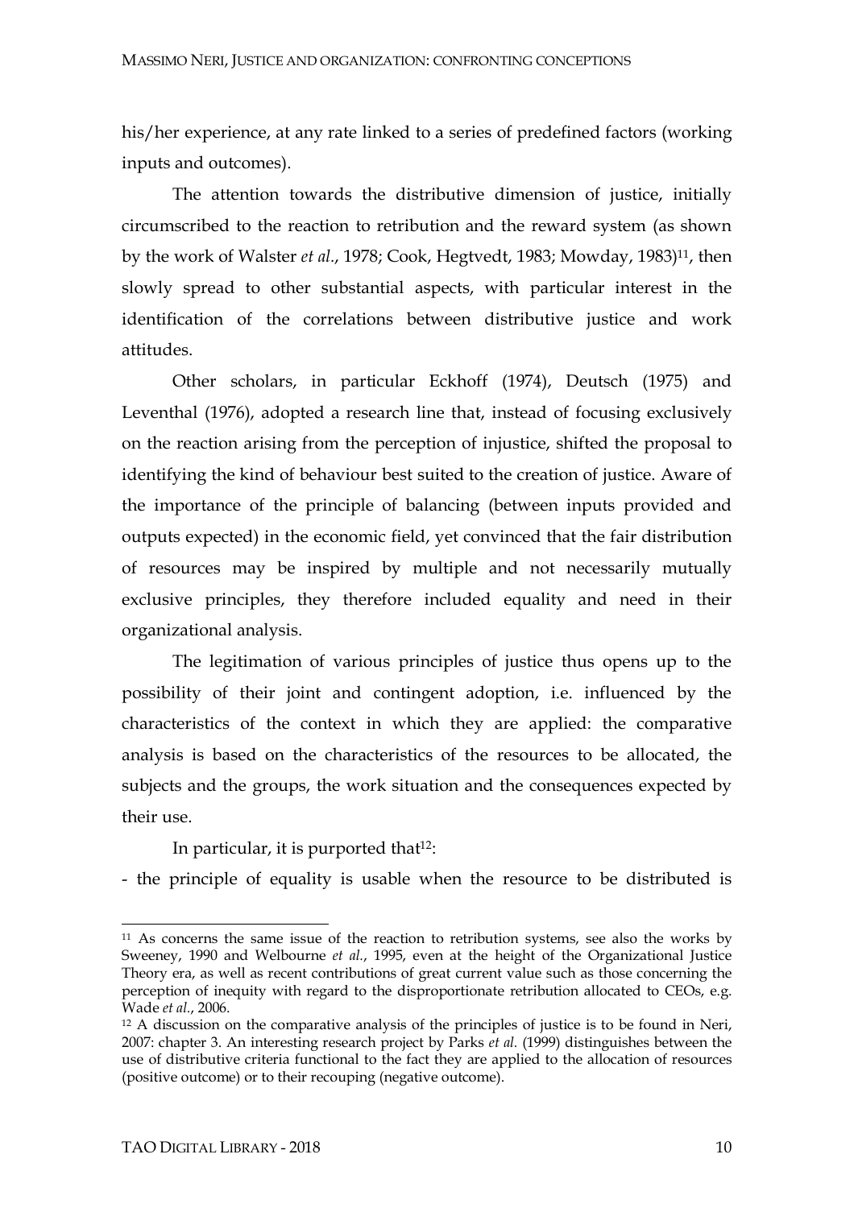his/her experience, at any rate linked to a series of predefined factors (working inputs and outcomes).

The attention towards the distributive dimension of justice, initially circumscribed to the reaction to retribution and the reward system (as shown by the work of Walster *et al.*, 1978; Cook, Hegtvedt, 1983; Mowday, 1983)[11], then slowly spread to other substantial aspects, with particular interest in the identification of the correlations between distributive justice and work attitudes.

Other scholars, in particular Eckhoff (1974), Deutsch (1975) and Leventhal (1976), adopted a research line that, instead of focusing exclusively on the reaction arising from the perception of injustice, shifted the proposal to identifying the kind of behaviour best suited to the creation of justice. Aware of the importance of the principle of balancing (between inputs provided and outputs expected) in the economic field, yet convinced that the fair distribution of resources may be inspired by multiple and not necessarily mutually exclusive principles, they therefore included equality and need in their organizational analysis.

The legitimation of various principles of justice thus opens up to the possibility of their joint and contingent adoption, i.e. influenced by the characteristics of the context in which they are applied: the comparative analysis is based on the characteristics of the resources to be allocated, the subjects and the groups, the work situation and the consequences expected by their use.

In particular, it is purported that[12]:

- the principle of equality is usable when the resource to be distributed is

---

[11] As concerns the same issue of the reaction to retribution systems, see also the works by Sweeney, 1990 and Welbourne *et al.*, 1995, even at the height of the Organizational Justice Theory era, as well as recent contributions of great current value such as those concerning the perception of inequity with regard to the disproportionate retribution allocated to CEOs, e.g. Wade *et al.*, 2006.

[12] A discussion on the comparative analysis of the principles of justice is to be found in Neri, 2007: chapter 3. An interesting research project by Parks *et al.* (1999) distinguishes between the use of distributive criteria functional to the fact they are applied to the allocation of resources (positive outcome) or to their recouping (negative outcome).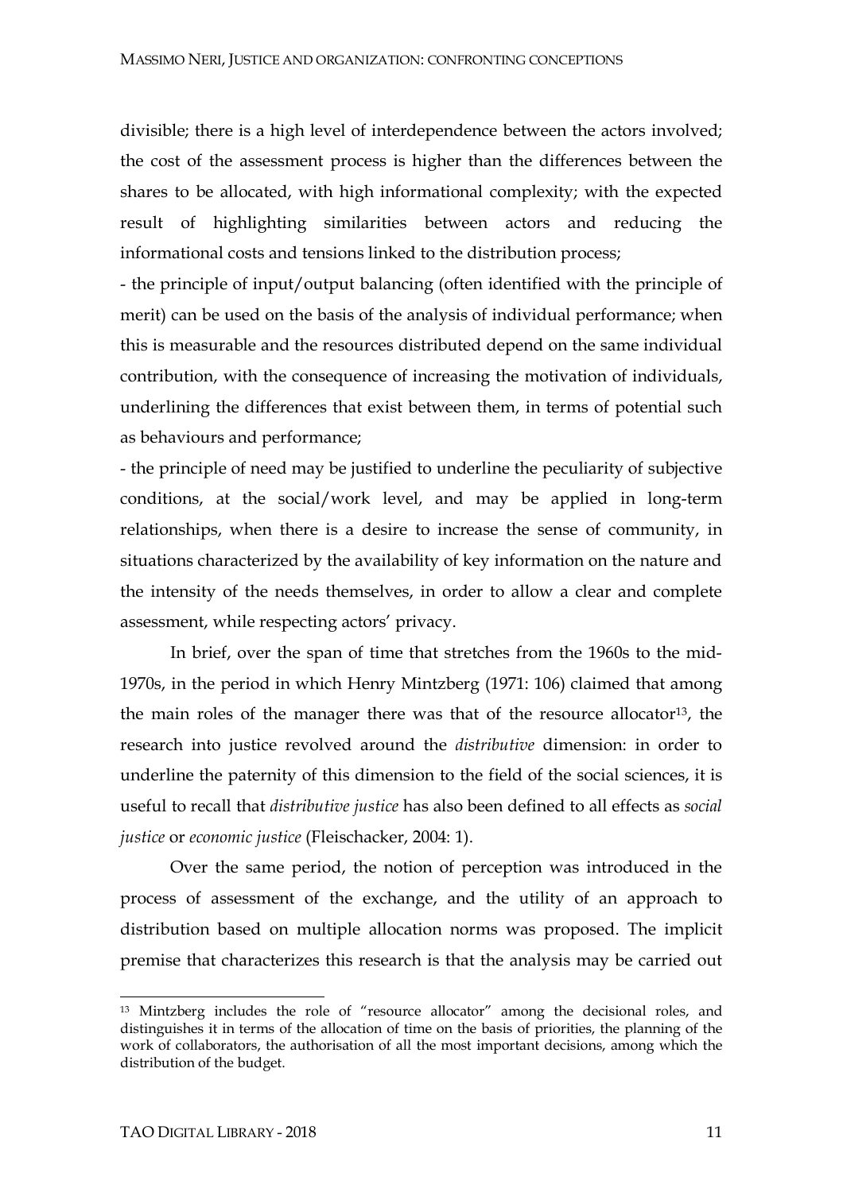divisible; there is a high level of interdependence between the actors involved; the cost of the assessment process is higher than the differences between the shares to be allocated, with high informational complexity; with the expected result of highlighting similarities between actors and reducing the informational costs and tensions linked to the distribution process;

- the principle of input/output balancing (often identified with the principle of merit) can be used on the basis of the analysis of individual performance; when this is measurable and the resources distributed depend on the same individual contribution, with the consequence of increasing the motivation of individuals, underlining the differences that exist between them, in terms of potential such as behaviours and performance;

- the principle of need may be justified to underline the peculiarity of subjective conditions, at the social/work level, and may be applied in long-term relationships, when there is a desire to increase the sense of community, in situations characterized by the availability of key information on the nature and the intensity of the needs themselves, in order to allow a clear and complete assessment, while respecting actors' privacy.

In brief, over the span of time that stretches from the 1960s to the mid-1970s, in the period in which Henry Mintzberg (1971: 106) claimed that among the main roles of the manager there was that of the resource allocator[13], the research into justice revolved around the *distributive* dimension: in order to underline the paternity of this dimension to the field of the social sciences, it is useful to recall that *distributive justice* has also been defined to all effects as *social justice* or *economic justice* (Fleischacker, 2004: 1).

Over the same period, the notion of perception was introduced in the process of assessment of the exchange, and the utility of an approach to distribution based on multiple allocation norms was proposed. The implicit premise that characterizes this research is that the analysis may be carried out

---

[13] Mintzberg includes the role of "resource allocator" among the decisional roles, and distinguishes it in terms of the allocation of time on the basis of priorities, the planning of the work of collaborators, the authorisation of all the most important decisions, among which the distribution of the budget.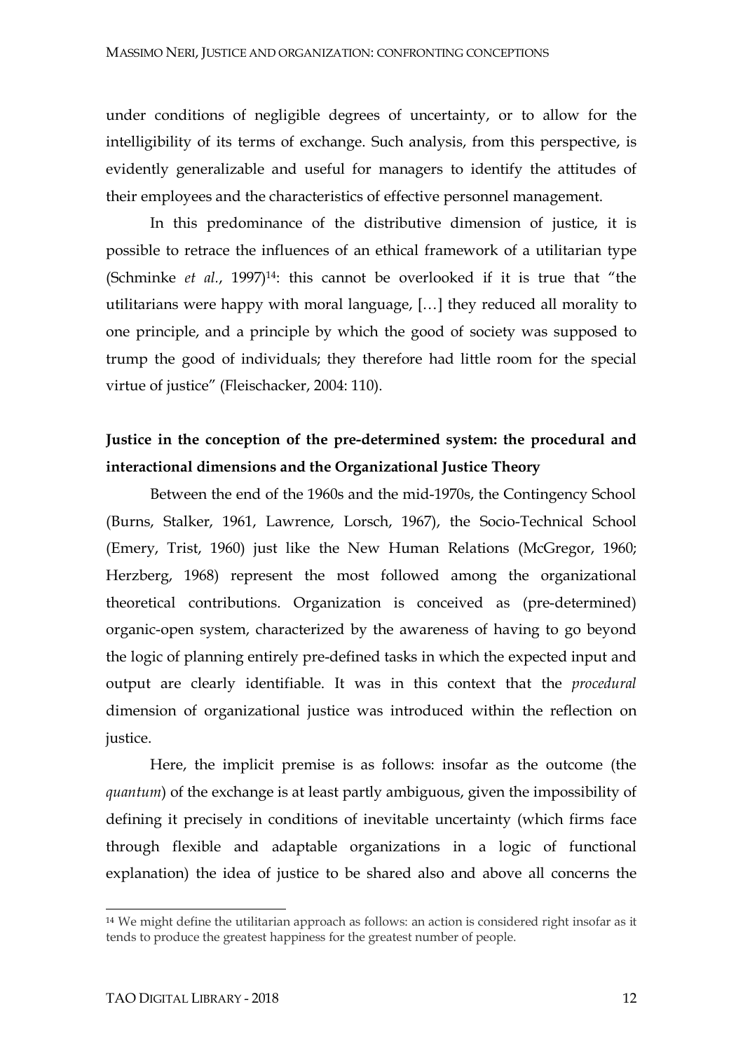under conditions of negligible degrees of uncertainty, or to allow for the intelligibility of its terms of exchange. Such analysis, from this perspective, is evidently generalizable and useful for managers to identify the attitudes of their employees and the characteristics of effective personnel management.

In this predominance of the distributive dimension of justice, it is possible to retrace the influences of an ethical framework of a utilitarian type (Schminke *et al.*, 1997)[14]: this cannot be overlooked if it is true that "the utilitarians were happy with moral language, […] they reduced all morality to one principle, and a principle by which the good of society was supposed to trump the good of individuals; they therefore had little room for the special virtue of justice" (Fleischacker, 2004: 110).

**Justice in the conception of the pre-determined system: the procedural and interactional dimensions and the Organizational Justice Theory**

Between the end of the 1960s and the mid-1970s, the Contingency School (Burns, Stalker, 1961, Lawrence, Lorsch, 1967), the Socio-Technical School (Emery, Trist, 1960) just like the New Human Relations (McGregor, 1960; Herzberg, 1968) represent the most followed among the organizational theoretical contributions. Organization is conceived as (pre-determined) organic-open system, characterized by the awareness of having to go beyond the logic of planning entirely pre-defined tasks in which the expected input and output are clearly identifiable. It was in this context that the *procedural* dimension of organizational justice was introduced within the reflection on justice.

Here, the implicit premise is as follows: insofar as the outcome (the *quantum*) of the exchange is at least partly ambiguous, given the impossibility of defining it precisely in conditions of inevitable uncertainty (which firms face through flexible and adaptable organizations in a logic of functional explanation) the idea of justice to be shared also and above all concerns the

[14] We might define the utilitarian approach as follows: an action is considered right insofar as it tends to produce the greatest happiness for the greatest number of people.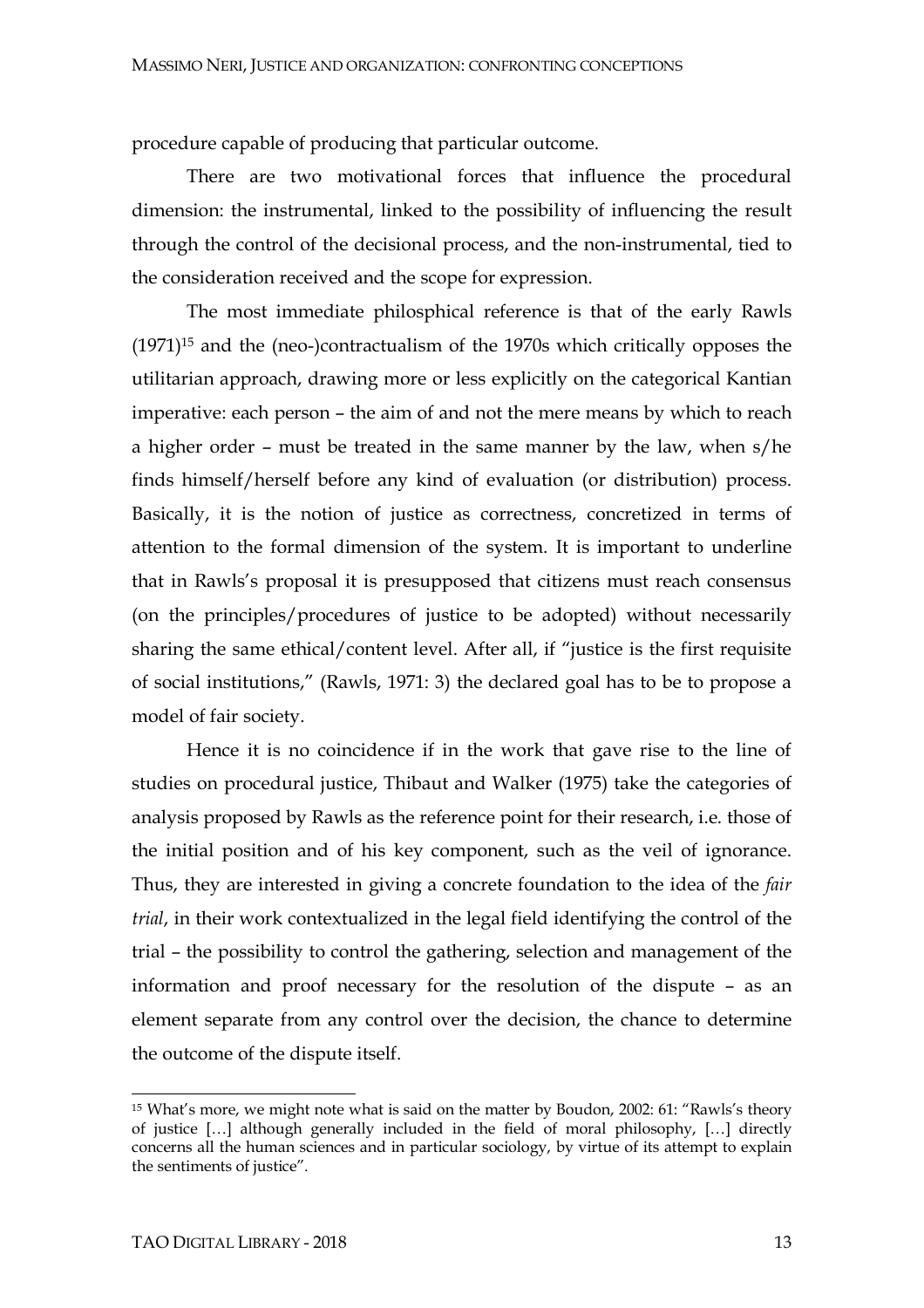procedure capable of producing that particular outcome.

There are two motivational forces that influence the procedural dimension: the instrumental, linked to the possibility of influencing the result through the control of the decisional process, and the non-instrumental, tied to the consideration received and the scope for expression.

The most immediate philosphical reference is that of the early Rawls (1971)[15] and the (neo-)contractualism of the 1970s which critically opposes the utilitarian approach, drawing more or less explicitly on the categorical Kantian imperative: each person – the aim of and not the mere means by which to reach a higher order – must be treated in the same manner by the law, when s/he finds himself/herself before any kind of evaluation (or distribution) process. Basically, it is the notion of justice as correctness, concretized in terms of attention to the formal dimension of the system. It is important to underline that in Rawls's proposal it is presupposed that citizens must reach consensus (on the principles/procedures of justice to be adopted) without necessarily sharing the same ethical/content level. After all, if "justice is the first requisite of social institutions," (Rawls, 1971: 3) the declared goal has to be to propose a model of fair society.

Hence it is no coincidence if in the work that gave rise to the line of studies on procedural justice, Thibaut and Walker (1975) take the categories of analysis proposed by Rawls as the reference point for their research, i.e. those of the initial position and of his key component, such as the veil of ignorance. Thus, they are interested in giving a concrete foundation to the idea of the *fair trial*, in their work contextualized in the legal field identifying the control of the trial – the possibility to control the gathering, selection and management of the information and proof necessary for the resolution of the dispute – as an element separate from any control over the decision, the chance to determine the outcome of the dispute itself.

[15] What's more, we might note what is said on the matter by Boudon, 2002: 61: "Rawls's theory of justice […] although generally included in the field of moral philosophy, […] directly concerns all the human sciences and in particular sociology, by virtue of its attempt to explain the sentiments of justice".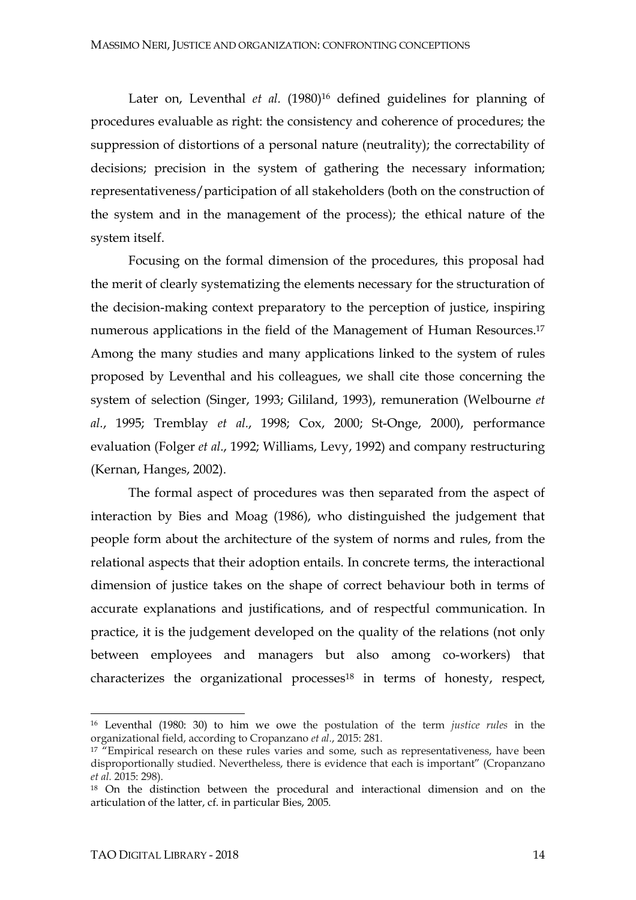Later on, Leventhal *et al.* (1980)[16] defined guidelines for planning of procedures evaluable as right: the consistency and coherence of procedures; the suppression of distortions of a personal nature (neutrality); the correctability of decisions; precision in the system of gathering the necessary information; representativeness/participation of all stakeholders (both on the construction of the system and in the management of the process); the ethical nature of the system itself.

Focusing on the formal dimension of the procedures, this proposal had the merit of clearly systematizing the elements necessary for the structuration of the decision-making context preparatory to the perception of justice, inspiring numerous applications in the field of the Management of Human Resources.[17] Among the many studies and many applications linked to the system of rules proposed by Leventhal and his colleagues, we shall cite those concerning the system of selection (Singer, 1993; Gililand, 1993), remuneration (Welbourne *et al.*, 1995; Tremblay *et al.*, 1998; Cox, 2000; St-Onge, 2000), performance evaluation (Folger *et al.*, 1992; Williams, Levy, 1992) and company restructuring (Kernan, Hanges, 2002).

The formal aspect of procedures was then separated from the aspect of interaction by Bies and Moag (1986), who distinguished the judgement that people form about the architecture of the system of norms and rules, from the relational aspects that their adoption entails. In concrete terms, the interactional dimension of justice takes on the shape of correct behaviour both in terms of accurate explanations and justifications, and of respectful communication. In practice, it is the judgement developed on the quality of the relations (not only between employees and managers but also among co-workers) that characterizes the organizational processes[18] in terms of honesty, respect,

---

[16] Leventhal (1980: 30) to him we owe the postulation of the term *justice rules* in the organizational field, according to Cropanzano *et al.*, 2015: 281.

[17] "Empirical research on these rules varies and some, such as representativeness, have been disproportionally studied. Nevertheless, there is evidence that each is important" (Cropanzano *et al.* 2015: 298).

[18] On the distinction between the procedural and interactional dimension and on the articulation of the latter, cf. in particular Bies, 2005.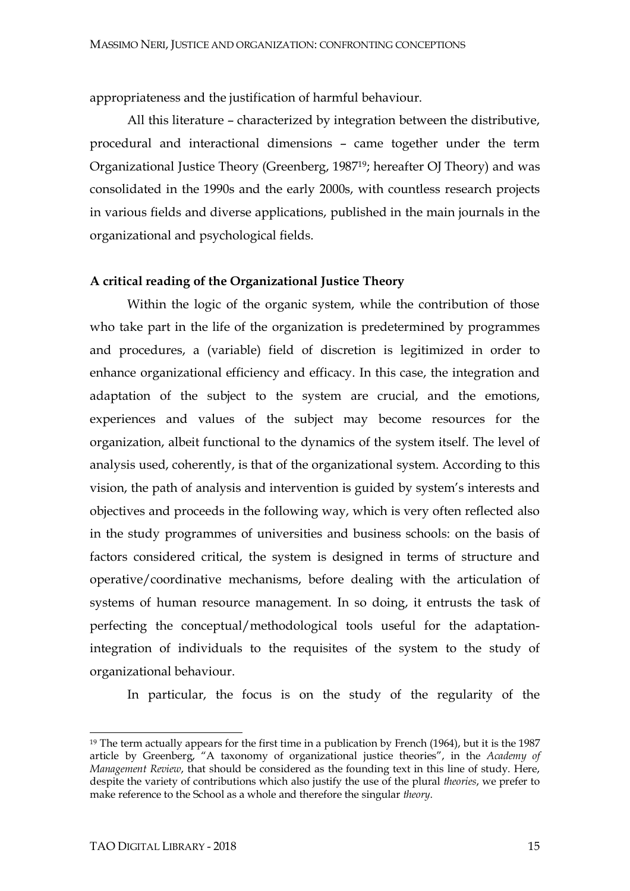appropriateness and the justification of harmful behaviour.

All this literature – characterized by integration between the distributive, procedural and interactional dimensions – came together under the term Organizational Justice Theory (Greenberg, 1987[19]; hereafter OJ Theory) and was consolidated in the 1990s and the early 2000s, with countless research projects in various fields and diverse applications, published in the main journals in the organizational and psychological fields.

**A critical reading of the Organizational Justice Theory**

Within the logic of the organic system, while the contribution of those who take part in the life of the organization is predetermined by programmes and procedures, a (variable) field of discretion is legitimized in order to enhance organizational efficiency and efficacy. In this case, the integration and adaptation of the subject to the system are crucial, and the emotions, experiences and values of the subject may become resources for the organization, albeit functional to the dynamics of the system itself. The level of analysis used, coherently, is that of the organizational system. According to this vision, the path of analysis and intervention is guided by system's interests and objectives and proceeds in the following way, which is very often reflected also in the study programmes of universities and business schools: on the basis of factors considered critical, the system is designed in terms of structure and operative/coordinative mechanisms, before dealing with the articulation of systems of human resource management. In so doing, it entrusts the task of perfecting the conceptual/methodological tools useful for the adaptation-integration of individuals to the requisites of the system to the study of organizational behaviour.

In particular, the focus is on the study of the regularity of the

[19] The term actually appears for the first time in a publication by French (1964), but it is the 1987 article by Greenberg, "A taxonomy of organizational justice theories", in the *Academy of Management Review*, that should be considered as the founding text in this line of study. Here, despite the variety of contributions which also justify the use of the plural *theories*, we prefer to make reference to the School as a whole and therefore the singular *theory*.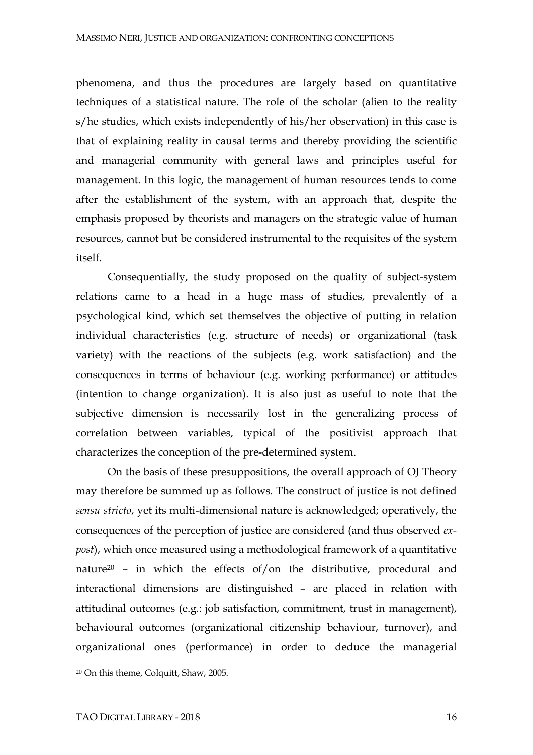phenomena, and thus the procedures are largely based on quantitative techniques of a statistical nature. The role of the scholar (alien to the reality s/he studies, which exists independently of his/her observation) in this case is that of explaining reality in causal terms and thereby providing the scientific and managerial community with general laws and principles useful for management. In this logic, the management of human resources tends to come after the establishment of the system, with an approach that, despite the emphasis proposed by theorists and managers on the strategic value of human resources, cannot but be considered instrumental to the requisites of the system itself.

Consequentially, the study proposed on the quality of subject-system relations came to a head in a huge mass of studies, prevalently of a psychological kind, which set themselves the objective of putting in relation individual characteristics (e.g. structure of needs) or organizational (task variety) with the reactions of the subjects (e.g. work satisfaction) and the consequences in terms of behaviour (e.g. working performance) or attitudes (intention to change organization). It is also just as useful to note that the subjective dimension is necessarily lost in the generalizing process of correlation between variables, typical of the positivist approach that characterizes the conception of the pre-determined system.

On the basis of these presuppositions, the overall approach of OJ Theory may therefore be summed up as follows. The construct of justice is not defined *sensu stricto*, yet its multi-dimensional nature is acknowledged; operatively, the consequences of the perception of justice are considered (and thus observed *ex-post*), which once measured using a methodological framework of a quantitative nature[20] – in which the effects of/on the distributive, procedural and interactional dimensions are distinguished – are placed in relation with attitudinal outcomes (e.g.: job satisfaction, commitment, trust in management), behavioural outcomes (organizational citizenship behaviour, turnover), and organizational ones (performance) in order to deduce the managerial

[20] On this theme, Colquitt, Shaw, 2005.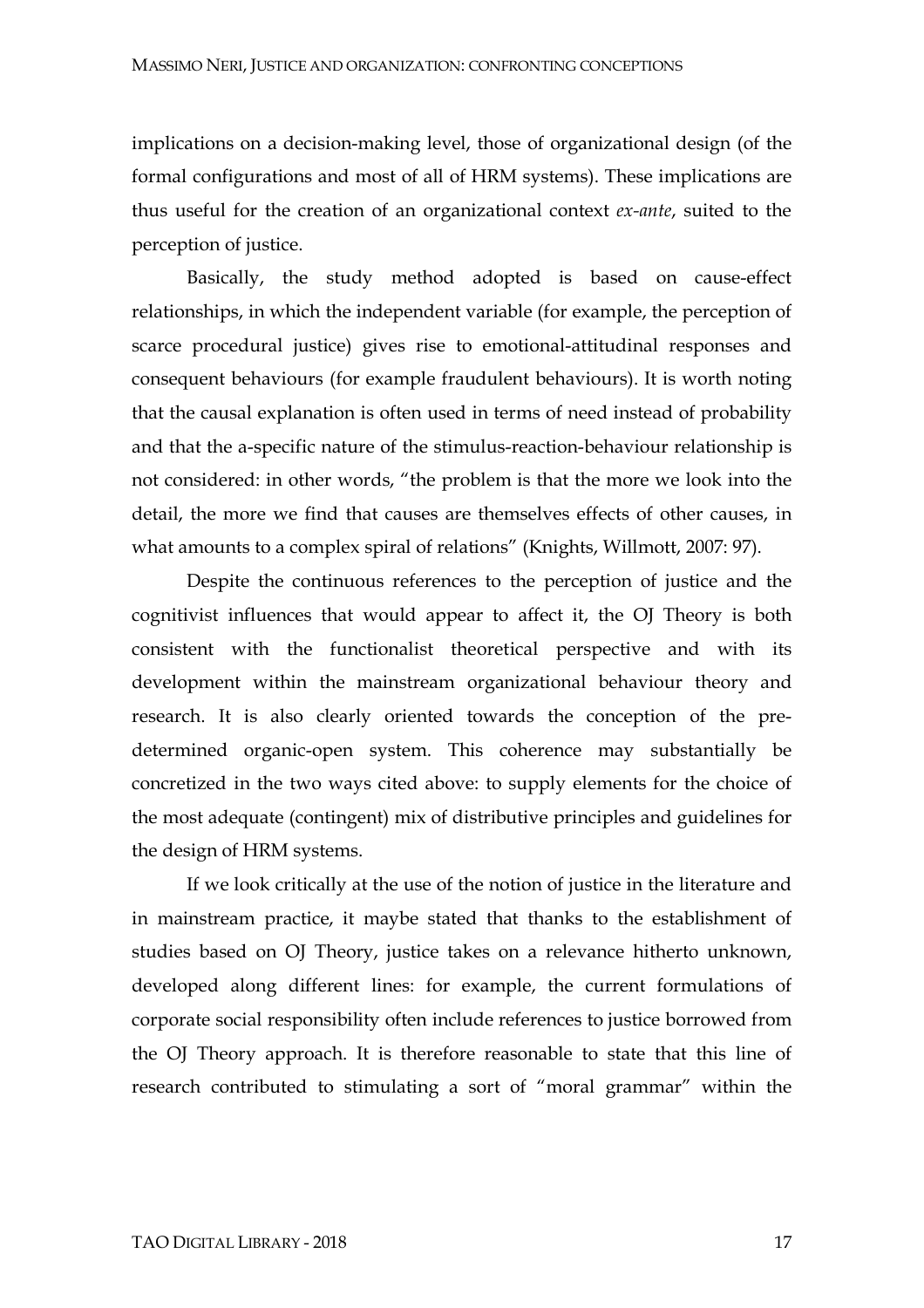implications on a decision-making level, those of organizational design (of the formal configurations and most of all of HRM systems). These implications are thus useful for the creation of an organizational context *ex-ante*, suited to the perception of justice.

Basically, the study method adopted is based on cause-effect relationships, in which the independent variable (for example, the perception of scarce procedural justice) gives rise to emotional-attitudinal responses and consequent behaviours (for example fraudulent behaviours). It is worth noting that the causal explanation is often used in terms of need instead of probability and that the a-specific nature of the stimulus-reaction-behaviour relationship is not considered: in other words, "the problem is that the more we look into the detail, the more we find that causes are themselves effects of other causes, in what amounts to a complex spiral of relations" (Knights, Willmott, 2007: 97).

Despite the continuous references to the perception of justice and the cognitivist influences that would appear to affect it, the OJ Theory is both consistent with the functionalist theoretical perspective and with its development within the mainstream organizational behaviour theory and research. It is also clearly oriented towards the conception of the pre-determined organic-open system. This coherence may substantially be concretized in the two ways cited above: to supply elements for the choice of the most adequate (contingent) mix of distributive principles and guidelines for the design of HRM systems.

If we look critically at the use of the notion of justice in the literature and in mainstream practice, it maybe stated that thanks to the establishment of studies based on OJ Theory, justice takes on a relevance hitherto unknown, developed along different lines: for example, the current formulations of corporate social responsibility often include references to justice borrowed from the OJ Theory approach. It is therefore reasonable to state that this line of research contributed to stimulating a sort of "moral grammar" within the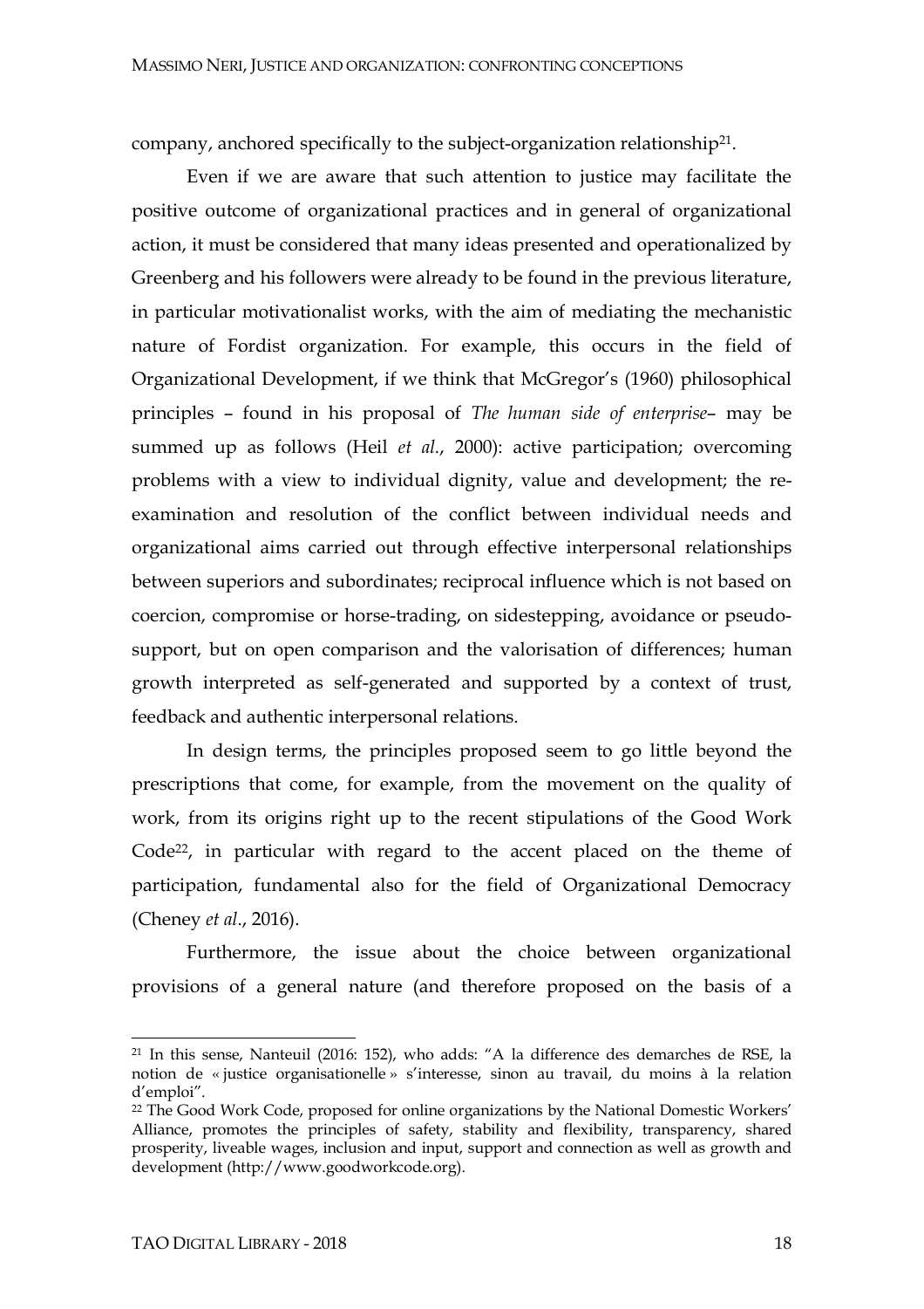company, anchored specifically to the subject-organization relationship[21].

Even if we are aware that such attention to justice may facilitate the positive outcome of organizational practices and in general of organizational action, it must be considered that many ideas presented and operationalized by Greenberg and his followers were already to be found in the previous literature, in particular motivationalist works, with the aim of mediating the mechanistic nature of Fordist organization. For example, this occurs in the field of Organizational Development, if we think that McGregor's (1960) philosophical principles – found in his proposal of *The human side of enterprise*– may be summed up as follows (Heil *et al.*, 2000): active participation; overcoming problems with a view to individual dignity, value and development; the re-examination and resolution of the conflict between individual needs and organizational aims carried out through effective interpersonal relationships between superiors and subordinates; reciprocal influence which is not based on coercion, compromise or horse-trading, on sidestepping, avoidance or pseudo-support, but on open comparison and the valorisation of differences; human growth interpreted as self-generated and supported by a context of trust, feedback and authentic interpersonal relations.

In design terms, the principles proposed seem to go little beyond the prescriptions that come, for example, from the movement on the quality of work, from its origins right up to the recent stipulations of the Good Work Code[22], in particular with regard to the accent placed on the theme of participation, fundamental also for the field of Organizational Democracy (Cheney *et al*., 2016).

Furthermore, the issue about the choice between organizational provisions of a general nature (and therefore proposed on the basis of a

---

[21] In this sense, Nanteuil (2016: 152), who adds: "A la difference des demarches de RSE, la notion de « justice organisationelle » s'interesse, sinon au travail, du moins à la relation d'emploi".

[22] The Good Work Code, proposed for online organizations by the National Domestic Workers' Alliance, promotes the principles of safety, stability and flexibility, transparency, shared prosperity, liveable wages, inclusion and input, support and connection as well as growth and development (http://www.goodworkcode.org).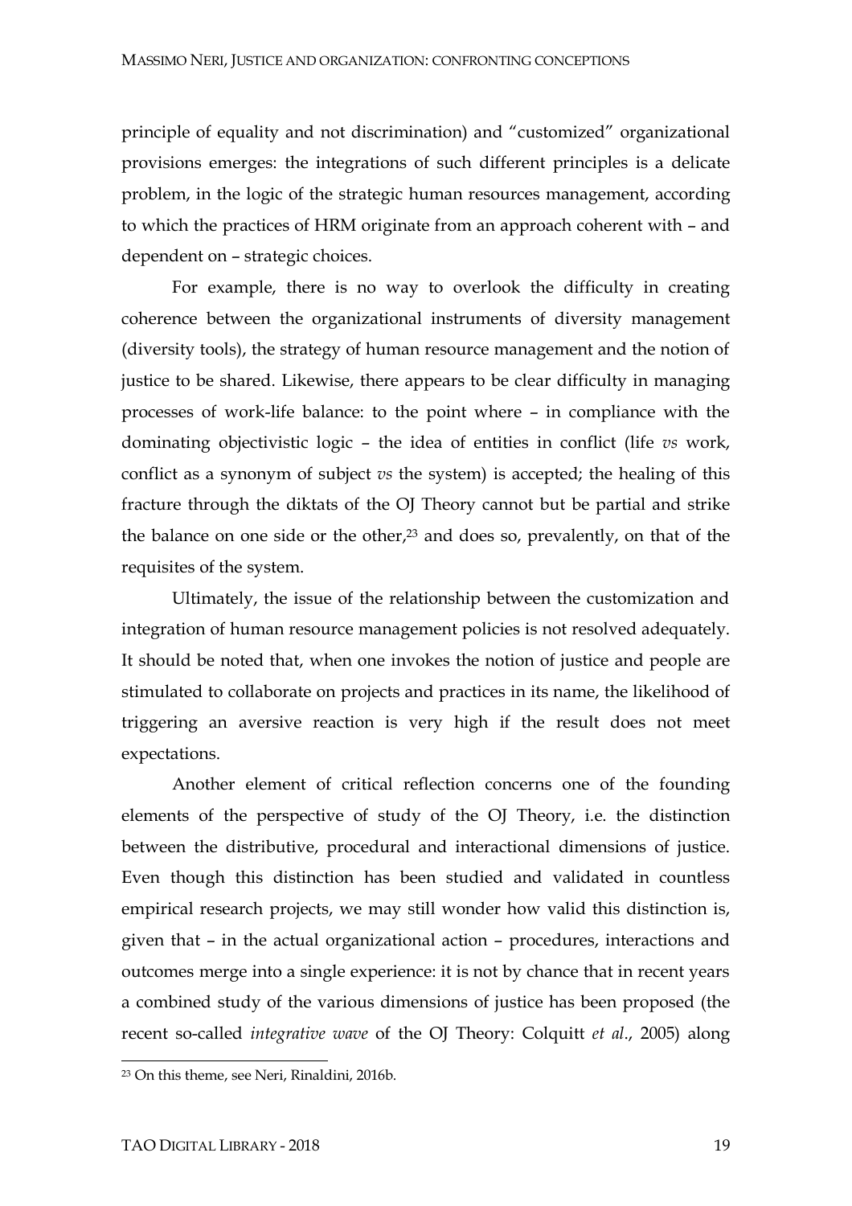principle of equality and not discrimination) and "customized" organizational provisions emerges: the integrations of such different principles is a delicate problem, in the logic of the strategic human resources management, according to which the practices of HRM originate from an approach coherent with – and dependent on – strategic choices.

For example, there is no way to overlook the difficulty in creating coherence between the organizational instruments of diversity management (diversity tools), the strategy of human resource management and the notion of justice to be shared. Likewise, there appears to be clear difficulty in managing processes of work-life balance: to the point where – in compliance with the dominating objectivistic logic – the idea of entities in conflict (life *vs* work, conflict as a synonym of subject *vs* the system) is accepted; the healing of this fracture through the diktats of the OJ Theory cannot but be partial and strike the balance on one side or the other,[23] and does so, prevalently, on that of the requisites of the system.

Ultimately, the issue of the relationship between the customization and integration of human resource management policies is not resolved adequately. It should be noted that, when one invokes the notion of justice and people are stimulated to collaborate on projects and practices in its name, the likelihood of triggering an aversive reaction is very high if the result does not meet expectations.

Another element of critical reflection concerns one of the founding elements of the perspective of study of the OJ Theory, i.e. the distinction between the distributive, procedural and interactional dimensions of justice. Even though this distinction has been studied and validated in countless empirical research projects, we may still wonder how valid this distinction is, given that – in the actual organizational action – procedures, interactions and outcomes merge into a single experience: it is not by chance that in recent years a combined study of the various dimensions of justice has been proposed (the recent so-called *integrative wave* of the OJ Theory: Colquitt *et al*., 2005) along

[23] On this theme, see Neri, Rinaldini, 2016b.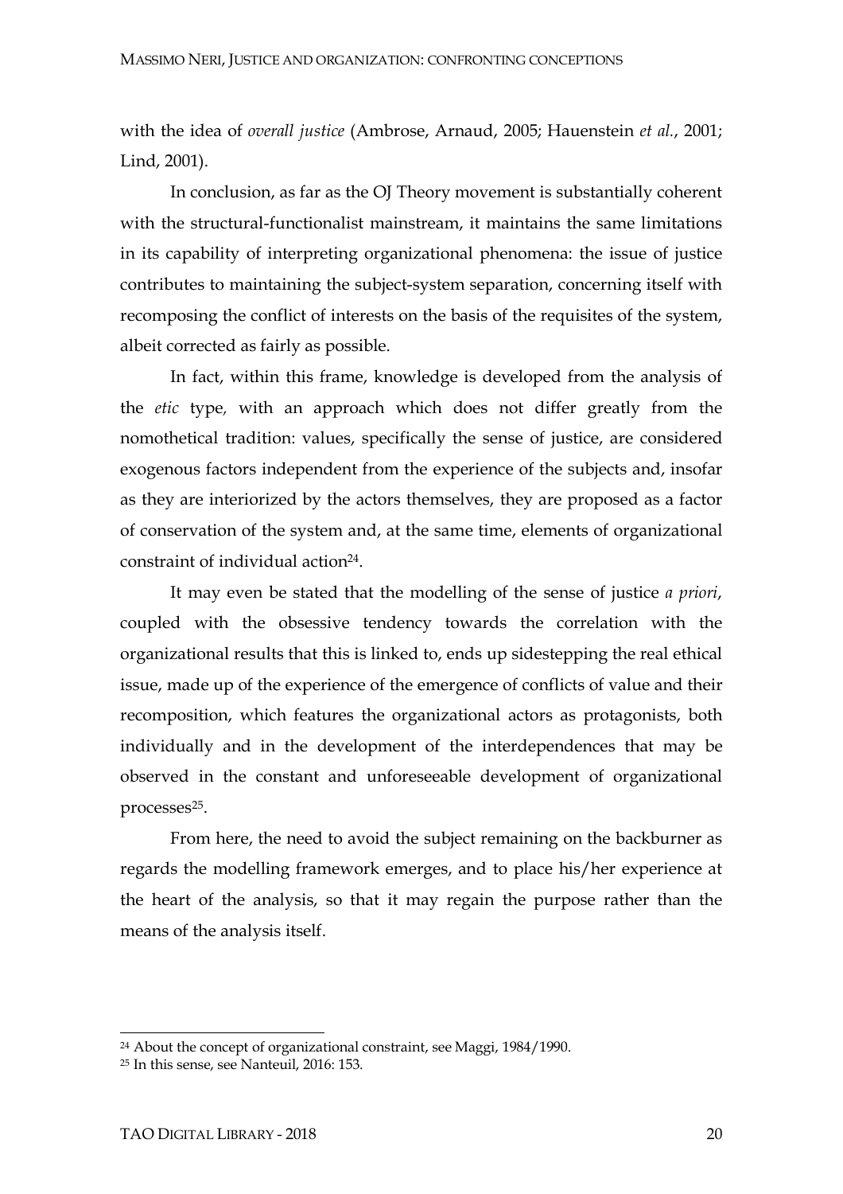with the idea of *overall justice* (Ambrose, Arnaud, 2005; Hauenstein *et al.*, 2001; Lind, 2001).

In conclusion, as far as the OJ Theory movement is substantially coherent with the structural-functionalist mainstream, it maintains the same limitations in its capability of interpreting organizational phenomena: the issue of justice contributes to maintaining the subject-system separation, concerning itself with recomposing the conflict of interests on the basis of the requisites of the system, albeit corrected as fairly as possible.

In fact, within this frame, knowledge is developed from the analysis of the *etic* type, with an approach which does not differ greatly from the nomothetical tradition: values, specifically the sense of justice, are considered exogenous factors independent from the experience of the subjects and, insofar as they are interiorized by the actors themselves, they are proposed as a factor of conservation of the system and, at the same time, elements of organizational constraint of individual action[24].

It may even be stated that the modelling of the sense of justice *a priori*, coupled with the obsessive tendency towards the correlation with the organizational results that this is linked to, ends up sidestepping the real ethical issue, made up of the experience of the emergence of conflicts of value and their recomposition, which features the organizational actors as protagonists, both individually and in the development of the interdependences that may be observed in the constant and unforeseeable development of organizational processes[25].

From here, the need to avoid the subject remaining on the backburner as regards the modelling framework emerges, and to place his/her experience at the heart of the analysis, so that it may regain the purpose rather than the means of the analysis itself.

[24] About the concept of organizational constraint, see Maggi, 1984/1990.

[25] In this sense, see Nanteuil, 2016: 153.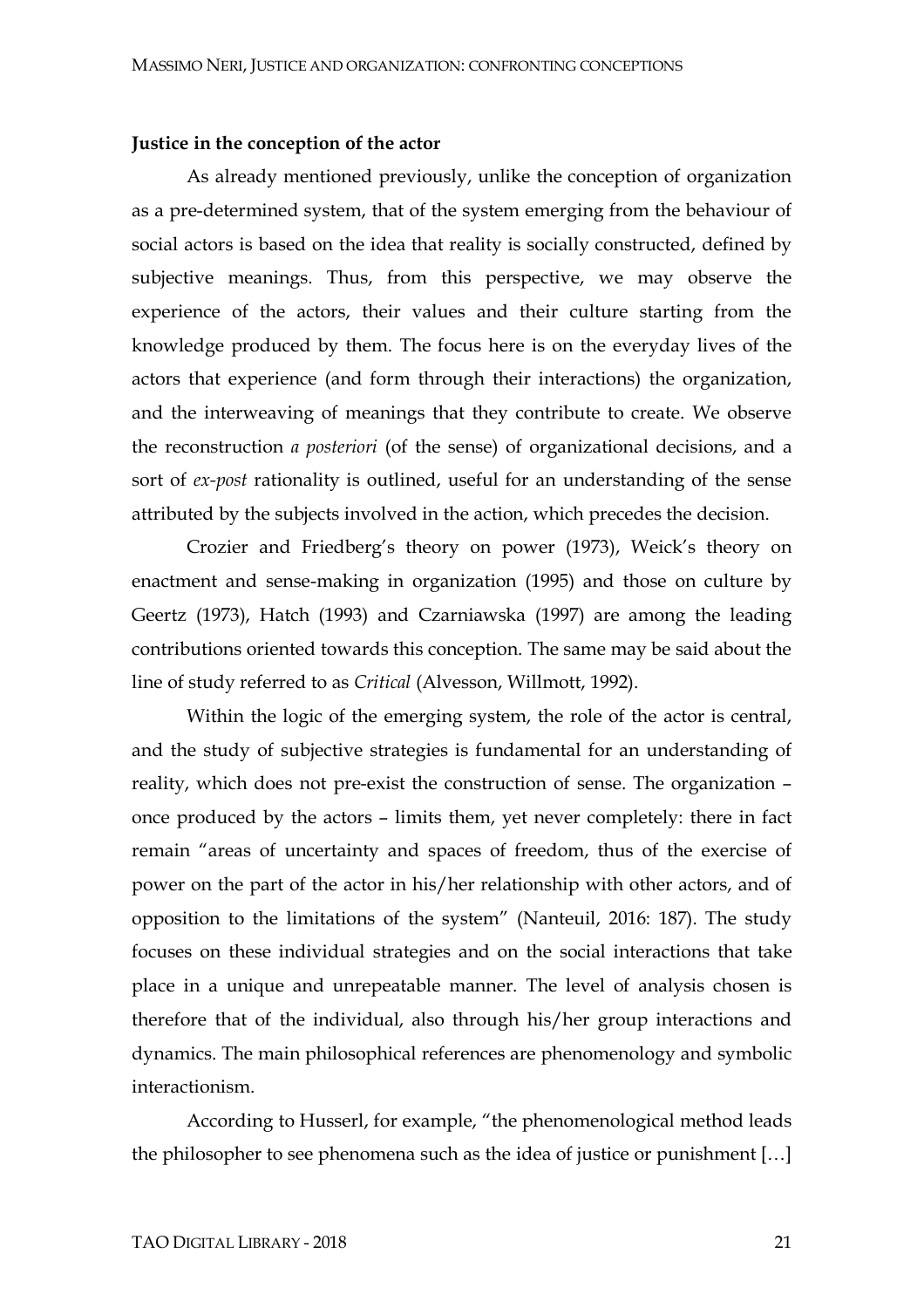**Justice in the conception of the actor**

As already mentioned previously, unlike the conception of organization as a pre-determined system, that of the system emerging from the behaviour of social actors is based on the idea that reality is socially constructed, defined by subjective meanings. Thus, from this perspective, we may observe the experience of the actors, their values and their culture starting from the knowledge produced by them. The focus here is on the everyday lives of the actors that experience (and form through their interactions) the organization, and the interweaving of meanings that they contribute to create. We observe the reconstruction *a posteriori* (of the sense) of organizational decisions, and a sort of *ex-post* rationality is outlined, useful for an understanding of the sense attributed by the subjects involved in the action, which precedes the decision.

Crozier and Friedberg's theory on power (1973), Weick's theory on enactment and sense-making in organization (1995) and those on culture by Geertz (1973), Hatch (1993) and Czarniawska (1997) are among the leading contributions oriented towards this conception. The same may be said about the line of study referred to as *Critical* (Alvesson, Willmott, 1992).

Within the logic of the emerging system, the role of the actor is central, and the study of subjective strategies is fundamental for an understanding of reality, which does not pre-exist the construction of sense. The organization – once produced by the actors – limits them, yet never completely: there in fact remain "areas of uncertainty and spaces of freedom, thus of the exercise of power on the part of the actor in his/her relationship with other actors, and of opposition to the limitations of the system" (Nanteuil, 2016: 187). The study focuses on these individual strategies and on the social interactions that take place in a unique and unrepeatable manner. The level of analysis chosen is therefore that of the individual, also through his/her group interactions and dynamics. The main philosophical references are phenomenology and symbolic interactionism.

According to Husserl, for example, "the phenomenological method leads the philosopher to see phenomena such as the idea of justice or punishment […]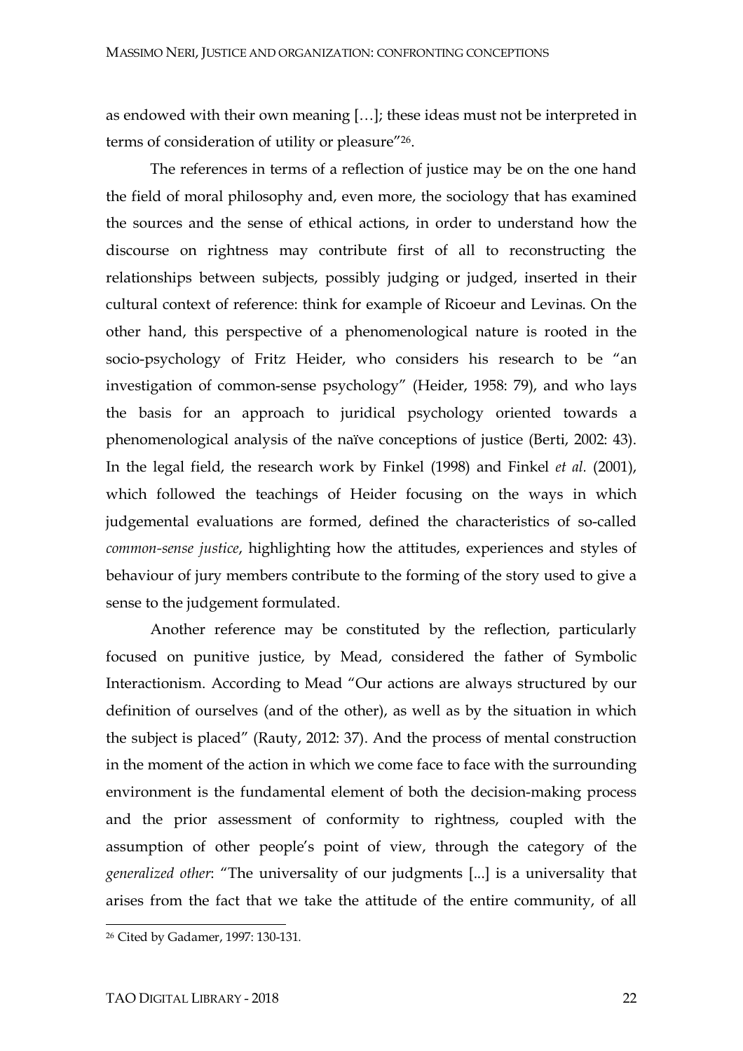as endowed with their own meaning […]; these ideas must not be interpreted in terms of consideration of utility or pleasure"[26].

The references in terms of a reflection of justice may be on the one hand the field of moral philosophy and, even more, the sociology that has examined the sources and the sense of ethical actions, in order to understand how the discourse on rightness may contribute first of all to reconstructing the relationships between subjects, possibly judging or judged, inserted in their cultural context of reference: think for example of Ricoeur and Levinas. On the other hand, this perspective of a phenomenological nature is rooted in the socio-psychology of Fritz Heider, who considers his research to be "an investigation of common-sense psychology" (Heider, 1958: 79), and who lays the basis for an approach to juridical psychology oriented towards a phenomenological analysis of the naïve conceptions of justice (Berti, 2002: 43). In the legal field, the research work by Finkel (1998) and Finkel *et al.* (2001), which followed the teachings of Heider focusing on the ways in which judgemental evaluations are formed, defined the characteristics of so-called *common-sense justice*, highlighting how the attitudes, experiences and styles of behaviour of jury members contribute to the forming of the story used to give a sense to the judgement formulated.

Another reference may be constituted by the reflection, particularly focused on punitive justice, by Mead, considered the father of Symbolic Interactionism. According to Mead "Our actions are always structured by our definition of ourselves (and of the other), as well as by the situation in which the subject is placed" (Rauty, 2012: 37). And the process of mental construction in the moment of the action in which we come face to face with the surrounding environment is the fundamental element of both the decision-making process and the prior assessment of conformity to rightness, coupled with the assumption of other people's point of view, through the category of the *generalized other*: "The universality of our judgments [...] is a universality that arises from the fact that we take the attitude of the entire community, of all

---

[26] Cited by Gadamer, 1997: 130-131.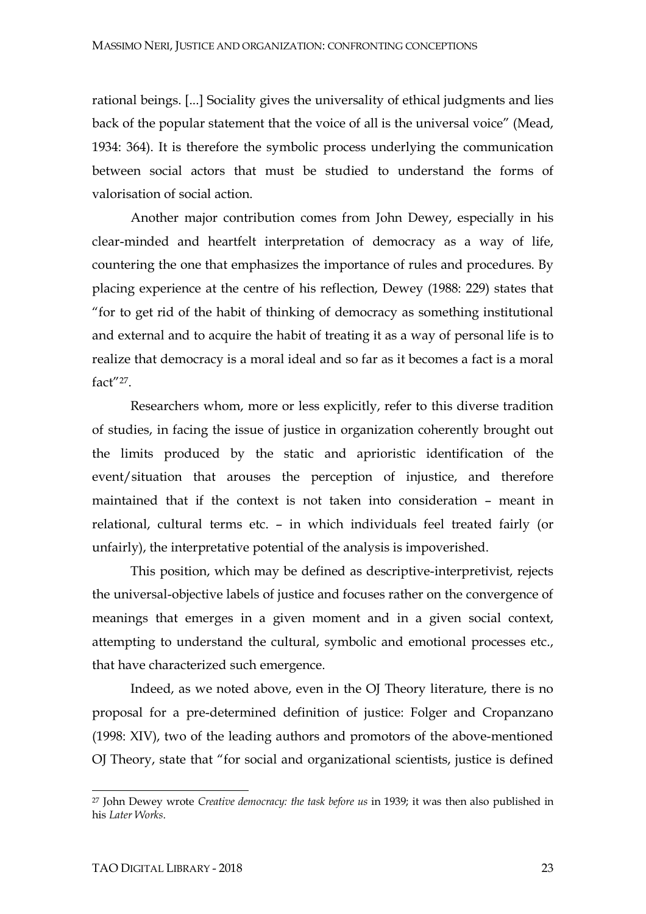rational beings. [...] Sociality gives the universality of ethical judgments and lies back of the popular statement that the voice of all is the universal voice" (Mead, 1934: 364). It is therefore the symbolic process underlying the communication between social actors that must be studied to understand the forms of valorisation of social action.

Another major contribution comes from John Dewey, especially in his clear-minded and heartfelt interpretation of democracy as a way of life, countering the one that emphasizes the importance of rules and procedures. By placing experience at the centre of his reflection, Dewey (1988: 229) states that "for to get rid of the habit of thinking of democracy as something institutional and external and to acquire the habit of treating it as a way of personal life is to realize that democracy is a moral ideal and so far as it becomes a fact is a moral fact"[27].

Researchers whom, more or less explicitly, refer to this diverse tradition of studies, in facing the issue of justice in organization coherently brought out the limits produced by the static and aprioristic identification of the event/situation that arouses the perception of injustice, and therefore maintained that if the context is not taken into consideration – meant in relational, cultural terms etc. – in which individuals feel treated fairly (or unfairly), the interpretative potential of the analysis is impoverished.

This position, which may be defined as descriptive-interpretivist, rejects the universal-objective labels of justice and focuses rather on the convergence of meanings that emerges in a given moment and in a given social context, attempting to understand the cultural, symbolic and emotional processes etc., that have characterized such emergence.

Indeed, as we noted above, even in the OJ Theory literature, there is no proposal for a pre-determined definition of justice: Folger and Cropanzano (1998: XIV), two of the leading authors and promotors of the above-mentioned OJ Theory, state that "for social and organizational scientists, justice is defined

[27] John Dewey wrote *Creative democracy: the task before us* in 1939; it was then also published in his *Later Works*.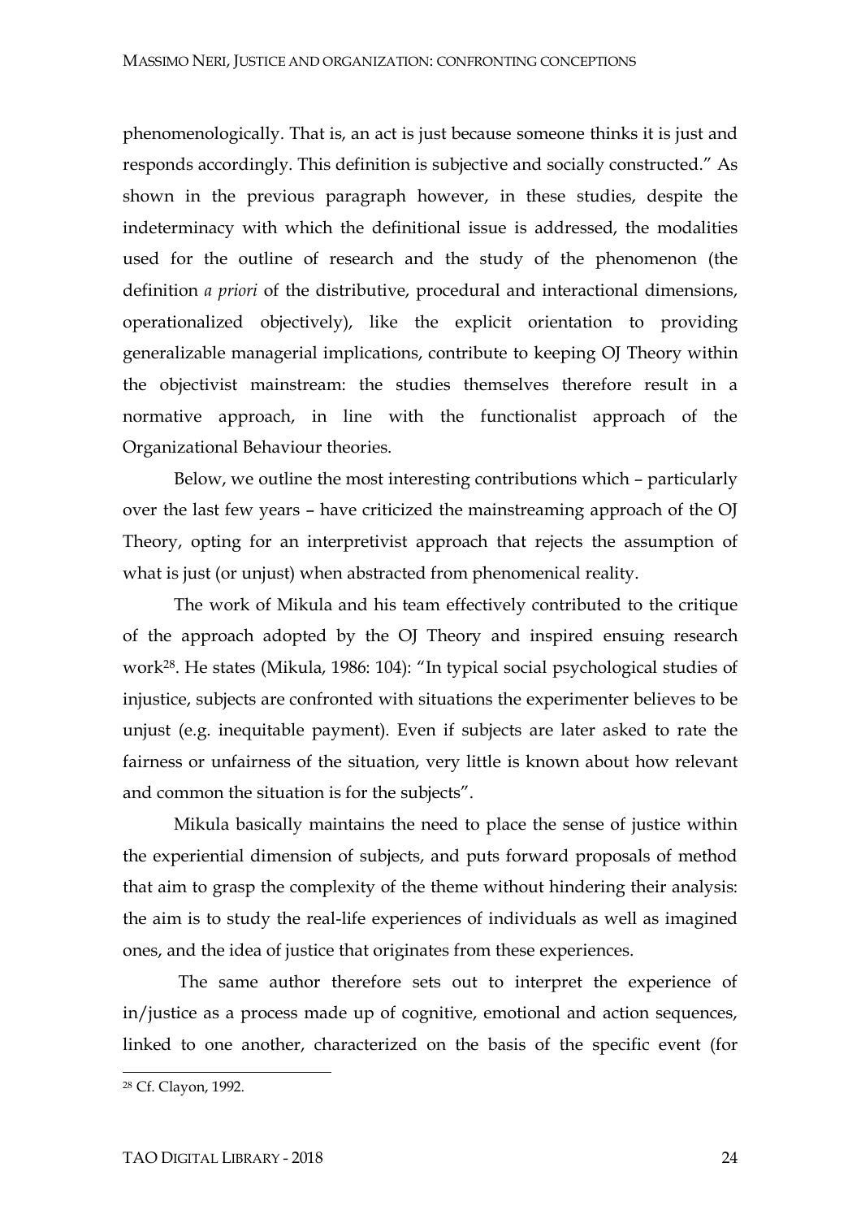phenomenologically. That is, an act is just because someone thinks it is just and responds accordingly. This definition is subjective and socially constructed." As shown in the previous paragraph however, in these studies, despite the indeterminacy with which the definitional issue is addressed, the modalities used for the outline of research and the study of the phenomenon (the definition *a priori* of the distributive, procedural and interactional dimensions, operationalized objectively), like the explicit orientation to providing generalizable managerial implications, contribute to keeping OJ Theory within the objectivist mainstream: the studies themselves therefore result in a normative approach, in line with the functionalist approach of the Organizational Behaviour theories.

Below, we outline the most interesting contributions which – particularly over the last few years – have criticized the mainstreaming approach of the OJ Theory, opting for an interpretivist approach that rejects the assumption of what is just (or unjust) when abstracted from phenomenical reality.

The work of Mikula and his team effectively contributed to the critique of the approach adopted by the OJ Theory and inspired ensuing research work[28]. He states (Mikula, 1986: 104): "In typical social psychological studies of injustice, subjects are confronted with situations the experimenter believes to be unjust (e.g. inequitable payment). Even if subjects are later asked to rate the fairness or unfairness of the situation, very little is known about how relevant and common the situation is for the subjects".

Mikula basically maintains the need to place the sense of justice within the experiential dimension of subjects, and puts forward proposals of method that aim to grasp the complexity of the theme without hindering their analysis: the aim is to study the real-life experiences of individuals as well as imagined ones, and the idea of justice that originates from these experiences.

The same author therefore sets out to interpret the experience of in/justice as a process made up of cognitive, emotional and action sequences, linked to one another, characterized on the basis of the specific event (for

[28] Cf. Clayon, 1992.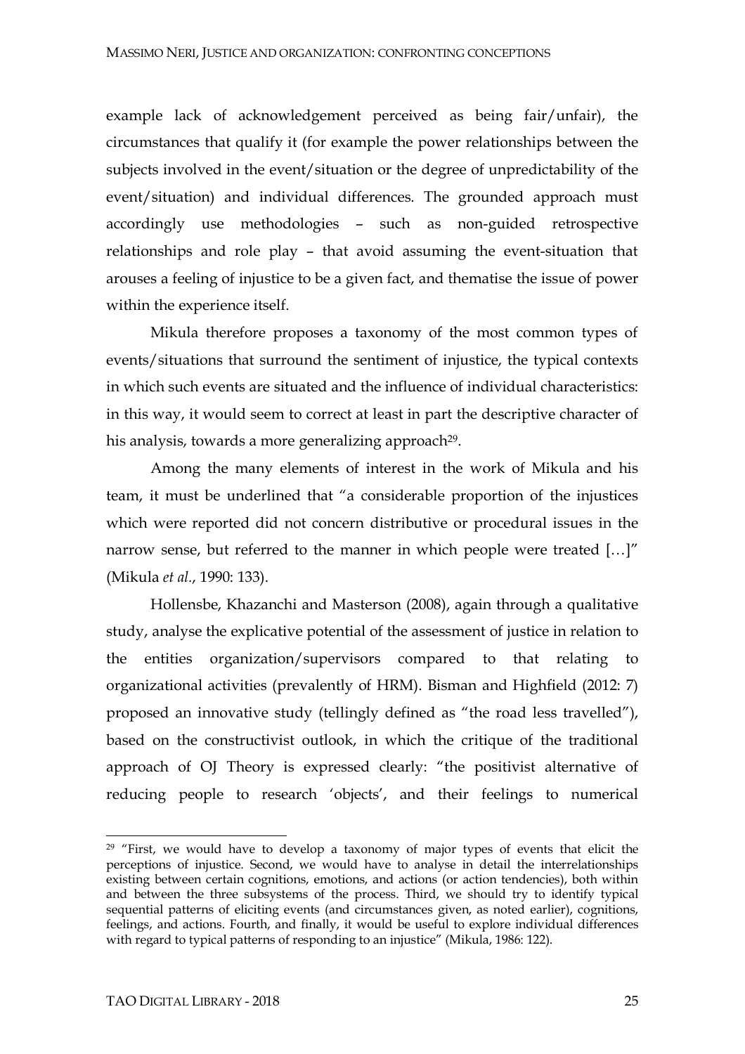example lack of acknowledgement perceived as being fair/unfair), the circumstances that qualify it (for example the power relationships between the subjects involved in the event/situation or the degree of unpredictability of the event/situation) and individual differences. The grounded approach must accordingly use methodologies – such as non-guided retrospective relationships and role play – that avoid assuming the event-situation that arouses a feeling of injustice to be a given fact, and thematise the issue of power within the experience itself.

Mikula therefore proposes a taxonomy of the most common types of events/situations that surround the sentiment of injustice, the typical contexts in which such events are situated and the influence of individual characteristics: in this way, it would seem to correct at least in part the descriptive character of his analysis, towards a more generalizing approach[29].

Among the many elements of interest in the work of Mikula and his team, it must be underlined that "a considerable proportion of the injustices which were reported did not concern distributive or procedural issues in the narrow sense, but referred to the manner in which people were treated […]" (Mikula *et al*., 1990: 133).

Hollensbe, Khazanchi and Masterson (2008), again through a qualitative study, analyse the explicative potential of the assessment of justice in relation to the entities organization/supervisors compared to that relating to organizational activities (prevalently of HRM). Bisman and Highfield (2012: 7) proposed an innovative study (tellingly defined as "the road less travelled"), based on the constructivist outlook, in which the critique of the traditional approach of OJ Theory is expressed clearly: "the positivist alternative of reducing people to research 'objects', and their feelings to numerical

---

[29] "First, we would have to develop a taxonomy of major types of events that elicit the perceptions of injustice. Second, we would have to analyse in detail the interrelationships existing between certain cognitions, emotions, and actions (or action tendencies), both within and between the three subsystems of the process. Third, we should try to identify typical sequential patterns of eliciting events (and circumstances given, as noted earlier), cognitions, feelings, and actions. Fourth, and finally, it would be useful to explore individual differences with regard to typical patterns of responding to an injustice" (Mikula, 1986: 122).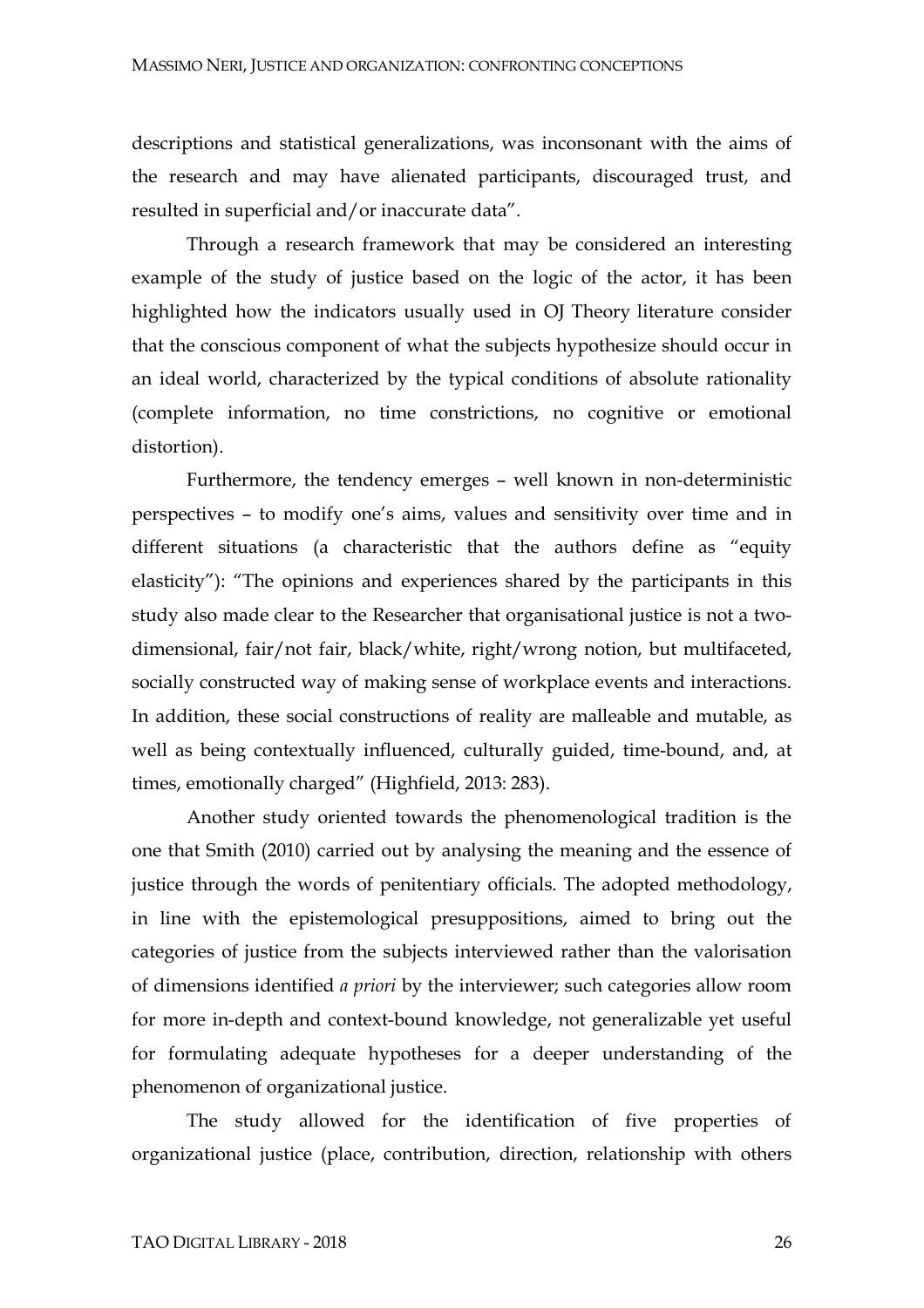descriptions and statistical generalizations, was inconsonant with the aims of the research and may have alienated participants, discouraged trust, and resulted in superficial and/or inaccurate data".

Through a research framework that may be considered an interesting example of the study of justice based on the logic of the actor, it has been highlighted how the indicators usually used in OJ Theory literature consider that the conscious component of what the subjects hypothesize should occur in an ideal world, characterized by the typical conditions of absolute rationality (complete information, no time constrictions, no cognitive or emotional distortion).

Furthermore, the tendency emerges – well known in non-deterministic perspectives – to modify one's aims, values and sensitivity over time and in different situations (a characteristic that the authors define as "equity elasticity"): "The opinions and experiences shared by the participants in this study also made clear to the Researcher that organisational justice is not a two-dimensional, fair/not fair, black/white, right/wrong notion, but multifaceted, socially constructed way of making sense of workplace events and interactions. In addition, these social constructions of reality are malleable and mutable, as well as being contextually influenced, culturally guided, time-bound, and, at times, emotionally charged" (Highfield, 2013: 283).

Another study oriented towards the phenomenological tradition is the one that Smith (2010) carried out by analysing the meaning and the essence of justice through the words of penitentiary officials. The adopted methodology, in line with the epistemological presuppositions, aimed to bring out the categories of justice from the subjects interviewed rather than the valorisation of dimensions identified *a priori* by the interviewer; such categories allow room for more in-depth and context-bound knowledge, not generalizable yet useful for formulating adequate hypotheses for a deeper understanding of the phenomenon of organizational justice.

The study allowed for the identification of five properties of organizational justice (place, contribution, direction, relationship with others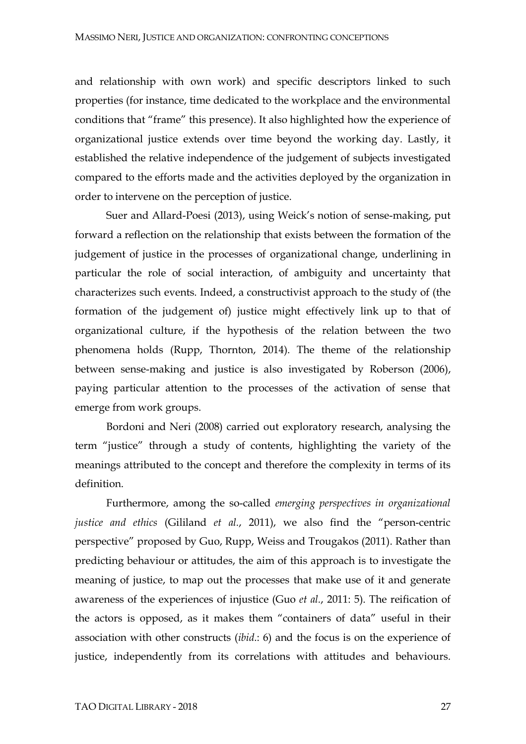and relationship with own work) and specific descriptors linked to such properties (for instance, time dedicated to the workplace and the environmental conditions that "frame" this presence). It also highlighted how the experience of organizational justice extends over time beyond the working day. Lastly, it established the relative independence of the judgement of subjects investigated compared to the efforts made and the activities deployed by the organization in order to intervene on the perception of justice.

Suer and Allard-Poesi (2013), using Weick's notion of sense-making, put forward a reflection on the relationship that exists between the formation of the judgement of justice in the processes of organizational change, underlining in particular the role of social interaction, of ambiguity and uncertainty that characterizes such events. Indeed, a constructivist approach to the study of (the formation of the judgement of) justice might effectively link up to that of organizational culture, if the hypothesis of the relation between the two phenomena holds (Rupp, Thornton, 2014). The theme of the relationship between sense-making and justice is also investigated by Roberson (2006), paying particular attention to the processes of the activation of sense that emerge from work groups.

Bordoni and Neri (2008) carried out exploratory research, analysing the term "justice" through a study of contents, highlighting the variety of the meanings attributed to the concept and therefore the complexity in terms of its definition.

Furthermore, among the so-called *emerging perspectives in organizational justice and ethics* (Gililand *et al.*, 2011), we also find the "person-centric perspective" proposed by Guo, Rupp, Weiss and Trougakos (2011). Rather than predicting behaviour or attitudes, the aim of this approach is to investigate the meaning of justice, to map out the processes that make use of it and generate awareness of the experiences of injustice (Guo *et al.*, 2011: 5). The reification of the actors is opposed, as it makes them "containers of data" useful in their association with other constructs (*ibid.*: 6) and the focus is on the experience of justice, independently from its correlations with attitudes and behaviours.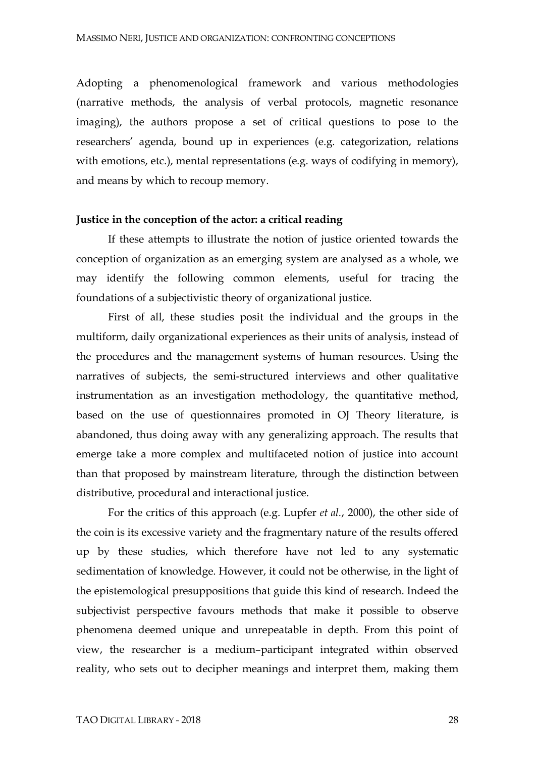Adopting a phenomenological framework and various methodologies (narrative methods, the analysis of verbal protocols, magnetic resonance imaging), the authors propose a set of critical questions to pose to the researchers' agenda, bound up in experiences (e.g. categorization, relations with emotions, etc.), mental representations (e.g. ways of codifying in memory), and means by which to recoup memory.

**Justice in the conception of the actor: a critical reading**

If these attempts to illustrate the notion of justice oriented towards the conception of organization as an emerging system are analysed as a whole, we may identify the following common elements, useful for tracing the foundations of a subjectivistic theory of organizational justice.

First of all, these studies posit the individual and the groups in the multiform, daily organizational experiences as their units of analysis, instead of the procedures and the management systems of human resources. Using the narratives of subjects, the semi-structured interviews and other qualitative instrumentation as an investigation methodology, the quantitative method, based on the use of questionnaires promoted in OJ Theory literature, is abandoned, thus doing away with any generalizing approach. The results that emerge take a more complex and multifaceted notion of justice into account than that proposed by mainstream literature, through the distinction between distributive, procedural and interactional justice.

For the critics of this approach (e.g. Lupfer *et al.*, 2000), the other side of the coin is its excessive variety and the fragmentary nature of the results offered up by these studies, which therefore have not led to any systematic sedimentation of knowledge. However, it could not be otherwise, in the light of the epistemological presuppositions that guide this kind of research. Indeed the subjectivist perspective favours methods that make it possible to observe phenomena deemed unique and unrepeatable in depth. From this point of view, the researcher is a medium–participant integrated within observed reality, who sets out to decipher meanings and interpret them, making them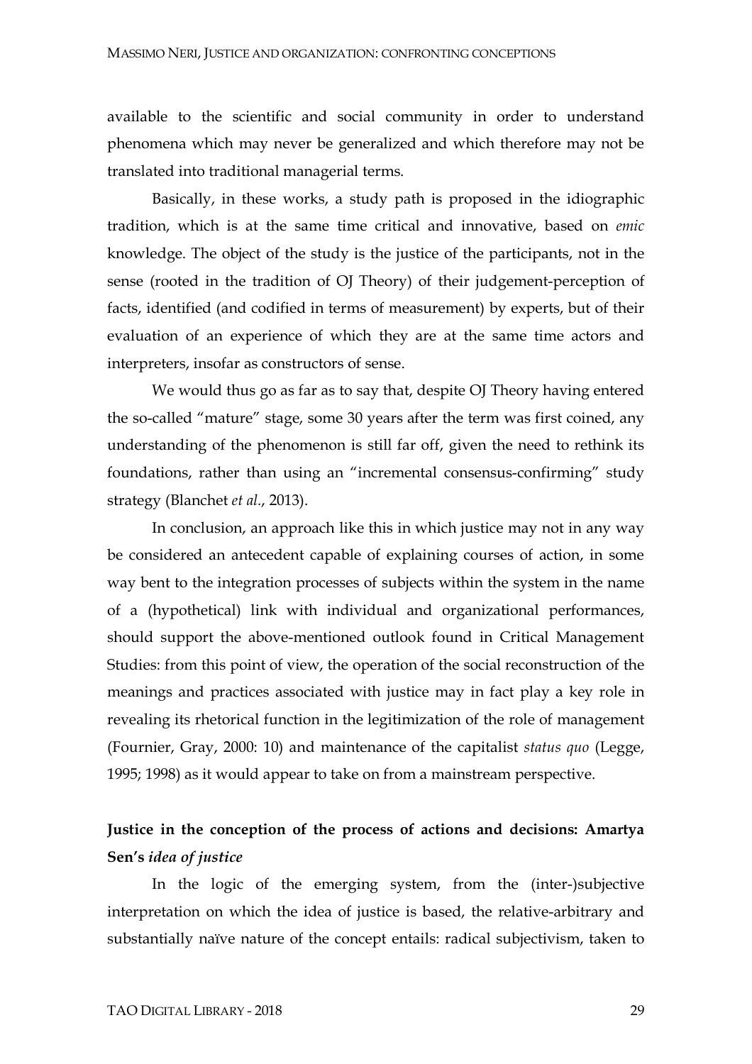available to the scientific and social community in order to understand phenomena which may never be generalized and which therefore may not be translated into traditional managerial terms.

Basically, in these works, a study path is proposed in the idiographic tradition, which is at the same time critical and innovative, based on *emic* knowledge. The object of the study is the justice of the participants, not in the sense (rooted in the tradition of OJ Theory) of their judgement-perception of facts, identified (and codified in terms of measurement) by experts, but of their evaluation of an experience of which they are at the same time actors and interpreters, insofar as constructors of sense.

We would thus go as far as to say that, despite OJ Theory having entered the so-called "mature" stage, some 30 years after the term was first coined, any understanding of the phenomenon is still far off, given the need to rethink its foundations, rather than using an "incremental consensus-confirming" study strategy (Blanchet *et al.*, 2013).

In conclusion, an approach like this in which justice may not in any way be considered an antecedent capable of explaining courses of action, in some way bent to the integration processes of subjects within the system in the name of a (hypothetical) link with individual and organizational performances, should support the above-mentioned outlook found in Critical Management Studies: from this point of view, the operation of the social reconstruction of the meanings and practices associated with justice may in fact play a key role in revealing its rhetorical function in the legitimization of the role of management (Fournier, Gray, 2000: 10) and maintenance of the capitalist *status quo* (Legge, 1995; 1998) as it would appear to take on from a mainstream perspective.

## Justice in the conception of the process of actions and decisions: Amartya Sen's *idea of justice*

In the logic of the emerging system, from the (inter-)subjective interpretation on which the idea of justice is based, the relative-arbitrary and substantially naïve nature of the concept entails: radical subjectivism, taken to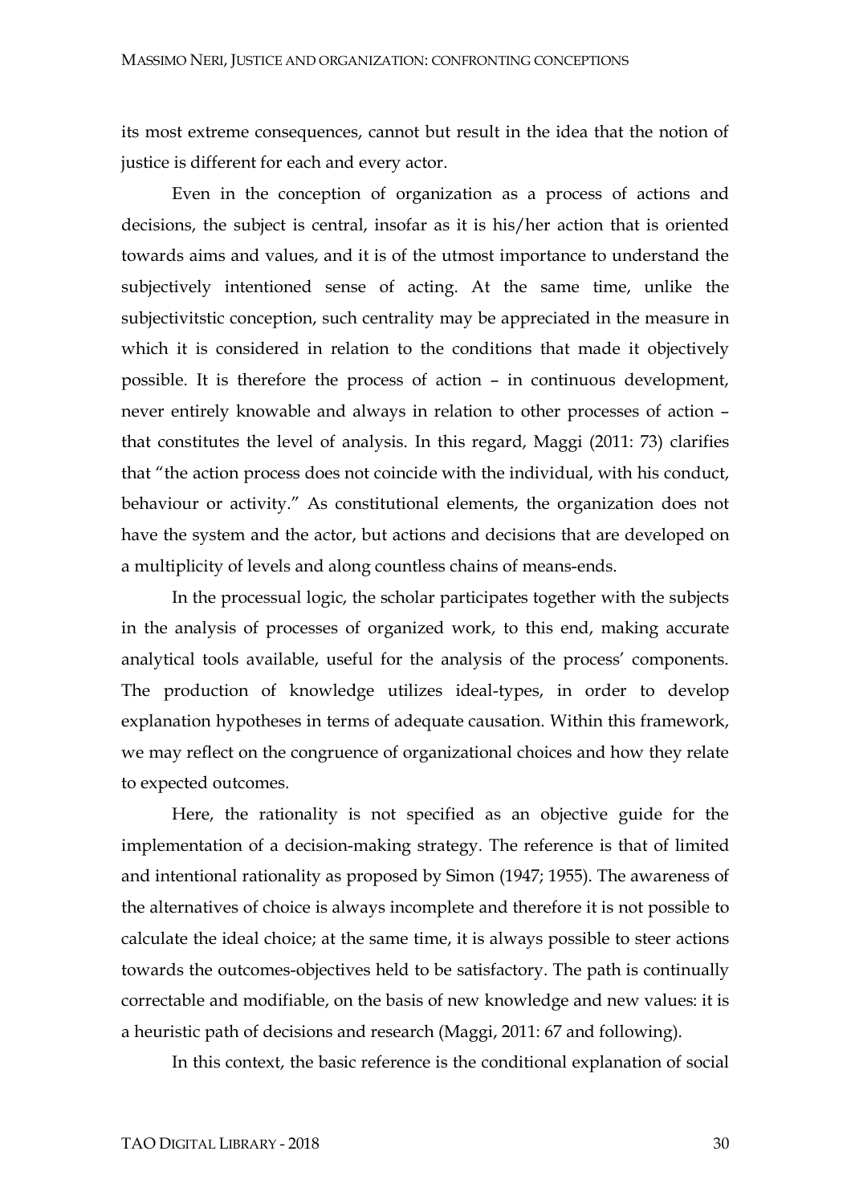its most extreme consequences, cannot but result in the idea that the notion of justice is different for each and every actor.

Even in the conception of organization as a process of actions and decisions, the subject is central, insofar as it is his/her action that is oriented towards aims and values, and it is of the utmost importance to understand the subjectively intentioned sense of acting. At the same time, unlike the subjectivitstic conception, such centrality may be appreciated in the measure in which it is considered in relation to the conditions that made it objectively possible. It is therefore the process of action – in continuous development, never entirely knowable and always in relation to other processes of action – that constitutes the level of analysis. In this regard, Maggi (2011: 73) clarifies that "the action process does not coincide with the individual, with his conduct, behaviour or activity." As constitutional elements, the organization does not have the system and the actor, but actions and decisions that are developed on a multiplicity of levels and along countless chains of means-ends.

In the processual logic, the scholar participates together with the subjects in the analysis of processes of organized work, to this end, making accurate analytical tools available, useful for the analysis of the process' components. The production of knowledge utilizes ideal-types, in order to develop explanation hypotheses in terms of adequate causation. Within this framework, we may reflect on the congruence of organizational choices and how they relate to expected outcomes.

Here, the rationality is not specified as an objective guide for the implementation of a decision-making strategy. The reference is that of limited and intentional rationality as proposed by Simon (1947; 1955). The awareness of the alternatives of choice is always incomplete and therefore it is not possible to calculate the ideal choice; at the same time, it is always possible to steer actions towards the outcomes-objectives held to be satisfactory. The path is continually correctable and modifiable, on the basis of new knowledge and new values: it is a heuristic path of decisions and research (Maggi, 2011: 67 and following).

In this context, the basic reference is the conditional explanation of social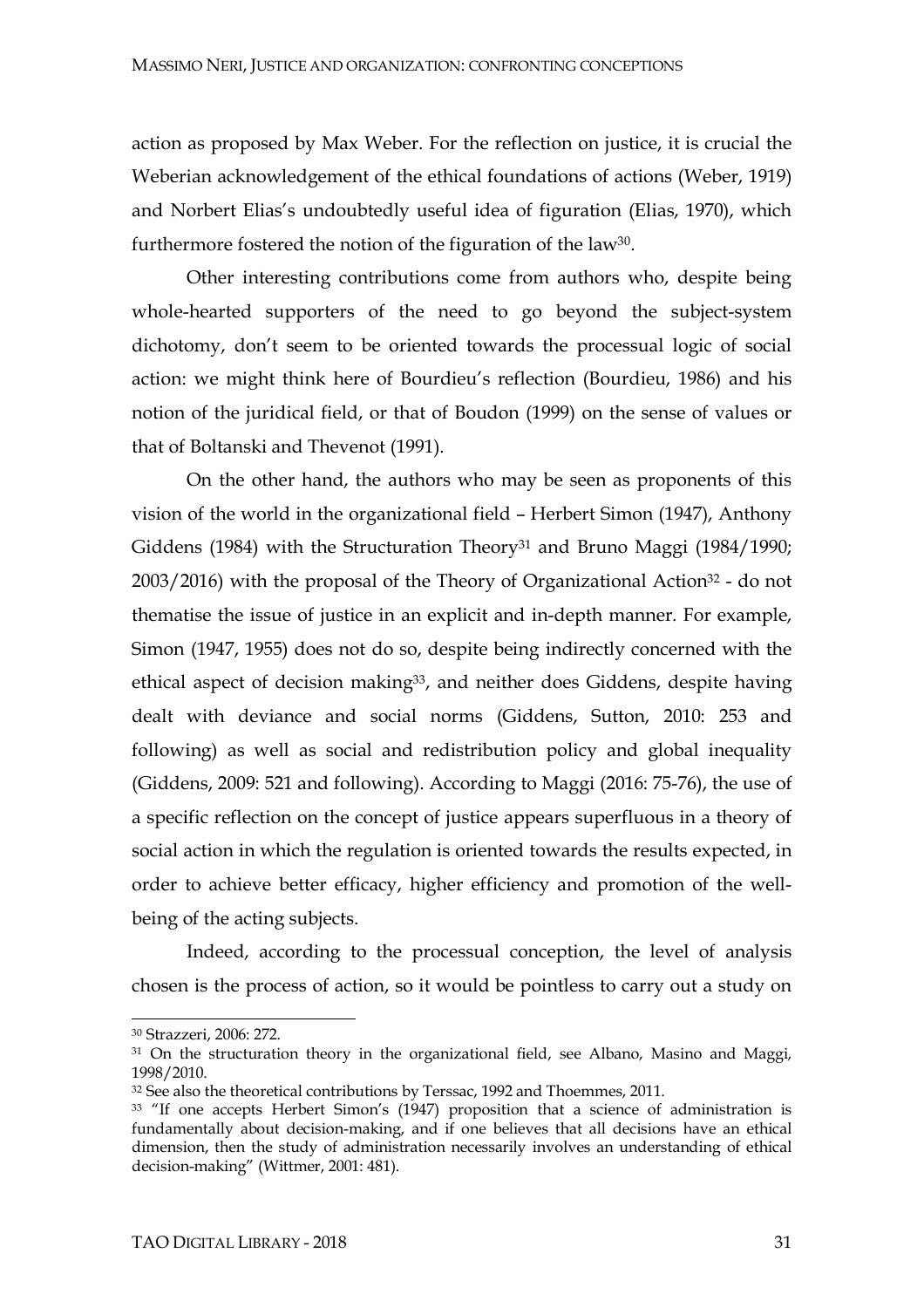action as proposed by Max Weber. For the reflection on justice, it is crucial the Weberian acknowledgement of the ethical foundations of actions (Weber, 1919) and Norbert Elias's undoubtedly useful idea of figuration (Elias, 1970), which furthermore fostered the notion of the figuration of the law[30].

Other interesting contributions come from authors who, despite being whole-hearted supporters of the need to go beyond the subject-system dichotomy, don't seem to be oriented towards the processual logic of social action: we might think here of Bourdieu's reflection (Bourdieu, 1986) and his notion of the juridical field, or that of Boudon (1999) on the sense of values or that of Boltanski and Thevenot (1991).

On the other hand, the authors who may be seen as proponents of this vision of the world in the organizational field – Herbert Simon (1947), Anthony Giddens (1984) with the Structuration Theory[31] and Bruno Maggi (1984/1990; 2003/2016) with the proposal of the Theory of Organizational Action[32] - do not thematise the issue of justice in an explicit and in-depth manner. For example, Simon (1947, 1955) does not do so, despite being indirectly concerned with the ethical aspect of decision making[33], and neither does Giddens, despite having dealt with deviance and social norms (Giddens, Sutton, 2010: 253 and following) as well as social and redistribution policy and global inequality (Giddens, 2009: 521 and following). According to Maggi (2016: 75-76), the use of a specific reflection on the concept of justice appears superfluous in a theory of social action in which the regulation is oriented towards the results expected, in order to achieve better efficacy, higher efficiency and promotion of the well-being of the acting subjects.

Indeed, according to the processual conception, the level of analysis chosen is the process of action, so it would be pointless to carry out a study on

---

[30] Strazzeri, 2006: 272.

[31] On the structuration theory in the organizational field, see Albano, Masino and Maggi, 1998/2010.

[32] See also the theoretical contributions by Terssac, 1992 and Thoemmes, 2011.

[33] "If one accepts Herbert Simon's (1947) proposition that a science of administration is fundamentally about decision-making, and if one believes that all decisions have an ethical dimension, then the study of administration necessarily involves an understanding of ethical decision-making" (Wittmer, 2001: 481).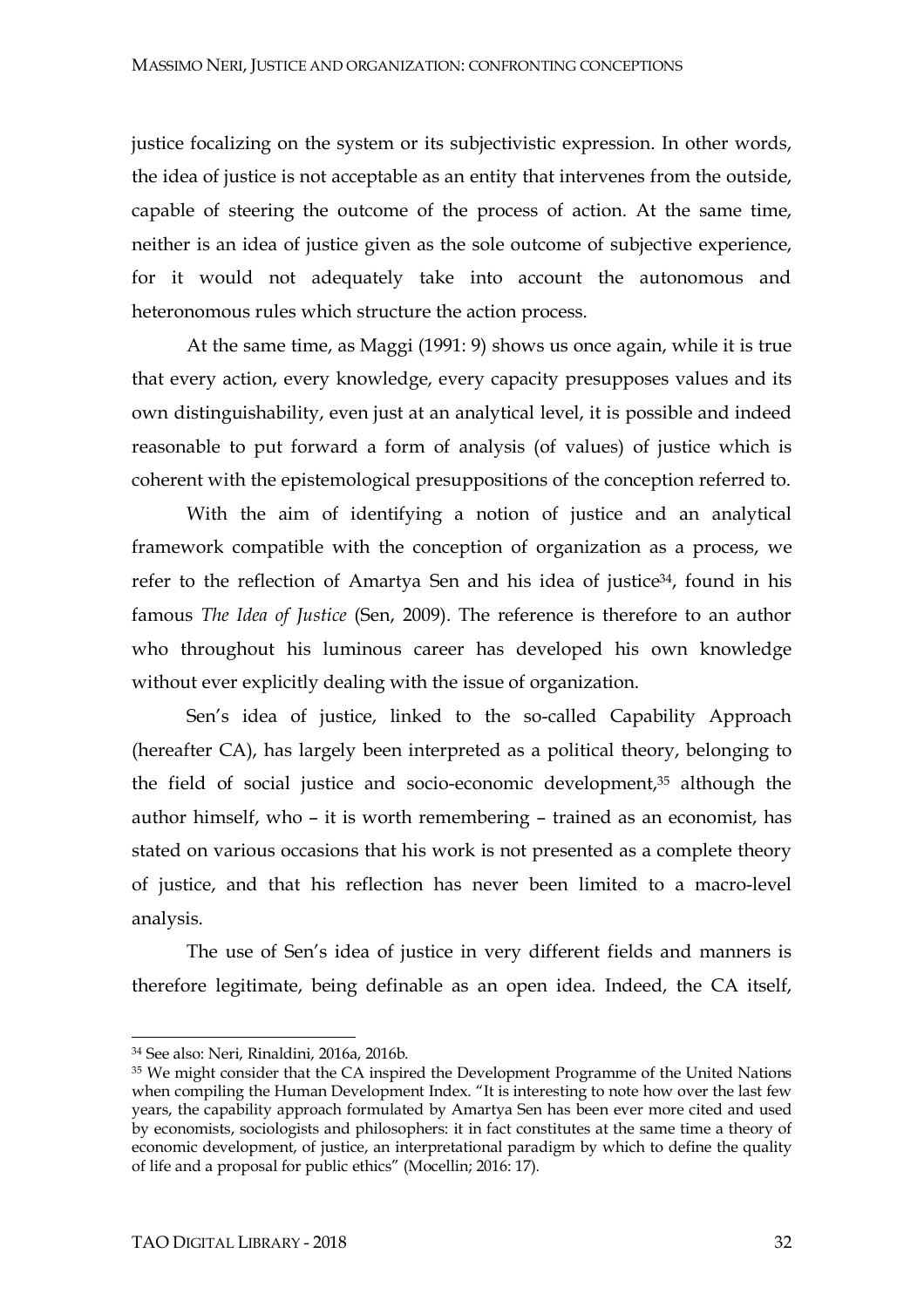justice focalizing on the system or its subjectivistic expression. In other words, the idea of justice is not acceptable as an entity that intervenes from the outside, capable of steering the outcome of the process of action. At the same time, neither is an idea of justice given as the sole outcome of subjective experience, for it would not adequately take into account the autonomous and heteronomous rules which structure the action process.

At the same time, as Maggi (1991: 9) shows us once again, while it is true that every action, every knowledge, every capacity presupposes values and its own distinguishability, even just at an analytical level, it is possible and indeed reasonable to put forward a form of analysis (of values) of justice which is coherent with the epistemological presuppositions of the conception referred to.

With the aim of identifying a notion of justice and an analytical framework compatible with the conception of organization as a process, we refer to the reflection of Amartya Sen and his idea of justice[34], found in his famous *The Idea of Justice* (Sen, 2009). The reference is therefore to an author who throughout his luminous career has developed his own knowledge without ever explicitly dealing with the issue of organization.

Sen's idea of justice, linked to the so-called Capability Approach (hereafter CA), has largely been interpreted as a political theory, belonging to the field of social justice and socio-economic development,[35] although the author himself, who – it is worth remembering – trained as an economist, has stated on various occasions that his work is not presented as a complete theory of justice, and that his reflection has never been limited to a macro-level analysis.

The use of Sen's idea of justice in very different fields and manners is therefore legitimate, being definable as an open idea. Indeed, the CA itself,

---

[34] See also: Neri, Rinaldini, 2016a, 2016b.

[35] We might consider that the CA inspired the Development Programme of the United Nations when compiling the Human Development Index. "It is interesting to note how over the last few years, the capability approach formulated by Amartya Sen has been ever more cited and used by economists, sociologists and philosophers: it in fact constitutes at the same time a theory of economic development, of justice, an interpretational paradigm by which to define the quality of life and a proposal for public ethics" (Mocellin; 2016: 17).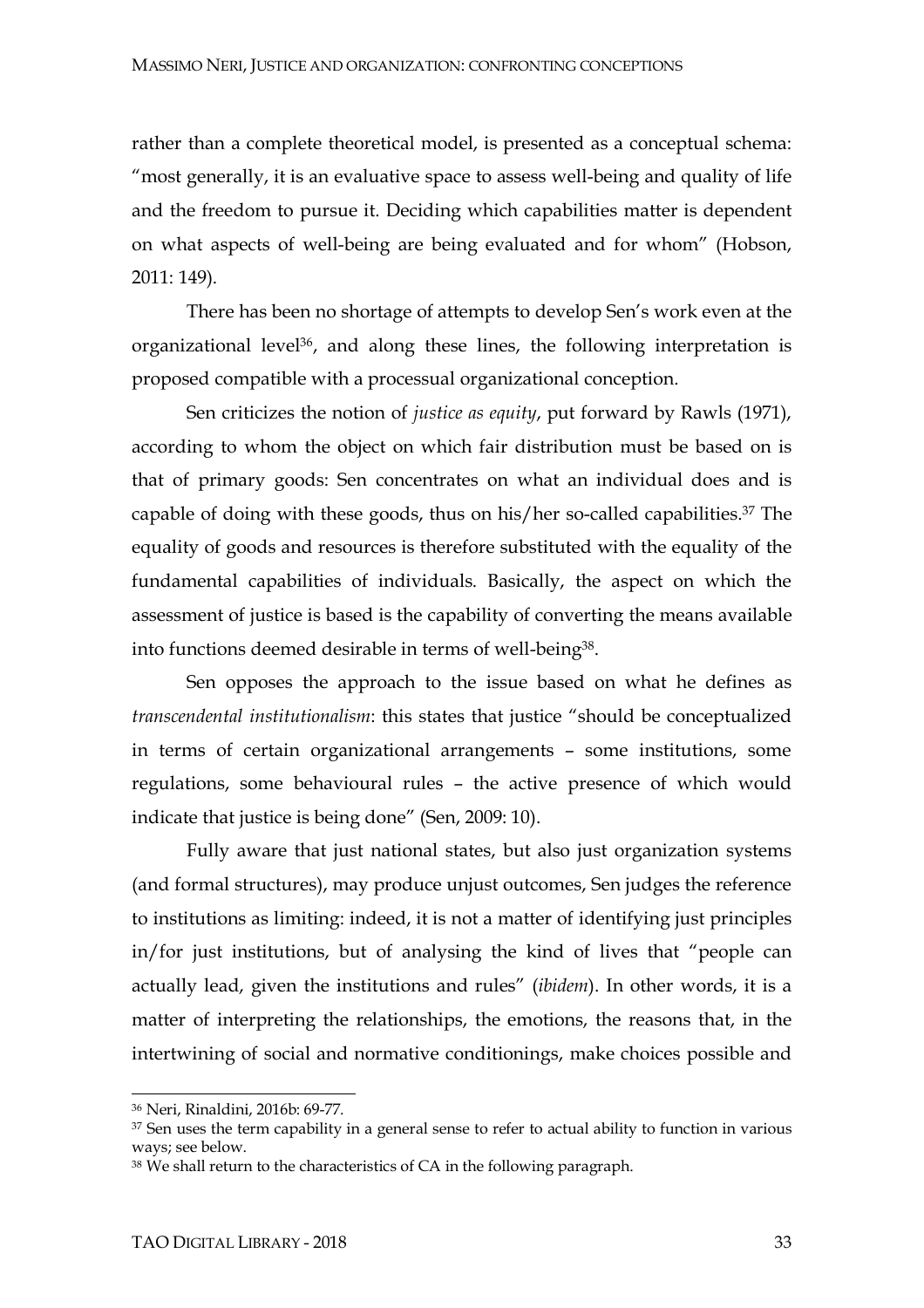rather than a complete theoretical model, is presented as a conceptual schema: "most generally, it is an evaluative space to assess well-being and quality of life and the freedom to pursue it. Deciding which capabilities matter is dependent on what aspects of well-being are being evaluated and for whom" (Hobson, 2011: 149).

There has been no shortage of attempts to develop Sen's work even at the organizational level[36], and along these lines, the following interpretation is proposed compatible with a processual organizational conception.

Sen criticizes the notion of *justice as equity*, put forward by Rawls (1971), according to whom the object on which fair distribution must be based on is that of primary goods: Sen concentrates on what an individual does and is capable of doing with these goods, thus on his/her so-called capabilities.[37] The equality of goods and resources is therefore substituted with the equality of the fundamental capabilities of individuals. Basically, the aspect on which the assessment of justice is based is the capability of converting the means available into functions deemed desirable in terms of well-being[38].

Sen opposes the approach to the issue based on what he defines as *transcendental institutionalism*: this states that justice "should be conceptualized in terms of certain organizational arrangements – some institutions, some regulations, some behavioural rules – the active presence of which would indicate that justice is being done" (Sen, 2009: 10).

Fully aware that just national states, but also just organization systems (and formal structures), may produce unjust outcomes, Sen judges the reference to institutions as limiting: indeed, it is not a matter of identifying just principles in/for just institutions, but of analysing the kind of lives that "people can actually lead, given the institutions and rules" (*ibidem*). In other words, it is a matter of interpreting the relationships, the emotions, the reasons that, in the intertwining of social and normative conditionings, make choices possible and

---

[36] Neri, Rinaldini, 2016b: 69-77.

[37] Sen uses the term capability in a general sense to refer to actual ability to function in various ways; see below.

[38] We shall return to the characteristics of CA in the following paragraph.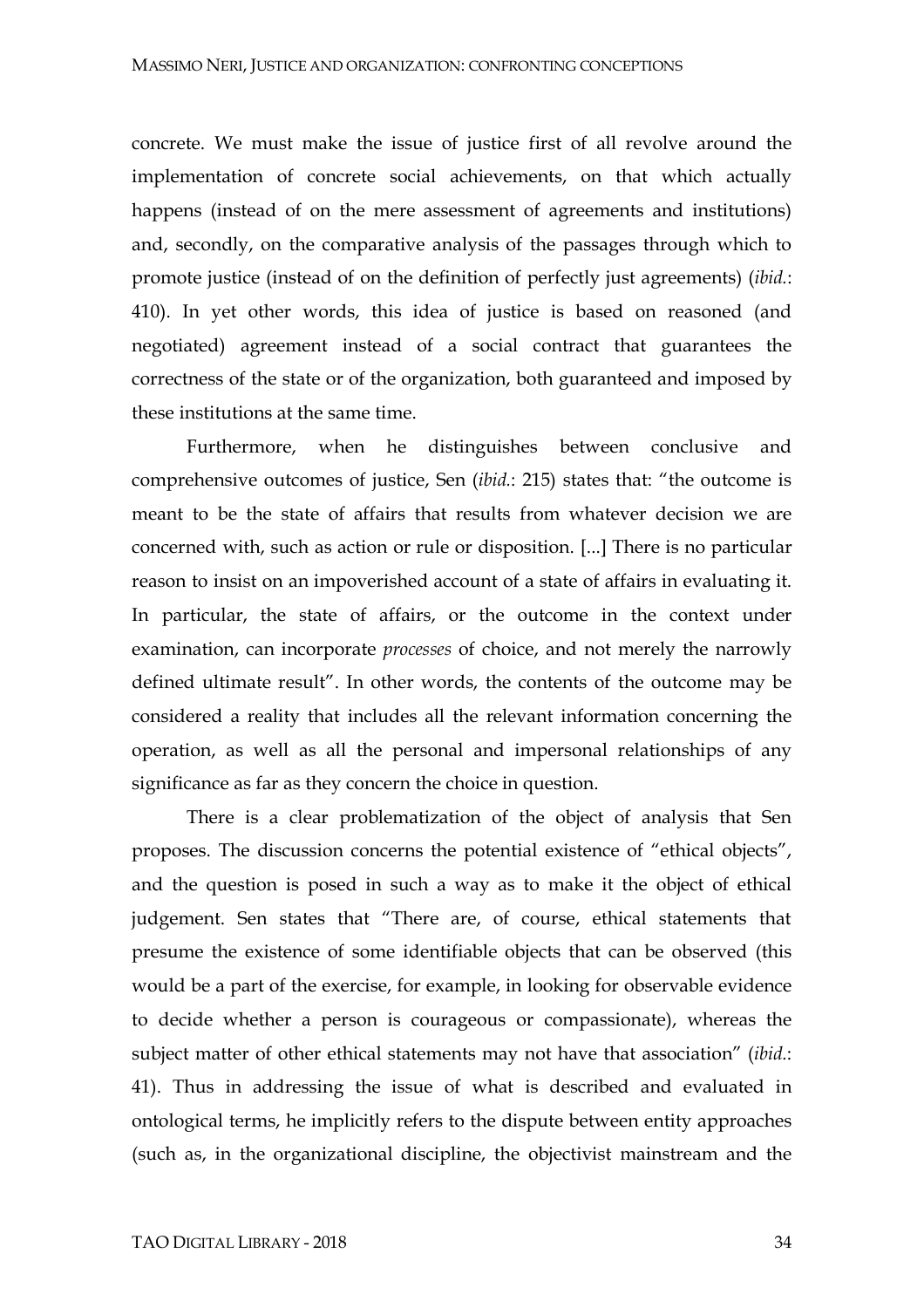concrete. We must make the issue of justice first of all revolve around the implementation of concrete social achievements, on that which actually happens (instead of on the mere assessment of agreements and institutions) and, secondly, on the comparative analysis of the passages through which to promote justice (instead of on the definition of perfectly just agreements) (*ibid.*: 410). In yet other words, this idea of justice is based on reasoned (and negotiated) agreement instead of a social contract that guarantees the correctness of the state or of the organization, both guaranteed and imposed by these institutions at the same time.

Furthermore, when he distinguishes between conclusive and comprehensive outcomes of justice, Sen (*ibid.*: 215) states that: "the outcome is meant to be the state of affairs that results from whatever decision we are concerned with, such as action or rule or disposition. [...] There is no particular reason to insist on an impoverished account of a state of affairs in evaluating it. In particular, the state of affairs, or the outcome in the context under examination, can incorporate *processes* of choice, and not merely the narrowly defined ultimate result". In other words, the contents of the outcome may be considered a reality that includes all the relevant information concerning the operation, as well as all the personal and impersonal relationships of any significance as far as they concern the choice in question.

There is a clear problematization of the object of analysis that Sen proposes. The discussion concerns the potential existence of "ethical objects", and the question is posed in such a way as to make it the object of ethical judgement. Sen states that "There are, of course, ethical statements that presume the existence of some identifiable objects that can be observed (this would be a part of the exercise, for example, in looking for observable evidence to decide whether a person is courageous or compassionate), whereas the subject matter of other ethical statements may not have that association" (*ibid.*: 41). Thus in addressing the issue of what is described and evaluated in ontological terms, he implicitly refers to the dispute between entity approaches (such as, in the organizational discipline, the objectivist mainstream and the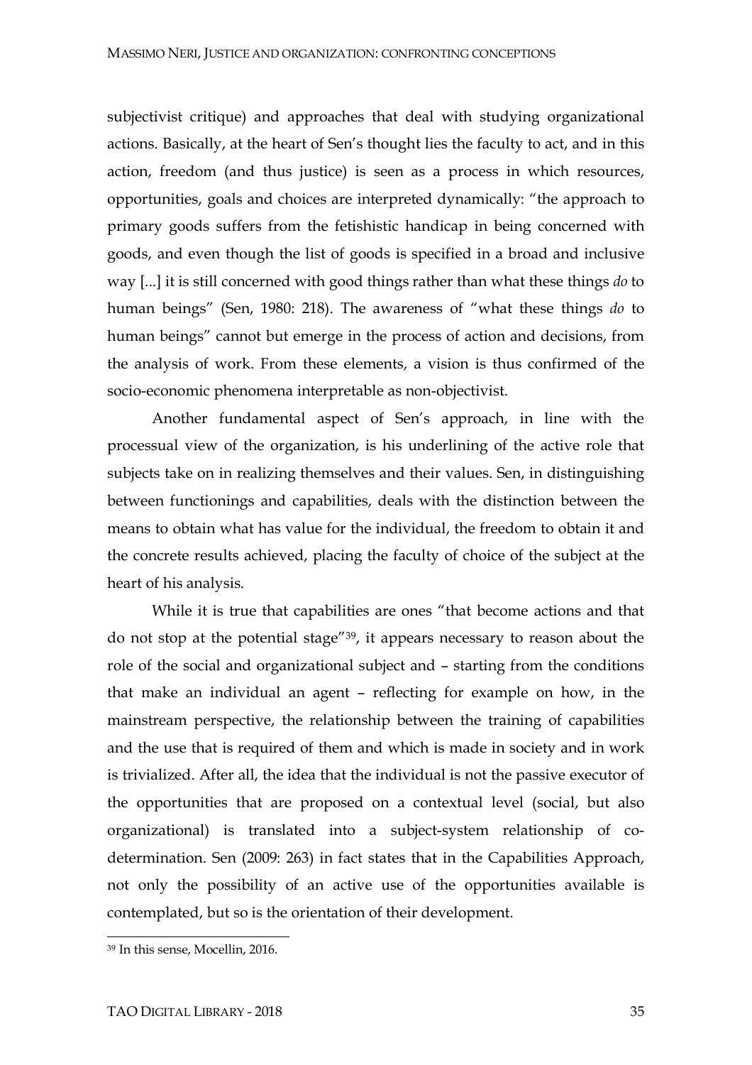subjectivist critique) and approaches that deal with studying organizational actions. Basically, at the heart of Sen's thought lies the faculty to act, and in this action, freedom (and thus justice) is seen as a process in which resources, opportunities, goals and choices are interpreted dynamically: "the approach to primary goods suffers from the fetishistic handicap in being concerned with goods, and even though the list of goods is specified in a broad and inclusive way [...] it is still concerned with good things rather than what these things *do* to human beings" (Sen, 1980: 218). The awareness of "what these things *do* to human beings" cannot but emerge in the process of action and decisions, from the analysis of work. From these elements, a vision is thus confirmed of the socio-economic phenomena interpretable as non-objectivist.

Another fundamental aspect of Sen's approach, in line with the processual view of the organization, is his underlining of the active role that subjects take on in realizing themselves and their values. Sen, in distinguishing between functionings and capabilities, deals with the distinction between the means to obtain what has value for the individual, the freedom to obtain it and the concrete results achieved, placing the faculty of choice of the subject at the heart of his analysis.

While it is true that capabilities are ones "that become actions and that do not stop at the potential stage"[39], it appears necessary to reason about the role of the social and organizational subject and – starting from the conditions that make an individual an agent – reflecting for example on how, in the mainstream perspective, the relationship between the training of capabilities and the use that is required of them and which is made in society and in work is trivialized. After all, the idea that the individual is not the passive executor of the opportunities that are proposed on a contextual level (social, but also organizational) is translated into a subject-system relationship of co-determination. Sen (2009: 263) in fact states that in the Capabilities Approach, not only the possibility of an active use of the opportunities available is contemplated, but so is the orientation of their development.

[39] In this sense, Mocellin, 2016.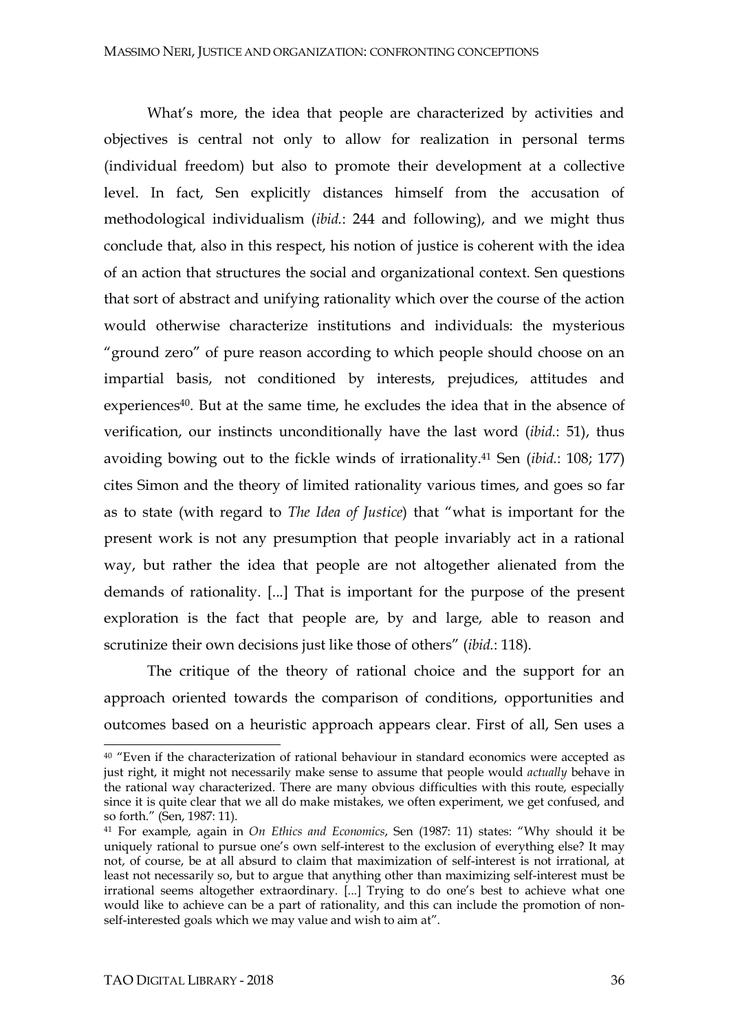What's more, the idea that people are characterized by activities and objectives is central not only to allow for realization in personal terms (individual freedom) but also to promote their development at a collective level. In fact, Sen explicitly distances himself from the accusation of methodological individualism (*ibid.*: 244 and following), and we might thus conclude that, also in this respect, his notion of justice is coherent with the idea of an action that structures the social and organizational context. Sen questions that sort of abstract and unifying rationality which over the course of the action would otherwise characterize institutions and individuals: the mysterious "ground zero" of pure reason according to which people should choose on an impartial basis, not conditioned by interests, prejudices, attitudes and experiences[40]. But at the same time, he excludes the idea that in the absence of verification, our instincts unconditionally have the last word (*ibid.*: 51), thus avoiding bowing out to the fickle winds of irrationality.[41] Sen (*ibid.*: 108; 177) cites Simon and the theory of limited rationality various times, and goes so far as to state (with regard to *The Idea of Justice*) that "what is important for the present work is not any presumption that people invariably act in a rational way, but rather the idea that people are not altogether alienated from the demands of rationality. [...] That is important for the purpose of the present exploration is the fact that people are, by and large, able to reason and scrutinize their own decisions just like those of others" (*ibid.*: 118).

The critique of the theory of rational choice and the support for an approach oriented towards the comparison of conditions, opportunities and outcomes based on a heuristic approach appears clear. First of all, Sen uses a

---

[40] "Even if the characterization of rational behaviour in standard economics were accepted as just right, it might not necessarily make sense to assume that people would *actually* behave in the rational way characterized. There are many obvious difficulties with this route, especially since it is quite clear that we all do make mistakes, we often experiment, we get confused, and so forth." (Sen, 1987: 11).

[41] For example, again in *On Ethics and Economics*, Sen (1987: 11) states: "Why should it be uniquely rational to pursue one's own self-interest to the exclusion of everything else? It may not, of course, be at all absurd to claim that maximization of self-interest is not irrational, at least not necessarily so, but to argue that anything other than maximizing self-interest must be irrational seems altogether extraordinary. [...] Trying to do one's best to achieve what one would like to achieve can be a part of rationality, and this can include the promotion of non-self-interested goals which we may value and wish to aim at".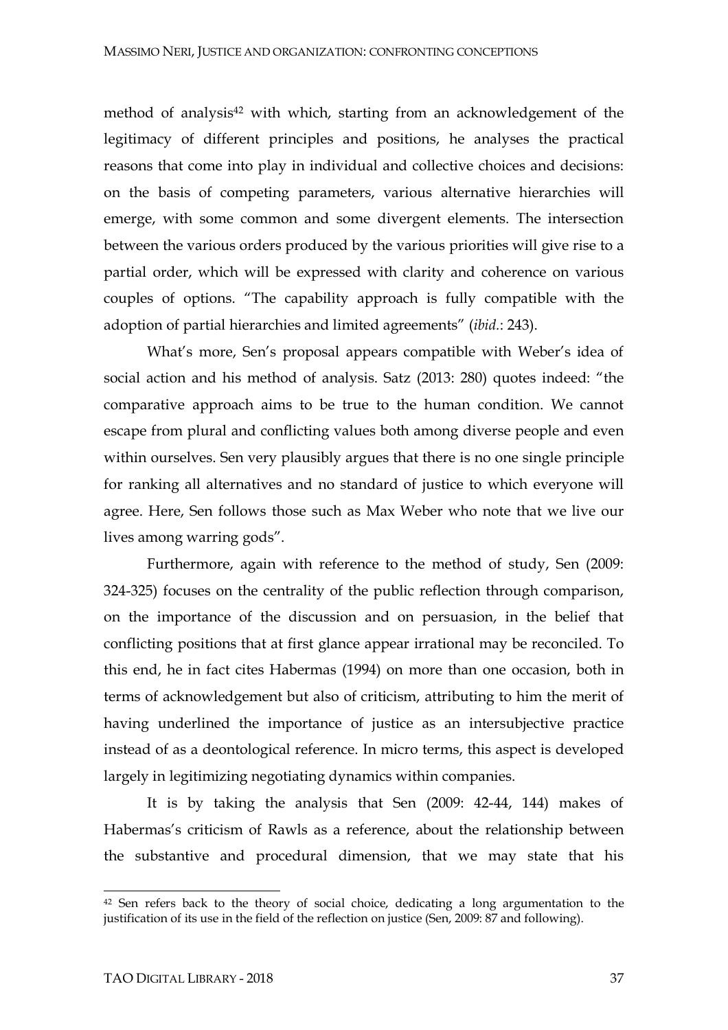method of analysis[42] with which, starting from an acknowledgement of the legitimacy of different principles and positions, he analyses the practical reasons that come into play in individual and collective choices and decisions: on the basis of competing parameters, various alternative hierarchies will emerge, with some common and some divergent elements. The intersection between the various orders produced by the various priorities will give rise to a partial order, which will be expressed with clarity and coherence on various couples of options. "The capability approach is fully compatible with the adoption of partial hierarchies and limited agreements" (*ibid.*: 243).

What's more, Sen's proposal appears compatible with Weber's idea of social action and his method of analysis. Satz (2013: 280) quotes indeed: "the comparative approach aims to be true to the human condition. We cannot escape from plural and conflicting values both among diverse people and even within ourselves. Sen very plausibly argues that there is no one single principle for ranking all alternatives and no standard of justice to which everyone will agree. Here, Sen follows those such as Max Weber who note that we live our lives among warring gods".

Furthermore, again with reference to the method of study, Sen (2009: 324-325) focuses on the centrality of the public reflection through comparison, on the importance of the discussion and on persuasion, in the belief that conflicting positions that at first glance appear irrational may be reconciled. To this end, he in fact cites Habermas (1994) on more than one occasion, both in terms of acknowledgement but also of criticism, attributing to him the merit of having underlined the importance of justice as an intersubjective practice instead of as a deontological reference. In micro terms, this aspect is developed largely in legitimizing negotiating dynamics within companies.

It is by taking the analysis that Sen (2009: 42-44, 144) makes of Habermas's criticism of Rawls as a reference, about the relationship between the substantive and procedural dimension, that we may state that his

---

[42] Sen refers back to the theory of social choice, dedicating a long argumentation to the justification of its use in the field of the reflection on justice (Sen, 2009: 87 and following).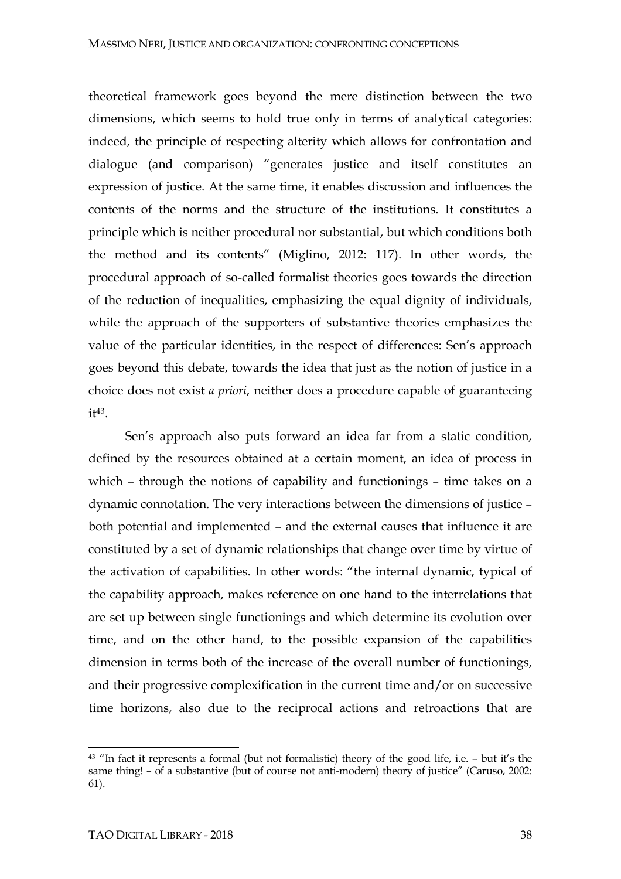theoretical framework goes beyond the mere distinction between the two dimensions, which seems to hold true only in terms of analytical categories: indeed, the principle of respecting alterity which allows for confrontation and dialogue (and comparison) "generates justice and itself constitutes an expression of justice. At the same time, it enables discussion and influences the contents of the norms and the structure of the institutions. It constitutes a principle which is neither procedural nor substantial, but which conditions both the method and its contents" (Miglino, 2012: 117). In other words, the procedural approach of so-called formalist theories goes towards the direction of the reduction of inequalities, emphasizing the equal dignity of individuals, while the approach of the supporters of substantive theories emphasizes the value of the particular identities, in the respect of differences: Sen's approach goes beyond this debate, towards the idea that just as the notion of justice in a choice does not exist *a priori*, neither does a procedure capable of guaranteeing it[43].

Sen's approach also puts forward an idea far from a static condition, defined by the resources obtained at a certain moment, an idea of process in which – through the notions of capability and functionings – time takes on a dynamic connotation. The very interactions between the dimensions of justice – both potential and implemented – and the external causes that influence it are constituted by a set of dynamic relationships that change over time by virtue of the activation of capabilities. In other words: "the internal dynamic, typical of the capability approach, makes reference on one hand to the interrelations that are set up between single functionings and which determine its evolution over time, and on the other hand, to the possible expansion of the capabilities dimension in terms both of the increase of the overall number of functionings, and their progressive complexification in the current time and/or on successive time horizons, also due to the reciprocal actions and retroactions that are

---

[43] "In fact it represents a formal (but not formalistic) theory of the good life, i.e. – but it's the same thing! – of a substantive (but of course not anti-modern) theory of justice" (Caruso, 2002: 61).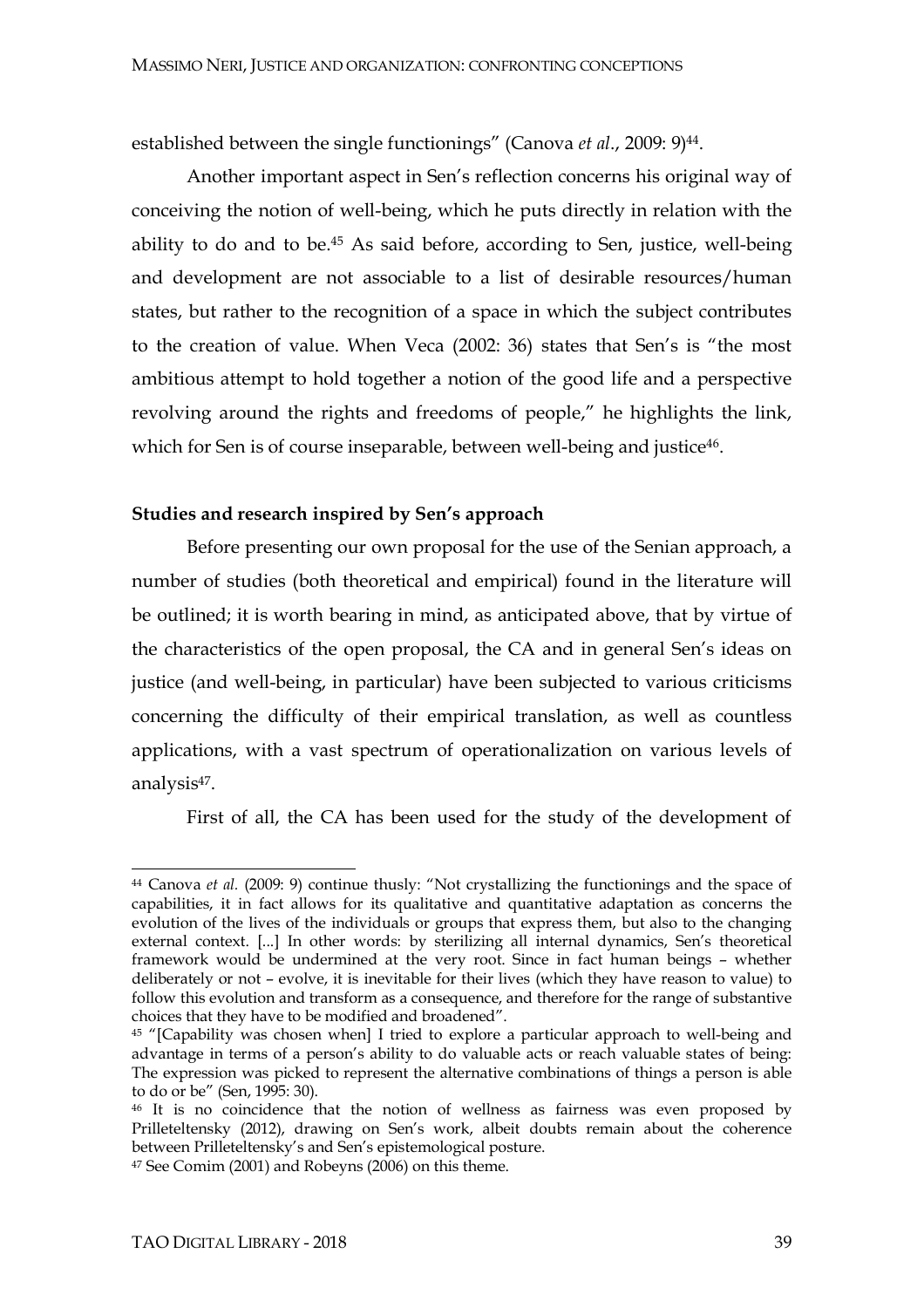established between the single functionings" (Canova *et al*., 2009: 9)[44].

Another important aspect in Sen's reflection concerns his original way of conceiving the notion of well-being, which he puts directly in relation with the ability to do and to be.[45] As said before, according to Sen, justice, well-being and development are not associable to a list of desirable resources/human states, but rather to the recognition of a space in which the subject contributes to the creation of value. When Veca (2002: 36) states that Sen's is "the most ambitious attempt to hold together a notion of the good life and a perspective revolving around the rights and freedoms of people," he highlights the link, which for Sen is of course inseparable, between well-being and justice[46].

**Studies and research inspired by Sen's approach**

Before presenting our own proposal for the use of the Senian approach, a number of studies (both theoretical and empirical) found in the literature will be outlined; it is worth bearing in mind, as anticipated above, that by virtue of the characteristics of the open proposal, the CA and in general Sen's ideas on justice (and well-being, in particular) have been subjected to various criticisms concerning the difficulty of their empirical translation, as well as countless applications, with a vast spectrum of operationalization on various levels of analysis[47].

First of all, the CA has been used for the study of the development of

---

[44] Canova *et al.* (2009: 9) continue thusly: "Not crystallizing the functionings and the space of capabilities, it in fact allows for its qualitative and quantitative adaptation as concerns the evolution of the lives of the individuals or groups that express them, but also to the changing external context. [...] In other words: by sterilizing all internal dynamics, Sen's theoretical framework would be undermined at the very root. Since in fact human beings – whether deliberately or not – evolve, it is inevitable for their lives (which they have reason to value) to follow this evolution and transform as a consequence, and therefore for the range of substantive choices that they have to be modified and broadened".

[45] "[Capability was chosen when] I tried to explore a particular approach to well-being and advantage in terms of a person's ability to do valuable acts or reach valuable states of being: The expression was picked to represent the alternative combinations of things a person is able to do or be" (Sen, 1995: 30).

[46] It is no coincidence that the notion of wellness as fairness was even proposed by Prilleteltensky (2012), drawing on Sen's work, albeit doubts remain about the coherence between Prilleteltensky's and Sen's epistemological posture.

[47] See Comim (2001) and Robeyns (2006) on this theme.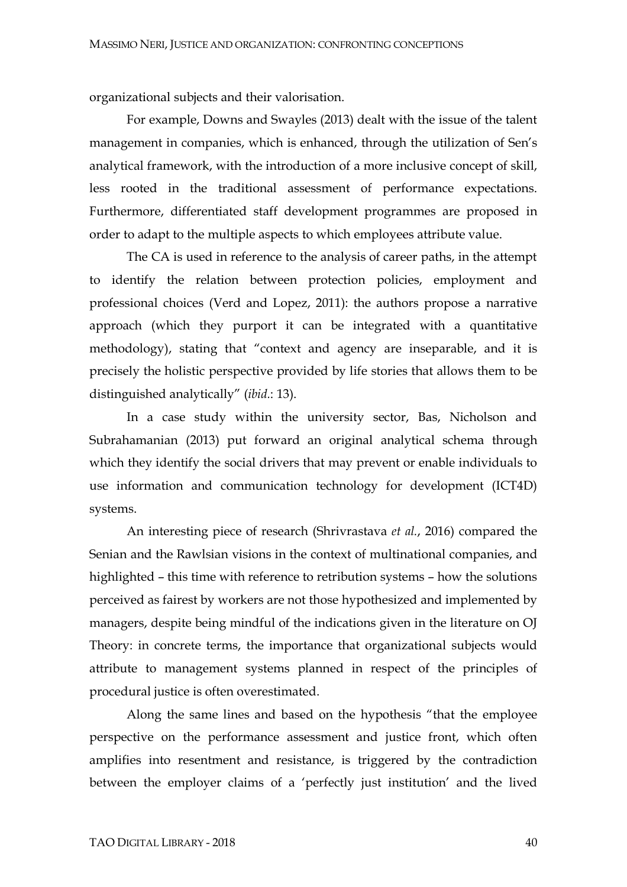organizational subjects and their valorisation.

For example, Downs and Swayles (2013) dealt with the issue of the talent management in companies, which is enhanced, through the utilization of Sen's analytical framework, with the introduction of a more inclusive concept of skill, less rooted in the traditional assessment of performance expectations. Furthermore, differentiated staff development programmes are proposed in order to adapt to the multiple aspects to which employees attribute value.

The CA is used in reference to the analysis of career paths, in the attempt to identify the relation between protection policies, employment and professional choices (Verd and Lopez, 2011): the authors propose a narrative approach (which they purport it can be integrated with a quantitative methodology), stating that "context and agency are inseparable, and it is precisely the holistic perspective provided by life stories that allows them to be distinguished analytically" (*ibid*.: 13).

In a case study within the university sector, Bas, Nicholson and Subrahamanian (2013) put forward an original analytical schema through which they identify the social drivers that may prevent or enable individuals to use information and communication technology for development (ICT4D) systems.

An interesting piece of research (Shrivrastava *et al.*, 2016) compared the Senian and the Rawlsian visions in the context of multinational companies, and highlighted – this time with reference to retribution systems – how the solutions perceived as fairest by workers are not those hypothesized and implemented by managers, despite being mindful of the indications given in the literature on OJ Theory: in concrete terms, the importance that organizational subjects would attribute to management systems planned in respect of the principles of procedural justice is often overestimated.

Along the same lines and based on the hypothesis "that the employee perspective on the performance assessment and justice front, which often amplifies into resentment and resistance, is triggered by the contradiction between the employer claims of a 'perfectly just institution' and the lived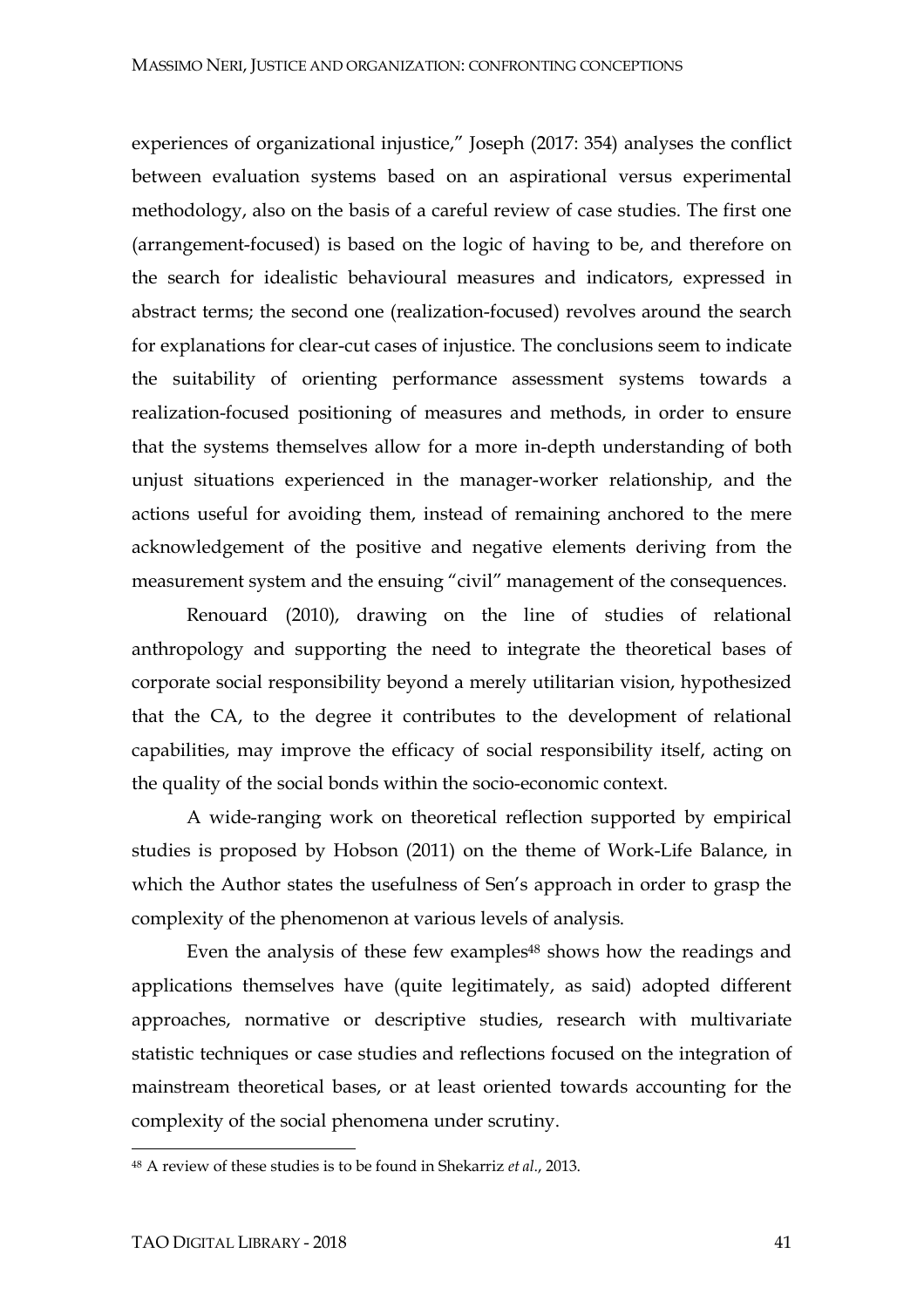experiences of organizational injustice," Joseph (2017: 354) analyses the conflict between evaluation systems based on an aspirational versus experimental methodology, also on the basis of a careful review of case studies. The first one (arrangement-focused) is based on the logic of having to be, and therefore on the search for idealistic behavioural measures and indicators, expressed in abstract terms; the second one (realization-focused) revolves around the search for explanations for clear-cut cases of injustice. The conclusions seem to indicate the suitability of orienting performance assessment systems towards a realization-focused positioning of measures and methods, in order to ensure that the systems themselves allow for a more in-depth understanding of both unjust situations experienced in the manager-worker relationship, and the actions useful for avoiding them, instead of remaining anchored to the mere acknowledgement of the positive and negative elements deriving from the measurement system and the ensuing "civil" management of the consequences.

Renouard (2010), drawing on the line of studies of relational anthropology and supporting the need to integrate the theoretical bases of corporate social responsibility beyond a merely utilitarian vision, hypothesized that the CA, to the degree it contributes to the development of relational capabilities, may improve the efficacy of social responsibility itself, acting on the quality of the social bonds within the socio-economic context.

A wide-ranging work on theoretical reflection supported by empirical studies is proposed by Hobson (2011) on the theme of Work-Life Balance, in which the Author states the usefulness of Sen's approach in order to grasp the complexity of the phenomenon at various levels of analysis.

Even the analysis of these few examples[48] shows how the readings and applications themselves have (quite legitimately, as said) adopted different approaches, normative or descriptive studies, research with multivariate statistic techniques or case studies and reflections focused on the integration of mainstream theoretical bases, or at least oriented towards accounting for the complexity of the social phenomena under scrutiny.

[48] A review of these studies is to be found in Shekarriz *et al.*, 2013.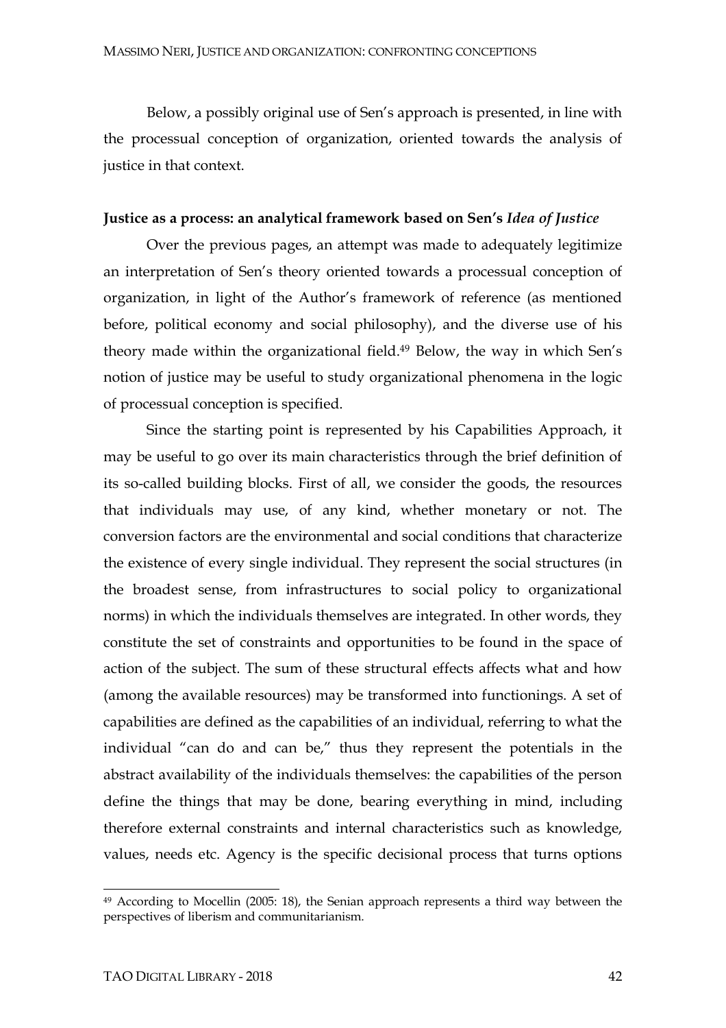Below, a possibly original use of Sen's approach is presented, in line with the processual conception of organization, oriented towards the analysis of justice in that context.

**Justice as a process: an analytical framework based on Sen's *Idea of Justice***

Over the previous pages, an attempt was made to adequately legitimize an interpretation of Sen's theory oriented towards a processual conception of organization, in light of the Author's framework of reference (as mentioned before, political economy and social philosophy), and the diverse use of his theory made within the organizational field.[49] Below, the way in which Sen's notion of justice may be useful to study organizational phenomena in the logic of processual conception is specified.

Since the starting point is represented by his Capabilities Approach, it may be useful to go over its main characteristics through the brief definition of its so-called building blocks. First of all, we consider the goods, the resources that individuals may use, of any kind, whether monetary or not. The conversion factors are the environmental and social conditions that characterize the existence of every single individual. They represent the social structures (in the broadest sense, from infrastructures to social policy to organizational norms) in which the individuals themselves are integrated. In other words, they constitute the set of constraints and opportunities to be found in the space of action of the subject. The sum of these structural effects affects what and how (among the available resources) may be transformed into functionings. A set of capabilities are defined as the capabilities of an individual, referring to what the individual "can do and can be," thus they represent the potentials in the abstract availability of the individuals themselves: the capabilities of the person define the things that may be done, bearing everything in mind, including therefore external constraints and internal characteristics such as knowledge, values, needs etc. Agency is the specific decisional process that turns options

---

[49] According to Mocellin (2005: 18), the Senian approach represents a third way between the perspectives of liberism and communitarianism.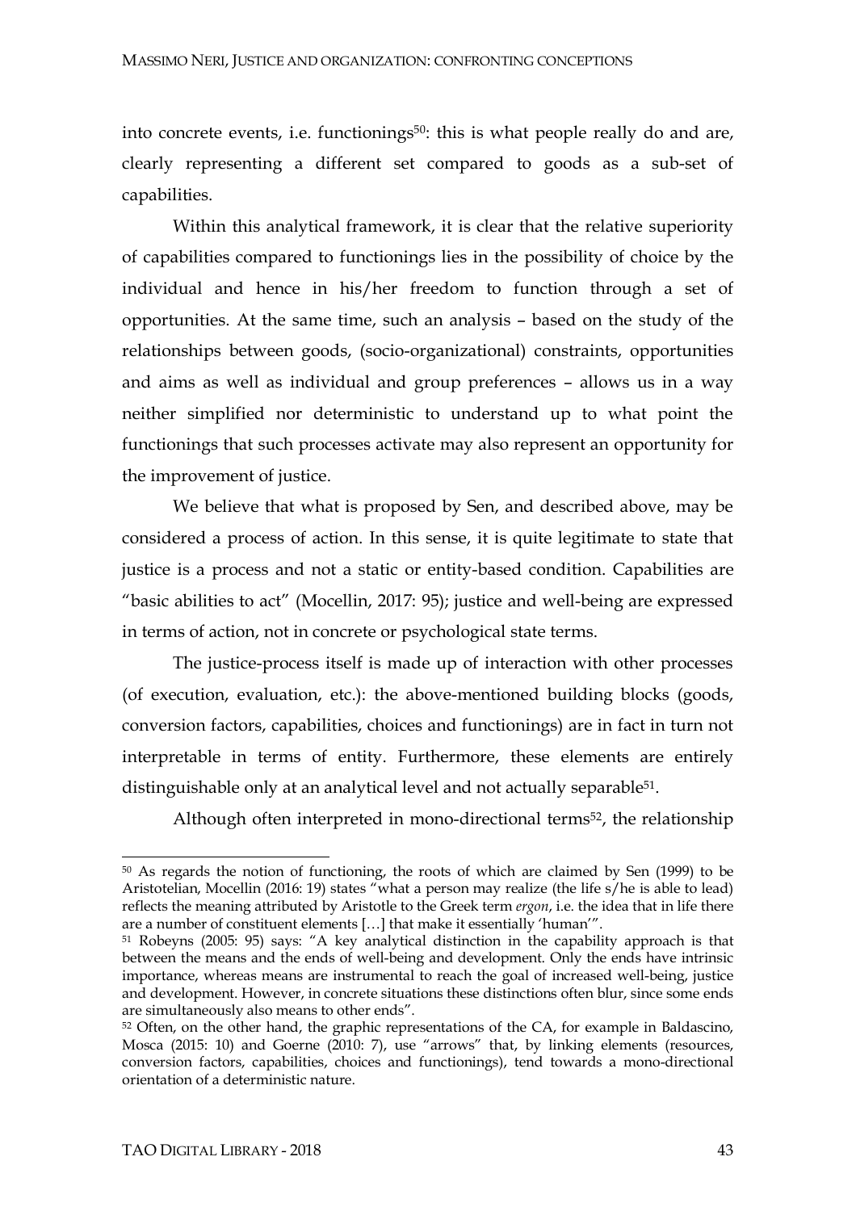into concrete events, i.e. functionings[50]: this is what people really do and are, clearly representing a different set compared to goods as a sub-set of capabilities.

Within this analytical framework, it is clear that the relative superiority of capabilities compared to functionings lies in the possibility of choice by the individual and hence in his/her freedom to function through a set of opportunities. At the same time, such an analysis – based on the study of the relationships between goods, (socio-organizational) constraints, opportunities and aims as well as individual and group preferences – allows us in a way neither simplified nor deterministic to understand up to what point the functionings that such processes activate may also represent an opportunity for the improvement of justice.

We believe that what is proposed by Sen, and described above, may be considered a process of action. In this sense, it is quite legitimate to state that justice is a process and not a static or entity-based condition. Capabilities are "basic abilities to act" (Mocellin, 2017: 95); justice and well-being are expressed in terms of action, not in concrete or psychological state terms.

The justice-process itself is made up of interaction with other processes (of execution, evaluation, etc.): the above-mentioned building blocks (goods, conversion factors, capabilities, choices and functionings) are in fact in turn not interpretable in terms of entity. Furthermore, these elements are entirely distinguishable only at an analytical level and not actually separable[51].

Although often interpreted in mono-directional terms[52], the relationship

---

[50] As regards the notion of functioning, the roots of which are claimed by Sen (1999) to be Aristotelian, Mocellin (2016: 19) states "what a person may realize (the life s/he is able to lead) reflects the meaning attributed by Aristotle to the Greek term *ergon*, i.e. the idea that in life there are a number of constituent elements […] that make it essentially 'human'".

[51] Robeyns (2005: 95) says: "A key analytical distinction in the capability approach is that between the means and the ends of well-being and development. Only the ends have intrinsic importance, whereas means are instrumental to reach the goal of increased well-being, justice and development. However, in concrete situations these distinctions often blur, since some ends are simultaneously also means to other ends".

[52] Often, on the other hand, the graphic representations of the CA, for example in Baldascino, Mosca (2015: 10) and Goerne (2010: 7), use "arrows" that, by linking elements (resources, conversion factors, capabilities, choices and functionings), tend towards a mono-directional orientation of a deterministic nature.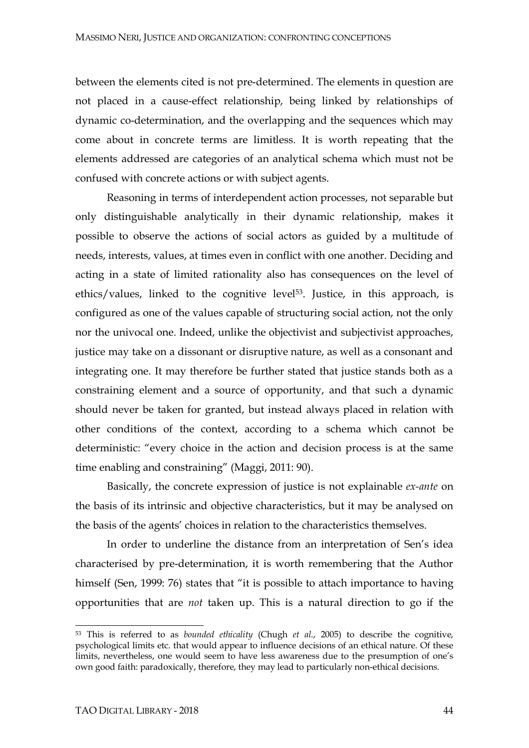between the elements cited is not pre-determined. The elements in question are not placed in a cause-effect relationship, being linked by relationships of dynamic co-determination, and the overlapping and the sequences which may come about in concrete terms are limitless. It is worth repeating that the elements addressed are categories of an analytical schema which must not be confused with concrete actions or with subject agents.

Reasoning in terms of interdependent action processes, not separable but only distinguishable analytically in their dynamic relationship, makes it possible to observe the actions of social actors as guided by a multitude of needs, interests, values, at times even in conflict with one another. Deciding and acting in a state of limited rationality also has consequences on the level of ethics/values, linked to the cognitive level[53]. Justice, in this approach, is configured as one of the values capable of structuring social action, not the only nor the univocal one. Indeed, unlike the objectivist and subjectivist approaches, justice may take on a dissonant or disruptive nature, as well as a consonant and integrating one. It may therefore be further stated that justice stands both as a constraining element and a source of opportunity, and that such a dynamic should never be taken for granted, but instead always placed in relation with other conditions of the context, according to a schema which cannot be deterministic: "every choice in the action and decision process is at the same time enabling and constraining" (Maggi, 2011: 90).

Basically, the concrete expression of justice is not explainable *ex-ante* on the basis of its intrinsic and objective characteristics, but it may be analysed on the basis of the agents' choices in relation to the characteristics themselves.

In order to underline the distance from an interpretation of Sen's idea characterised by pre-determination, it is worth remembering that the Author himself (Sen, 1999: 76) states that "it is possible to attach importance to having opportunities that are *not* taken up. This is a natural direction to go if the

---

[53] This is referred to as *bounded ethicality* (Chugh *et al.*, 2005) to describe the cognitive, psychological limits etc. that would appear to influence decisions of an ethical nature. Of these limits, nevertheless, one would seem to have less awareness due to the presumption of one's own good faith: paradoxically, therefore, they may lead to particularly non-ethical decisions.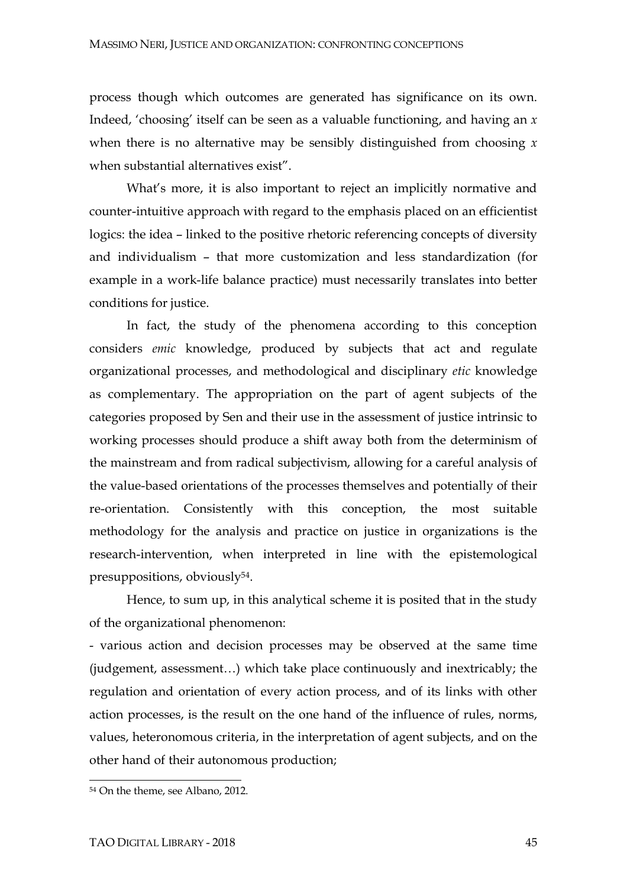process though which outcomes are generated has significance on its own. Indeed, 'choosing' itself can be seen as a valuable functioning, and having an *x* when there is no alternative may be sensibly distinguished from choosing *x* when substantial alternatives exist".

What's more, it is also important to reject an implicitly normative and counter-intuitive approach with regard to the emphasis placed on an efficientist logics: the idea – linked to the positive rhetoric referencing concepts of diversity and individualism – that more customization and less standardization (for example in a work-life balance practice) must necessarily translates into better conditions for justice.

In fact, the study of the phenomena according to this conception considers *emic* knowledge, produced by subjects that act and regulate organizational processes, and methodological and disciplinary *etic* knowledge as complementary. The appropriation on the part of agent subjects of the categories proposed by Sen and their use in the assessment of justice intrinsic to working processes should produce a shift away both from the determinism of the mainstream and from radical subjectivism, allowing for a careful analysis of the value-based orientations of the processes themselves and potentially of their re-orientation. Consistently with this conception, the most suitable methodology for the analysis and practice on justice in organizations is the research-intervention, when interpreted in line with the epistemological presuppositions, obviously[54].

Hence, to sum up, in this analytical scheme it is posited that in the study of the organizational phenomenon:

- various action and decision processes may be observed at the same time (judgement, assessment…) which take place continuously and inextricably; the regulation and orientation of every action process, and of its links with other action processes, is the result on the one hand of the influence of rules, norms, values, heteronomous criteria, in the interpretation of agent subjects, and on the other hand of their autonomous production;

[54] On the theme, see Albano, 2012.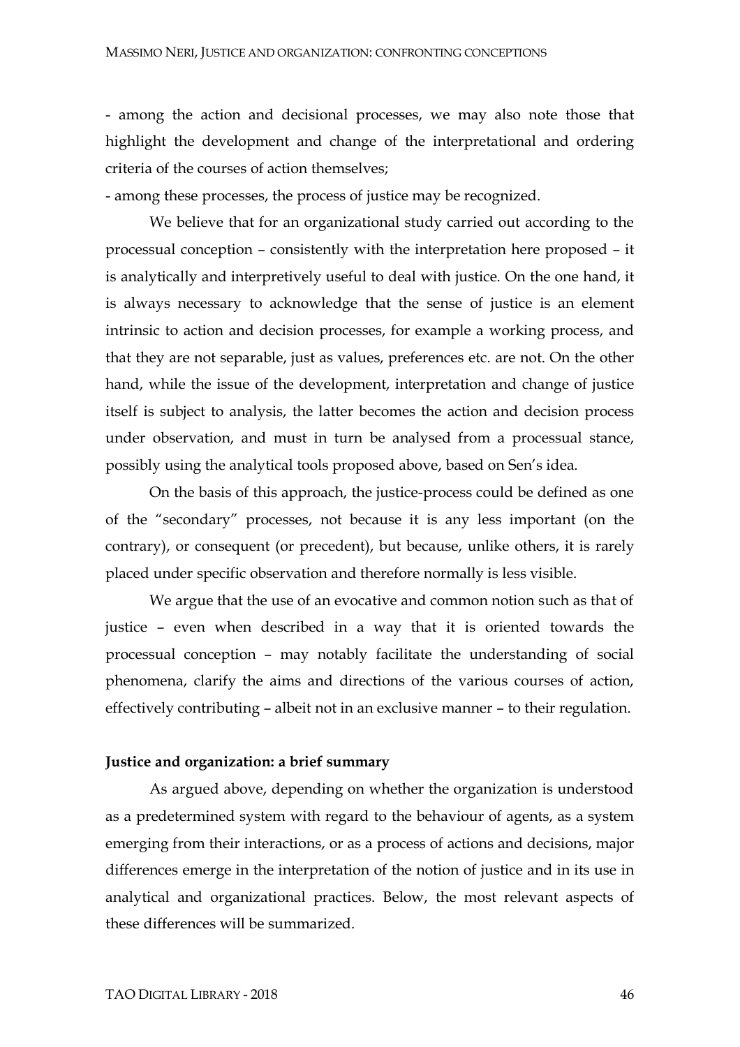- among the action and decisional processes, we may also note those that highlight the development and change of the interpretational and ordering criteria of the courses of action themselves;

- among these processes, the process of justice may be recognized.

We believe that for an organizational study carried out according to the processual conception – consistently with the interpretation here proposed – it is analytically and interpretively useful to deal with justice. On the one hand, it is always necessary to acknowledge that the sense of justice is an element intrinsic to action and decision processes, for example a working process, and that they are not separable, just as values, preferences etc. are not. On the other hand, while the issue of the development, interpretation and change of justice itself is subject to analysis, the latter becomes the action and decision process under observation, and must in turn be analysed from a processual stance, possibly using the analytical tools proposed above, based on Sen's idea.

On the basis of this approach, the justice-process could be defined as one of the "secondary" processes, not because it is any less important (on the contrary), or consequent (or precedent), but because, unlike others, it is rarely placed under specific observation and therefore normally is less visible.

We argue that the use of an evocative and common notion such as that of justice – even when described in a way that it is oriented towards the processual conception – may notably facilitate the understanding of social phenomena, clarify the aims and directions of the various courses of action, effectively contributing – albeit not in an exclusive manner – to their regulation.

**Justice and organization: a brief summary**

As argued above, depending on whether the organization is understood as a predetermined system with regard to the behaviour of agents, as a system emerging from their interactions, or as a process of actions and decisions, major differences emerge in the interpretation of the notion of justice and in its use in analytical and organizational practices. Below, the most relevant aspects of these differences will be summarized.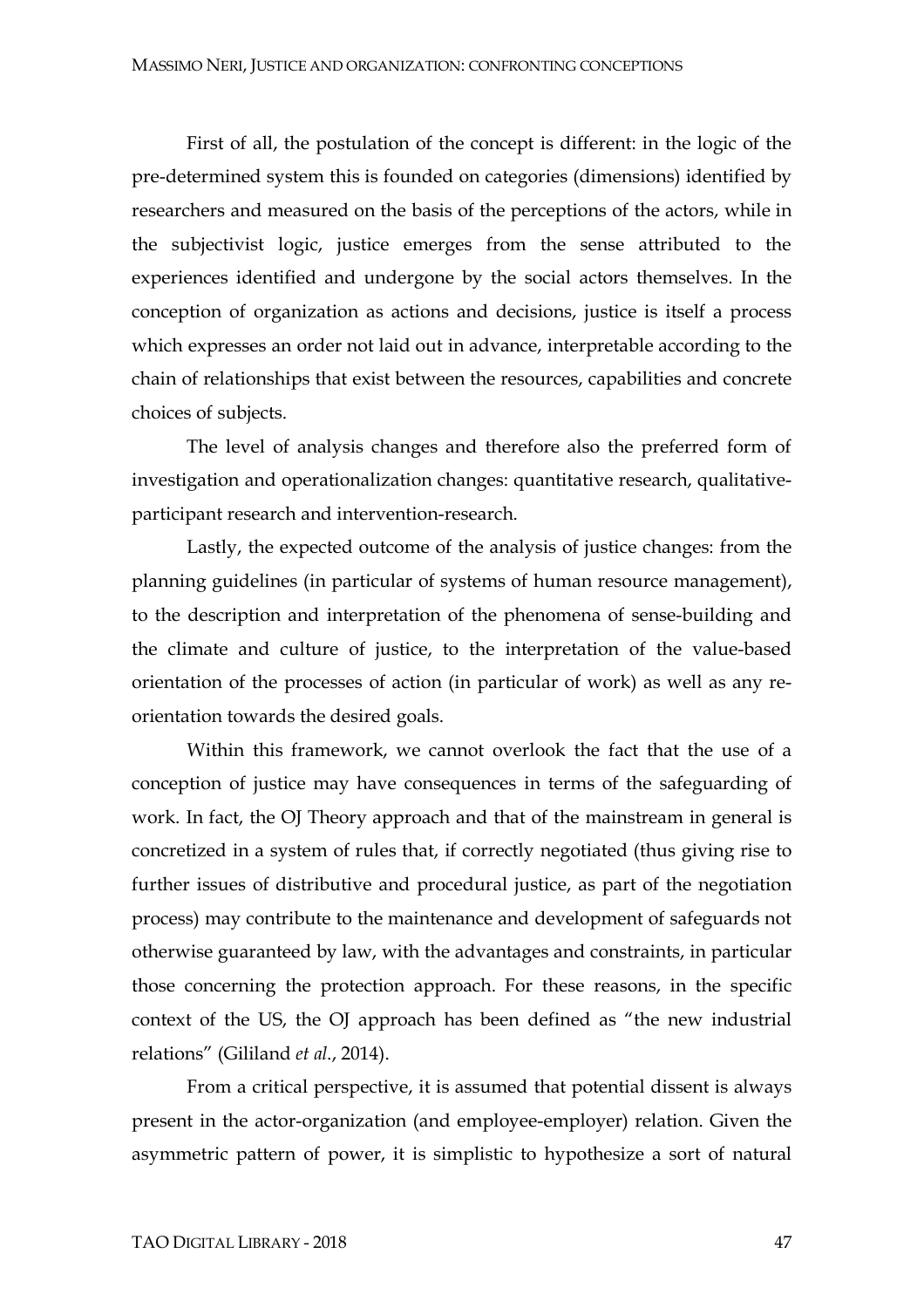First of all, the postulation of the concept is different: in the logic of the pre-determined system this is founded on categories (dimensions) identified by researchers and measured on the basis of the perceptions of the actors, while in the subjectivist logic, justice emerges from the sense attributed to the experiences identified and undergone by the social actors themselves. In the conception of organization as actions and decisions, justice is itself a process which expresses an order not laid out in advance, interpretable according to the chain of relationships that exist between the resources, capabilities and concrete choices of subjects.

The level of analysis changes and therefore also the preferred form of investigation and operationalization changes: quantitative research, qualitative-participant research and intervention-research.

Lastly, the expected outcome of the analysis of justice changes: from the planning guidelines (in particular of systems of human resource management), to the description and interpretation of the phenomena of sense-building and the climate and culture of justice, to the interpretation of the value-based orientation of the processes of action (in particular of work) as well as any re-orientation towards the desired goals.

Within this framework, we cannot overlook the fact that the use of a conception of justice may have consequences in terms of the safeguarding of work. In fact, the OJ Theory approach and that of the mainstream in general is concretized in a system of rules that, if correctly negotiated (thus giving rise to further issues of distributive and procedural justice, as part of the negotiation process) may contribute to the maintenance and development of safeguards not otherwise guaranteed by law, with the advantages and constraints, in particular those concerning the protection approach. For these reasons, in the specific context of the US, the OJ approach has been defined as "the new industrial relations" (Gililand *et al.*, 2014).

From a critical perspective, it is assumed that potential dissent is always present in the actor-organization (and employee-employer) relation. Given the asymmetric pattern of power, it is simplistic to hypothesize a sort of natural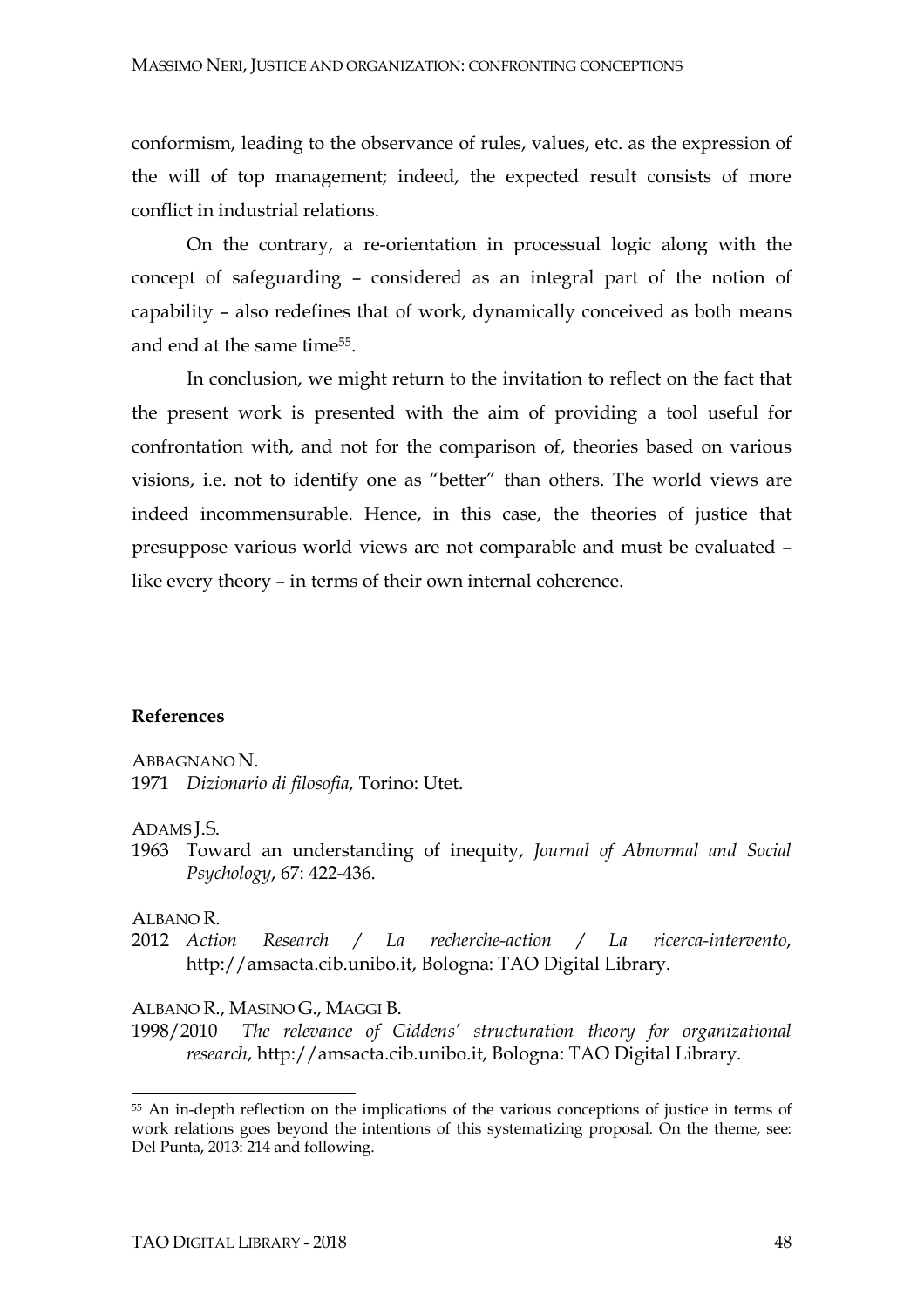conformism, leading to the observance of rules, values, etc. as the expression of the will of top management; indeed, the expected result consists of more conflict in industrial relations.

On the contrary, a re-orientation in processual logic along with the concept of safeguarding – considered as an integral part of the notion of capability – also redefines that of work, dynamically conceived as both means and end at the same time[55].

In conclusion, we might return to the invitation to reflect on the fact that the present work is presented with the aim of providing a tool useful for confrontation with, and not for the comparison of, theories based on various visions, i.e. not to identify one as "better" than others. The world views are indeed incommensurable. Hence, in this case, the theories of justice that presuppose various world views are not comparable and must be evaluated – like every theory – in terms of their own internal coherence.

## References

ABBAGNANO N.
1971 *Dizionario di filosofia*, Torino: Utet.

ADAMS J.S.
1963 Toward an understanding of inequity, *Journal of Abnormal and Social Psychology*, 67: 422-436.

ALBANO R.
2012 *Action Research / La recherche-action / La ricerca-intervento*, http://amsacta.cib.unibo.it, Bologna: TAO Digital Library.

ALBANO R., MASINO G., MAGGI B.
1998/2010 *The relevance of Giddens' structuration theory for organizational research*, http://amsacta.cib.unibo.it, Bologna: TAO Digital Library.

[55] An in-depth reflection on the implications of the various conceptions of justice in terms of work relations goes beyond the intentions of this systematizing proposal. On the theme, see: Del Punta, 2013: 214 and following.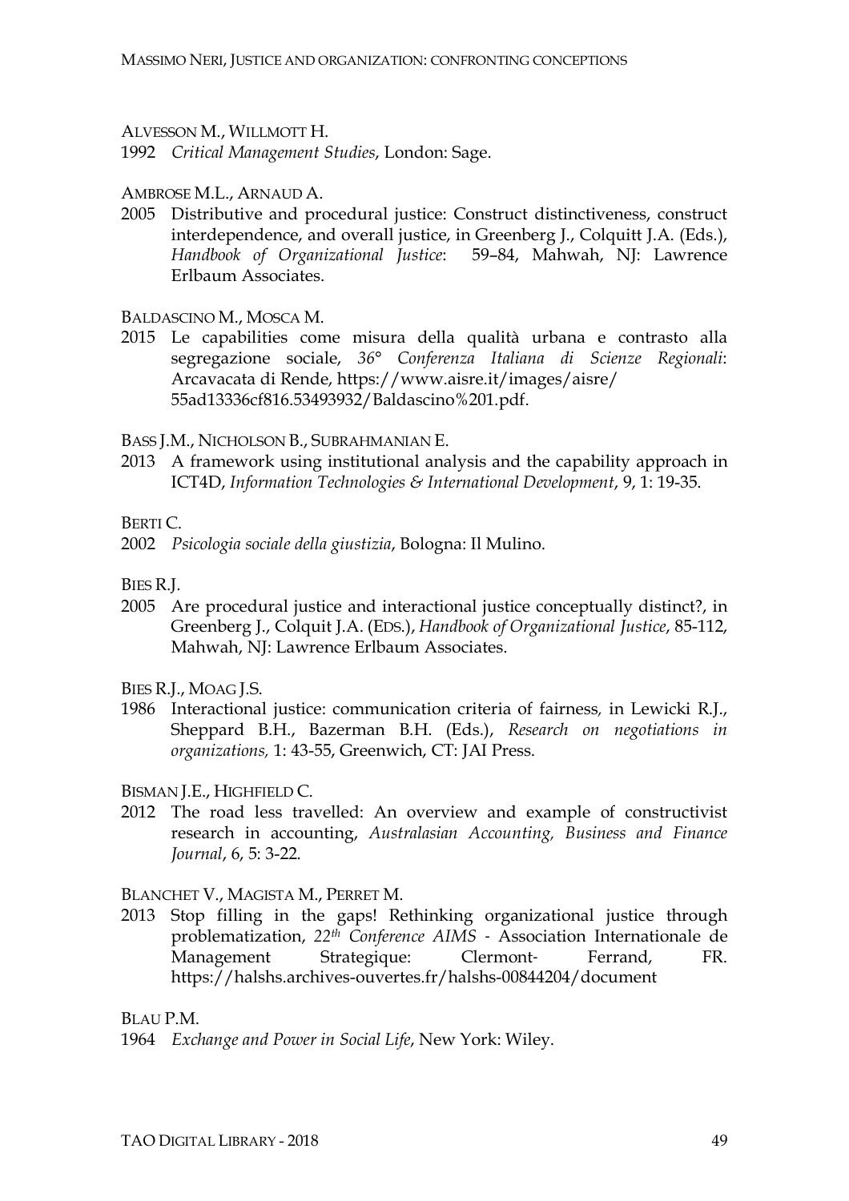ALVESSON M., WILLMOTT H.

1992 *Critical Management Studies*, London: Sage.

AMBROSE M.L., ARNAUD A.

2005 Distributive and procedural justice: Construct distinctiveness, construct interdependence, and overall justice, in Greenberg J., Colquitt J.A. (Eds.), *Handbook of Organizational Justice*: 59–84, Mahwah, NJ: Lawrence Erlbaum Associates.

BALDASCINO M., MOSCA M.

2015 Le capabilities come misura della qualità urbana e contrasto alla segregazione sociale, *36° Conferenza Italiana di Scienze Regionali*: Arcavacata di Rende, https://www.aisre.it/images/aisre/55ad13336cf816.53493932/Baldascino%201.pdf.

BASS J.M., NICHOLSON B., SUBRAHMANIAN E.

2013 A framework using institutional analysis and the capability approach in ICT4D, *Information Technologies & International Development*, 9, 1: 19-35.

BERTI C.

2002 *Psicologia sociale della giustizia*, Bologna: Il Mulino.

BIES R.J.

2005 Are procedural justice and interactional justice conceptually distinct?, in Greenberg J., Colquit J.A. (EDS.), *Handbook of Organizational Justice*, 85-112, Mahwah, NJ: Lawrence Erlbaum Associates.

BIES R.J., MOAG J.S.

1986 Interactional justice: communication criteria of fairness, in Lewicki R.J., Sheppard B.H., Bazerman B.H. (Eds.), *Research on negotiations in organizations,* 1: 43-55, Greenwich, CT: JAI Press.

BISMAN J.E., HIGHFIELD C.

2012 The road less travelled: An overview and example of constructivist research in accounting, *Australasian Accounting, Business and Finance Journal*, 6, 5: 3-22.

BLANCHET V., MAGISTA M., PERRET M.

2013 Stop filling in the gaps! Rethinking organizational justice through problematization, *22th Conference AIMS* - Association Internationale de Management Strategique: Clermont- Ferrand, FR. https://halshs.archives-ouvertes.fr/halshs-00844204/document

BLAU P.M.

1964 *Exchange and Power in Social Life*, New York: Wiley.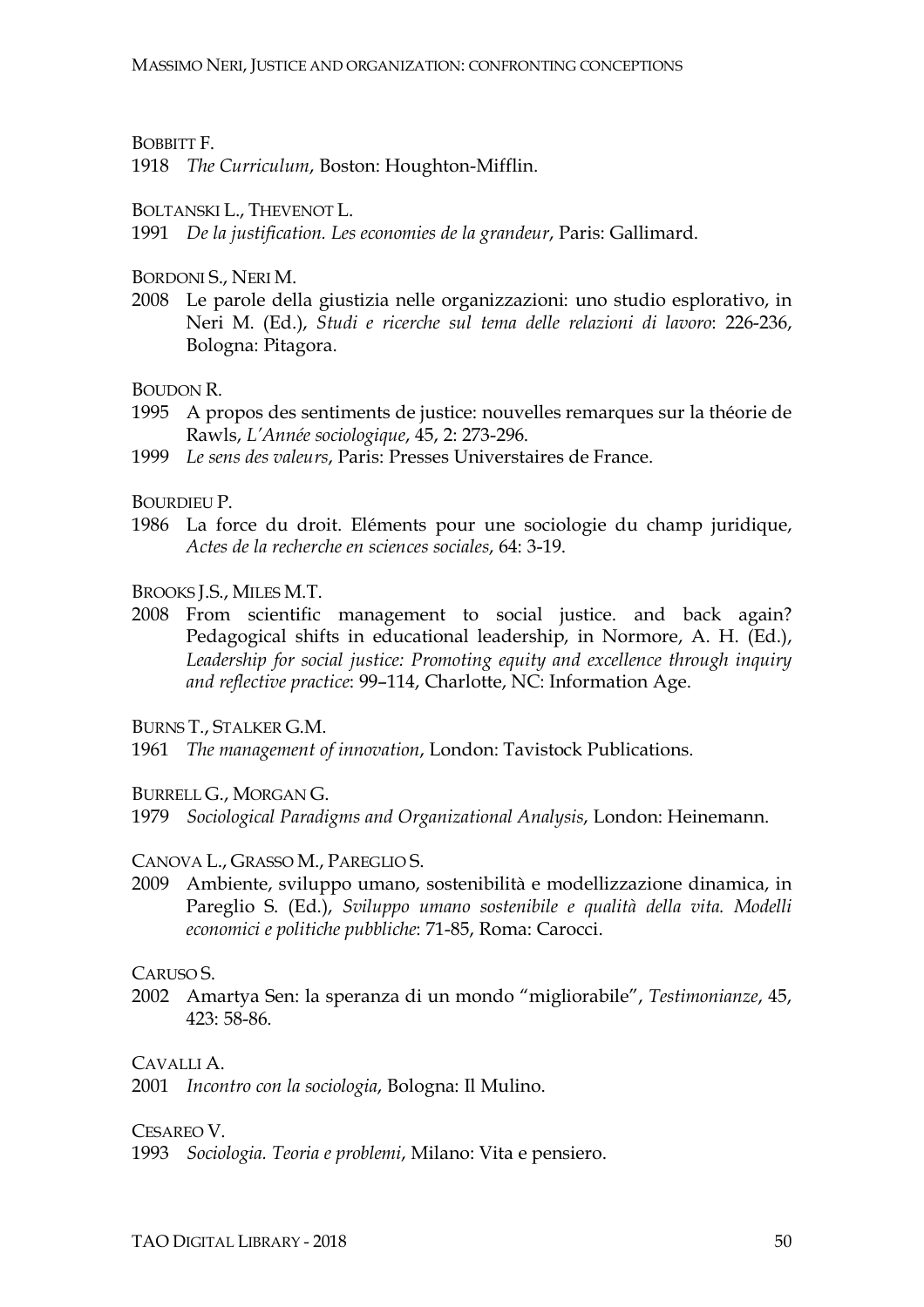BOBBITT F.

1918 *The Curriculum*, Boston: Houghton-Mifflin.

BOLTANSKI L., THEVENOT L.

1991 *De la justification. Les economies de la grandeur*, Paris: Gallimard.

BORDONI S., NERI M.

2008 Le parole della giustizia nelle organizzazioni: uno studio esplorativo, in Neri M. (Ed.), *Studi e ricerche sul tema delle relazioni di lavoro*: 226-236, Bologna: Pitagora.

BOUDON R.

1995 A propos des sentiments de justice: nouvelles remarques sur la théorie de Rawls, *L'Année sociologique*, 45, 2: 273-296.

1999 *Le sens des valeurs*, Paris: Presses Universtaires de France.

BOURDIEU P.

1986 La force du droit. Eléments pour une sociologie du champ juridique, *Actes de la recherche en sciences sociales*, 64: 3-19.

BROOKS J.S., MILES M.T.

2008 From scientific management to social justice. and back again? Pedagogical shifts in educational leadership, in Normore, A. H. (Ed.), *Leadership for social justice: Promoting equity and excellence through inquiry and reflective practice*: 99–114, Charlotte, NC: Information Age.

BURNS T., STALKER G.M.

1961 *The management of innovation*, London: Tavistock Publications.

BURRELL G., MORGAN G.

1979 *Sociological Paradigms and Organizational Analysis*, London: Heinemann.

CANOVA L., GRASSO M., PAREGLIO S.

2009 Ambiente, sviluppo umano, sostenibilità e modellizzazione dinamica, in Pareglio S. (Ed.), *Sviluppo umano sostenibile e qualità della vita. Modelli economici e politiche pubbliche*: 71-85, Roma: Carocci.

CARUSO S.

2002 Amartya Sen: la speranza di un mondo "migliorabile", *Testimonianze*, 45, 423: 58-86.

CAVALLI A.

2001 *Incontro con la sociologia*, Bologna: Il Mulino.

CESAREO V.

1993 *Sociologia. Teoria e problemi*, Milano: Vita e pensiero.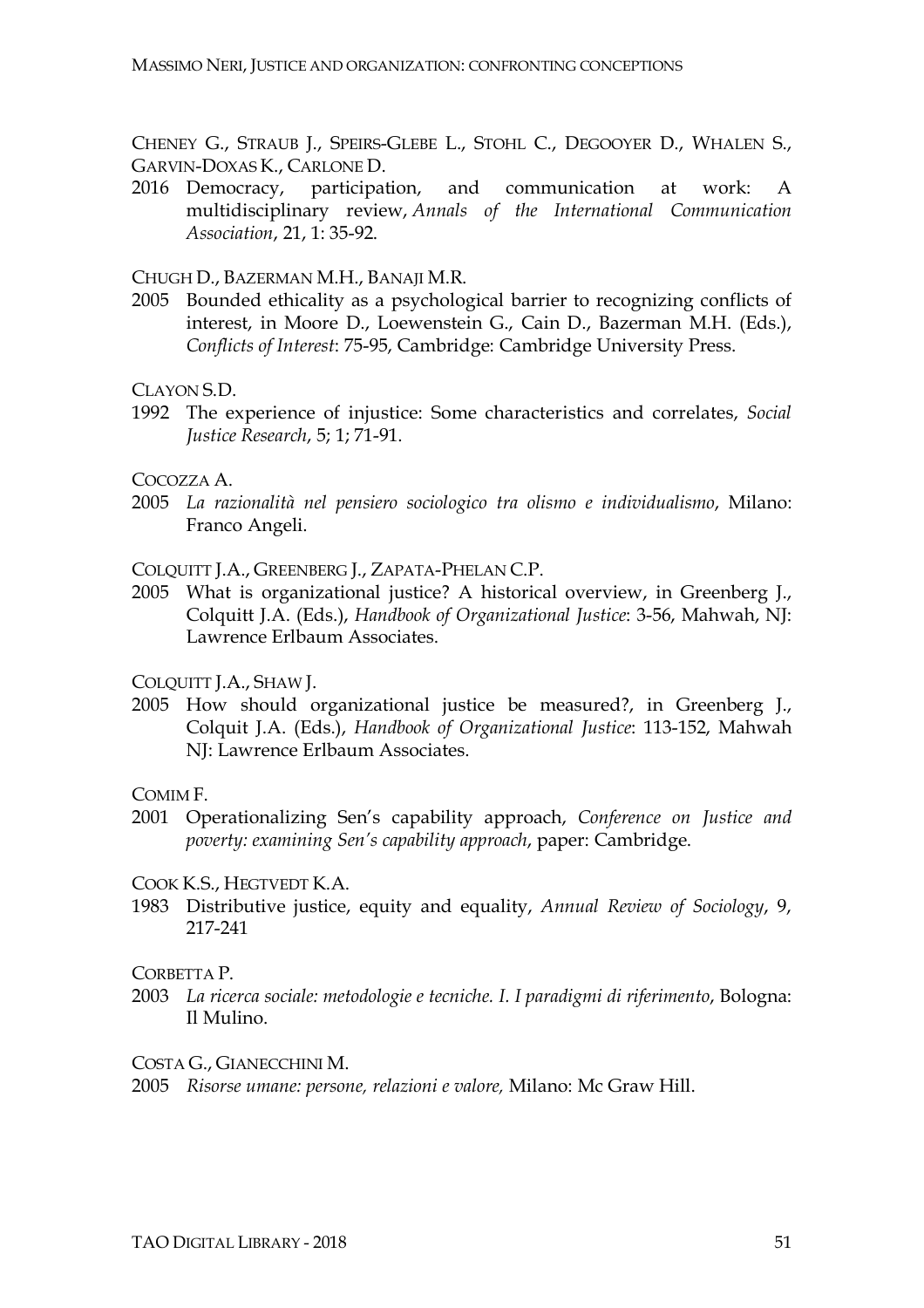CHENEY G., STRAUB J., SPEIRS-GLEBE L., STOHL C., DEGOOYER D., WHALEN S., GARVIN-DOXAS K., CARLONE D.

2016 Democracy, participation, and communication at work: A multidisciplinary review, *Annals of the International Communication Association*, 21, 1: 35-92.

CHUGH D., BAZERMAN M.H., BANAJI M.R.

2005 Bounded ethicality as a psychological barrier to recognizing conflicts of interest, in Moore D., Loewenstein G., Cain D., Bazerman M.H. (Eds.), *Conflicts of Interest*: 75-95, Cambridge: Cambridge University Press.

CLAYON S.D.

1992 The experience of injustice: Some characteristics and correlates, *Social Justice Research*, 5; 1; 71-91.

COCOZZA A.

2005 *La razionalità nel pensiero sociologico tra olismo e individualismo*, Milano: Franco Angeli.

COLQUITT J.A., GREENBERG J., ZAPATA-PHELAN C.P.

2005 What is organizational justice? A historical overview, in Greenberg J., Colquitt J.A. (Eds.), *Handbook of Organizational Justice*: 3-56, Mahwah, NJ: Lawrence Erlbaum Associates.

COLQUITT J.A., SHAW J.

2005 How should organizational justice be measured?, in Greenberg J., Colquit J.A. (Eds.), *Handbook of Organizational Justice*: 113-152, Mahwah NJ: Lawrence Erlbaum Associates.

COMIM F.

2001 Operationalizing Sen's capability approach, *Conference on Justice and poverty: examining Sen's capability approach*, paper: Cambridge.

COOK K.S., HEGTVEDT K.A.

1983 Distributive justice, equity and equality, *Annual Review of Sociology*, 9, 217-241

CORBETTA P.

2003 *La ricerca sociale: metodologie e tecniche. I. I paradigmi di riferimento*, Bologna: Il Mulino.

COSTA G., GIANECCHINI M.

2005 *Risorse umane: persone, relazioni e valore,* Milano: Mc Graw Hill.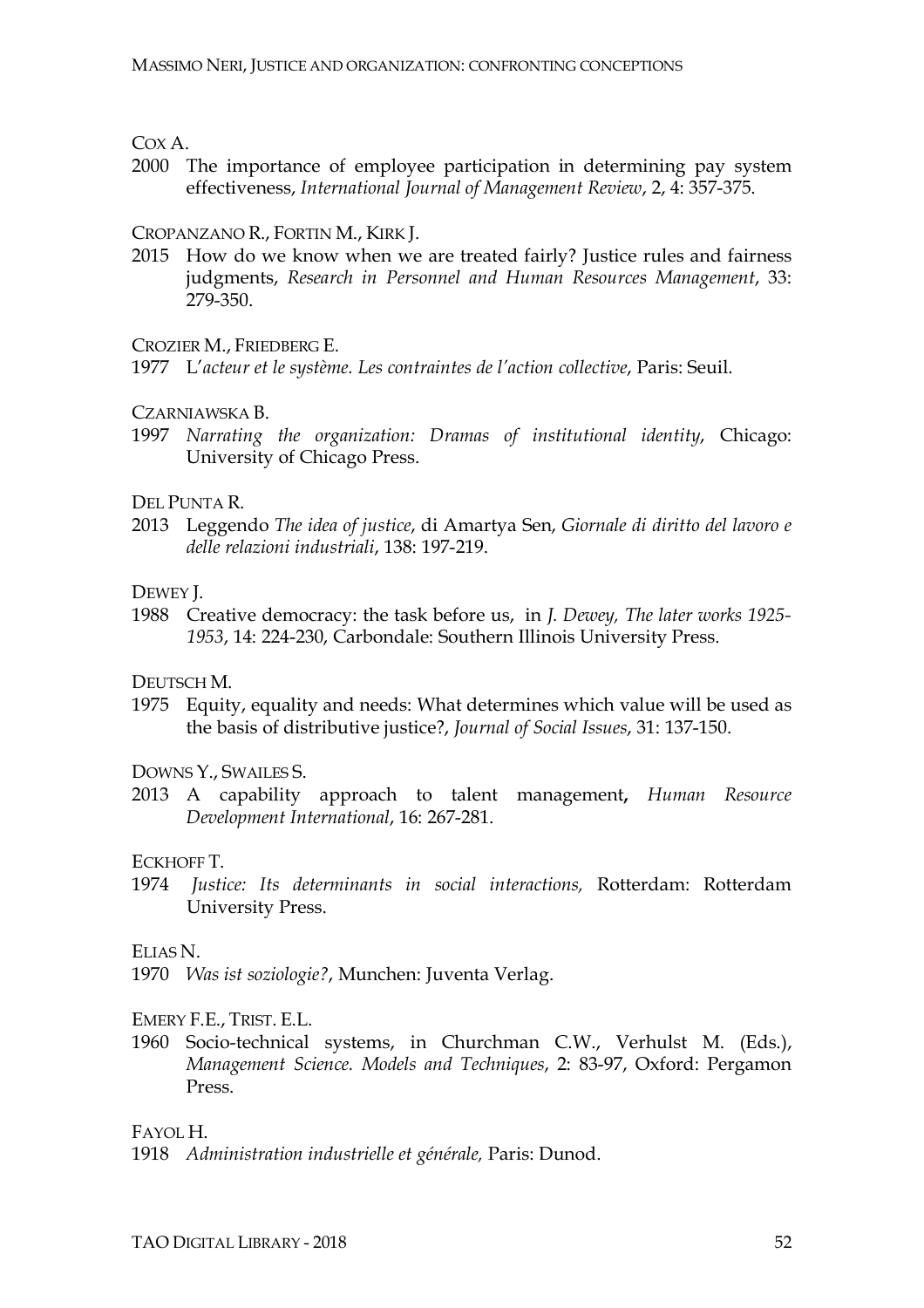COX A.

2000 The importance of employee participation in determining pay system effectiveness, *International Journal of Management Review*, 2, 4: 357-375.

CROPANZANO R., FORTIN M., KIRK J.

2015 How do we know when we are treated fairly? Justice rules and fairness judgments, *Research in Personnel and Human Resources Management*, 33: 279-350.

CROZIER M., FRIEDBERG E.

1977 L'*acteur et le système. Les contraintes de l'action collective*, Paris: Seuil.

CZARNIAWSKA B.

1997 *Narrating the organization: Dramas of institutional identity*, Chicago: University of Chicago Press.

DEL PUNTA R.

2013 Leggendo *The idea of justice*, di Amartya Sen, *Giornale di diritto del lavoro e delle relazioni industriali*, 138: 197-219.

DEWEY J.

1988 Creative democracy: the task before us, in *J. Dewey, The later works 1925-1953*, 14: 224-230, Carbondale: Southern Illinois University Press.

DEUTSCH M.

1975 Equity, equality and needs: What determines which value will be used as the basis of distributive justice?, *Journal of Social Issues*, 31: 137-150.

DOWNS Y., SWAILES S.

2013 A capability approach to talent management**,** *Human Resource Development International*, 16: 267-281.

ECKHOFF T.

1974 *Justice: Its determinants in social interactions,* Rotterdam: Rotterdam University Press.

ELIAS N.

1970 *Was ist soziologie?*, Munchen: Juventa Verlag.

EMERY F.E., TRIST. E.L.

1960 Socio-technical systems, in Churchman C.W., Verhulst M. (Eds.), *Management Science. Models and Techniques*, 2: 83-97, Oxford: Pergamon Press.

FAYOL H.

1918 *Administration industrielle et générale,* Paris: Dunod.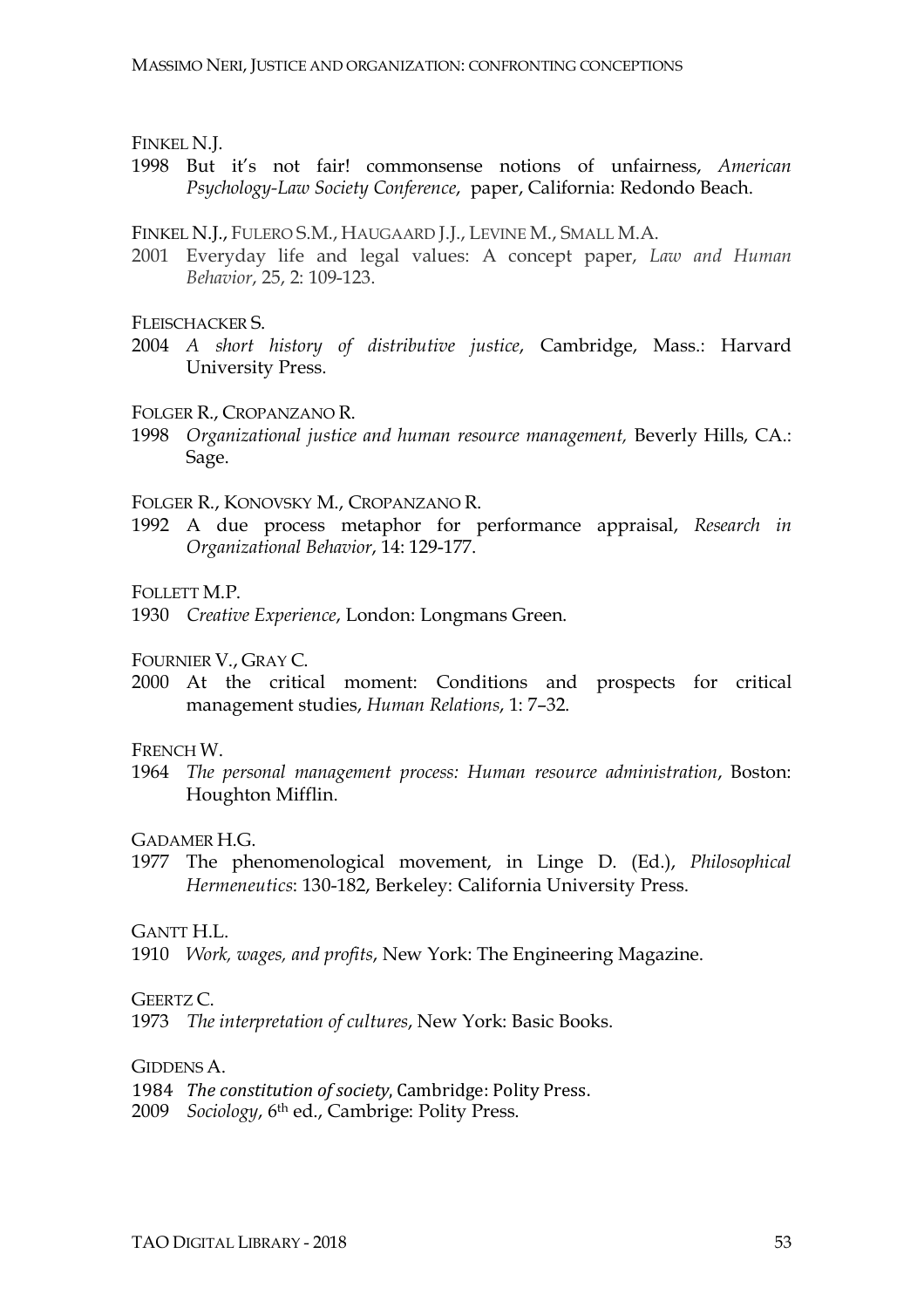FINKEL N.J.

1998 But it's not fair! commonsense notions of unfairness, *American Psychology-Law Society Conference*, paper, California: Redondo Beach.

FINKEL N.J., FULERO S.M., HAUGAARD J.J., LEVINE M., SMALL M.A.

2001 Everyday life and legal values: A concept paper, *Law and Human Behavior*, 25, 2: 109-123.

FLEISCHACKER S.

2004 *A short history of distributive justice*, Cambridge, Mass.: Harvard University Press.

FOLGER R., CROPANZANO R.

1998 *Organizational justice and human resource management,* Beverly Hills, CA.: Sage.

FOLGER R., KONOVSKY M., CROPANZANO R.

1992 A due process metaphor for performance appraisal, *Research in Organizational Behavior*, 14: 129-177.

FOLLETT M.P.

1930 *Creative Experience*, London: Longmans Green.

FOURNIER V., GRAY C.

2000 At the critical moment: Conditions and prospects for critical management studies, *Human Relations*, 1: 7–32.

FRENCH W.

1964 *The personal management process: Human resource administration*, Boston: Houghton Mifflin.

GADAMER H.G.

1977 The phenomenological movement, in Linge D. (Ed.), *Philosophical Hermeneutics*: 130-182, Berkeley: California University Press.

GANTT H.L.

1910 *Work, wages, and profits*, New York: The Engineering Magazine.

GEERTZ C.

1973 *The interpretation of cultures*, New York: Basic Books.

GIDDENS A.

1984 *The constitution of society*, Cambridge: Polity Press.

2009 *Sociology*, 6th ed., Cambrige: Polity Press.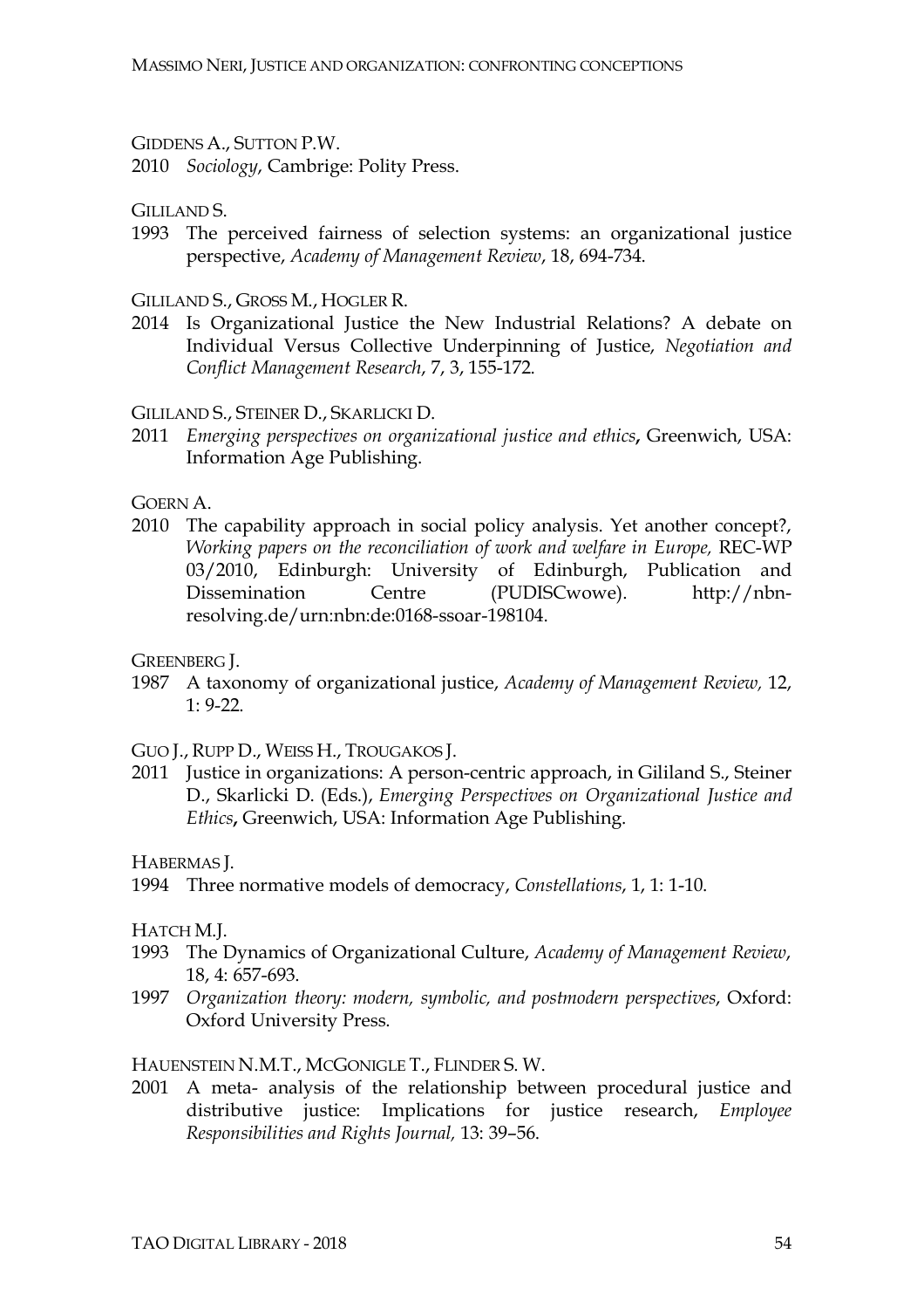GIDDENS A., SUTTON P.W.

2010 *Sociology*, Cambrige: Polity Press.

GILILAND S.

1993 The perceived fairness of selection systems: an organizational justice perspective, *Academy of Management Review*, 18, 694-734.

GILILAND S., GROSS M., HOGLER R.

2014 Is Organizational Justice the New Industrial Relations? A debate on Individual Versus Collective Underpinning of Justice, *Negotiation and Conflict Management Research*, 7, 3, 155-172.

GILILAND S., STEINER D., SKARLICKI D.

2011 *Emerging perspectives on organizational justice and ethics***,** Greenwich, USA: Information Age Publishing.

GOERN A.

2010 The capability approach in social policy analysis. Yet another concept?, *Working papers on the reconciliation of work and welfare in Europe,* REC-WP 03/2010, Edinburgh: University of Edinburgh, Publication and Dissemination Centre (PUDISCwowe). http://nbn-resolving.de/urn:nbn:de:0168-ssoar-198104.

GREENBERG J.

1987 A taxonomy of organizational justice, *Academy of Management Review,* 12, 1: 9-22.

GUO J., RUPP D., WEISS H., TROUGAKOS J.

2011 Justice in organizations: A person-centric approach, in Gililand S., Steiner D., Skarlicki D. (Eds.), *Emerging Perspectives on Organizational Justice and Ethics***,** Greenwich, USA: Information Age Publishing.

HABERMAS J.

1994 Three normative models of democracy, *Constellations*, 1, 1: 1-10.

HATCH M.J.

1993 The Dynamics of Organizational Culture, *Academy of Management Review*, 18, 4: 657-693.

1997 *Organization theory: modern, symbolic, and postmodern perspectives*, Oxford: Oxford University Press.

HAUENSTEIN N.M.T., MCGONIGLE T., FLINDER S. W.

2001 A meta- analysis of the relationship between procedural justice and distributive justice: Implications for justice research, *Employee Responsibilities and Rights Journal,* 13: 39–56.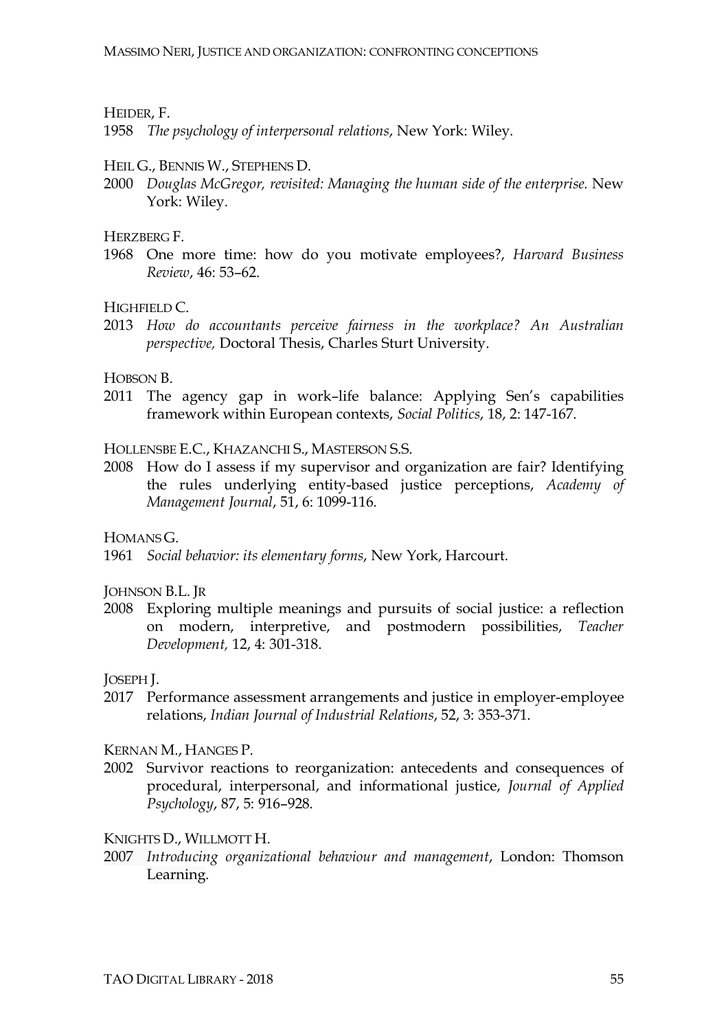HEIDER, F.

1958 *The psychology of interpersonal relations*, New York: Wiley.

HEIL G., BENNIS W., STEPHENS D.

2000 *Douglas McGregor, revisited: Managing the human side of the enterprise.* New York: Wiley.

HERZBERG F.

1968 One more time: how do you motivate employees?, *Harvard Business Review*, 46: 53–62.

HIGHFIELD C.

2013 *How do accountants perceive fairness in the workplace? An Australian perspective,* Doctoral Thesis, Charles Sturt University.

HOBSON B.

2011 The agency gap in work–life balance: Applying Sen's capabilities framework within European contexts, *Social Politics*, 18, 2: 147-167.

HOLLENSBE E.C., KHAZANCHI S., MASTERSON S.S.

2008 How do I assess if my supervisor and organization are fair? Identifying the rules underlying entity-based justice perceptions, *Academy of Management Journal*, 51, 6: 1099-116.

HOMANS G.

1961 *Social behavior: its elementary forms*, New York, Harcourt.

JOHNSON B.L. JR

2008 Exploring multiple meanings and pursuits of social justice: a reflection on modern, interpretive, and postmodern possibilities, *Teacher Development,* 12, 4: 301-318.

JOSEPH J.

2017 Performance assessment arrangements and justice in employer-employee relations, *Indian Journal of Industrial Relations*, 52, 3: 353-371.

KERNAN M., HANGES P.

2002 Survivor reactions to reorganization: antecedents and consequences of procedural, interpersonal, and informational justice, *Journal of Applied Psychology*, 87, 5: 916–928.

KNIGHTS D., WILLMOTT H.

2007 *Introducing organizational behaviour and management*, London: Thomson Learning.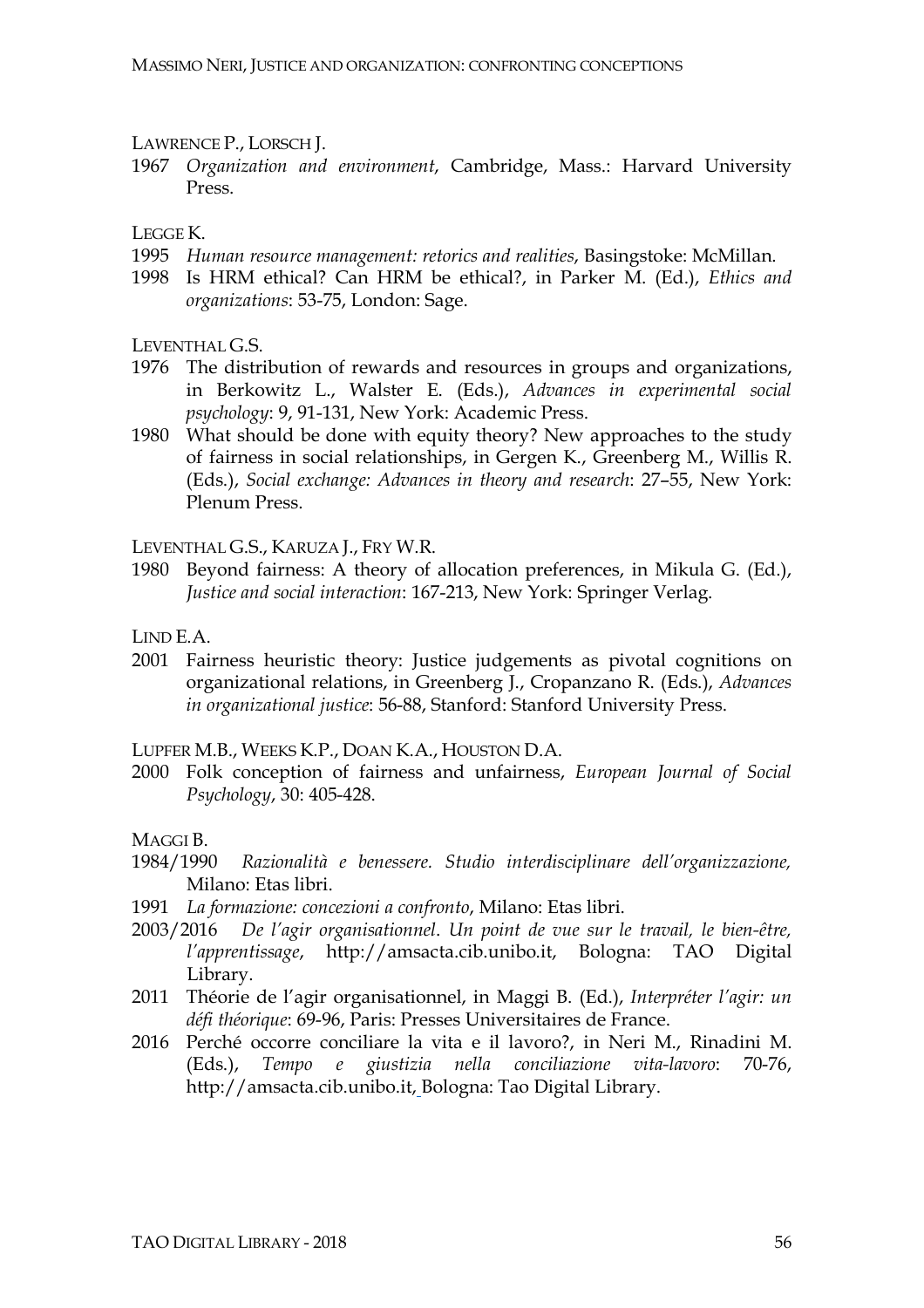LAWRENCE P., LORSCH J.

1967 *Organization and environment*, Cambridge, Mass.: Harvard University Press.

LEGGE K.

1995 *Human resource management: retorics and realities*, Basingstoke: McMillan.

1998 Is HRM ethical? Can HRM be ethical?, in Parker M. (Ed.), *Ethics and organizations*: 53-75, London: Sage.

LEVENTHAL G.S.

1976 The distribution of rewards and resources in groups and organizations, in Berkowitz L., Walster E. (Eds.), *Advances in experimental social psychology*: 9, 91-131, New York: Academic Press.

1980 What should be done with equity theory? New approaches to the study of fairness in social relationships, in Gergen K., Greenberg M., Willis R. (Eds.), *Social exchange: Advances in theory and research*: 27–55, New York: Plenum Press.

LEVENTHAL G.S., KARUZA J., FRY W.R.

1980 Beyond fairness: A theory of allocation preferences, in Mikula G. (Ed.), *Justice and social interaction*: 167-213, New York: Springer Verlag.

LIND E.A.

2001 Fairness heuristic theory: Justice judgements as pivotal cognitions on organizational relations, in Greenberg J., Cropanzano R. (Eds.), *Advances in organizational justice*: 56-88, Stanford: Stanford University Press.

LUPFER M.B., WEEKS K.P., DOAN K.A., HOUSTON D.A.

2000 Folk conception of fairness and unfairness, *European Journal of Social Psychology*, 30: 405-428.

MAGGI B.

1984/1990 *Razionalità e benessere. Studio interdisciplinare dell'organizzazione,* Milano: Etas libri.

1991 *La formazione: concezioni a confronto*, Milano: Etas libri.

2003/2016 *De l'agir organisationnel*. *Un point de vue sur le travail, le bien-être, l'apprentissage*, http://amsacta.cib.unibo.it, Bologna: TAO Digital Library.

2011 Théorie de l'agir organisationnel, in Maggi B. (Ed.), *Interpréter l'agir: un défi théorique*: 69-96, Paris: Presses Universitaires de France.

2016 Perché occorre conciliare la vita e il lavoro?, in Neri M., Rinadini M. (Eds.), *Tempo e giustizia nella conciliazione vita-lavoro*: 70-76, http://amsacta.cib.unibo.it, Bologna: Tao Digital Library.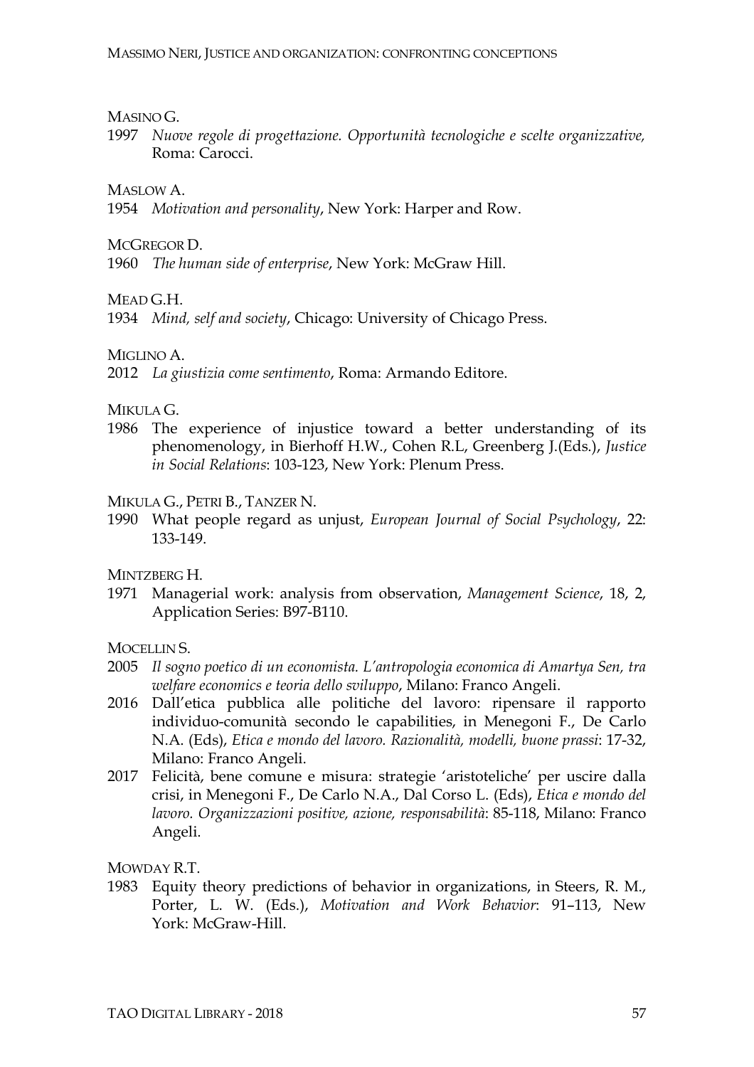MASINO G.

1997 *Nuove regole di progettazione. Opportunità tecnologiche e scelte organizzative,* Roma: Carocci.

MASLOW A.

1954 *Motivation and personality*, New York: Harper and Row.

MCGREGOR D.

1960 *The human side of enterprise*, New York: McGraw Hill.

MEAD G.H.

1934 *Mind, self and society*, Chicago: University of Chicago Press.

MIGLINO A.

2012 *La giustizia come sentimento*, Roma: Armando Editore.

MIKULA G.

1986 The experience of injustice toward a better understanding of its phenomenology, in Bierhoff H.W., Cohen R.L, Greenberg J.(Eds.), *Justice in Social Relations*: 103-123, New York: Plenum Press.

MIKULA G., PETRI B., TANZER N.

1990 What people regard as unjust, *European Journal of Social Psychology*, 22: 133-149.

MINTZBERG H.

1971 Managerial work: analysis from observation, *Management Science*, 18, 2, Application Series: B97-B110.

MOCELLIN S.

2005 *Il sogno poetico di un economista. L'antropologia economica di Amartya Sen, tra welfare economics e teoria dello sviluppo*, Milano: Franco Angeli.

2016 Dall'etica pubblica alle politiche del lavoro: ripensare il rapporto individuo-comunità secondo le capabilities, in Menegoni F., De Carlo N.A. (Eds), *Etica e mondo del lavoro. Razionalità, modelli, buone prassi*: 17-32, Milano: Franco Angeli.

2017 Felicità, bene comune e misura: strategie 'aristoteliche' per uscire dalla crisi, in Menegoni F., De Carlo N.A., Dal Corso L. (Eds), *Etica e mondo del lavoro. Organizzazioni positive, azione, responsabilità*: 85-118, Milano: Franco Angeli.

MOWDAY R.T.

1983 Equity theory predictions of behavior in organizations, in Steers, R. M., Porter, L. W. (Eds.), *Motivation and Work Behavior*: 91–113, New York: McGraw-Hill.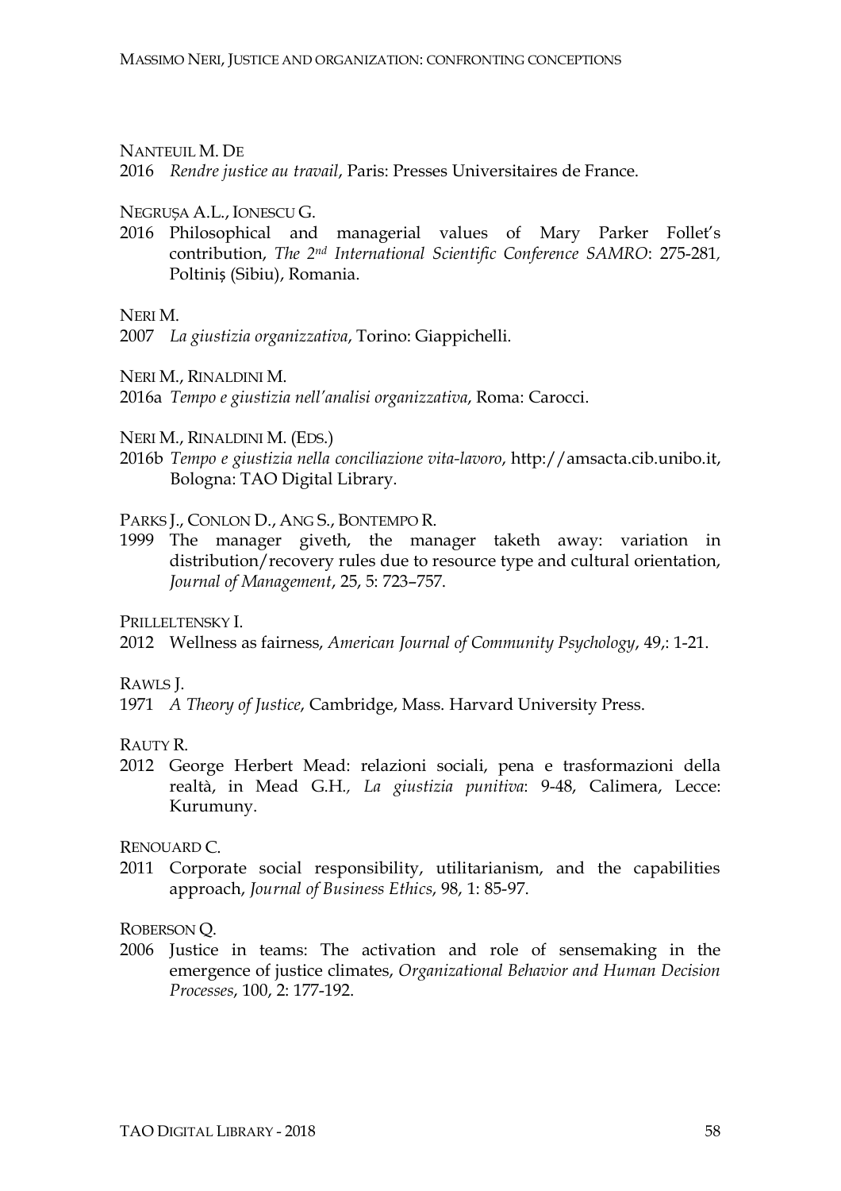NANTEUIL M. DE

2016 *Rendre justice au travail*, Paris: Presses Universitaires de France.

NEGRUȘA A.L., IONESCU G.

2016 Philosophical and managerial values of Mary Parker Follet's contribution, *The 2nd International Scientific Conference SAMRO*: 275-281, Poltiniș (Sibiu), Romania.

NERI M.

2007 *La giustizia organizzativa*, Torino: Giappichelli.

NERI M., RINALDINI M.

2016a *Tempo e giustizia nell'analisi organizzativa*, Roma: Carocci.

NERI M., RINALDINI M. (EDS.)

2016b *Tempo e giustizia nella conciliazione vita-lavoro*, http://amsacta.cib.unibo.it, Bologna: TAO Digital Library.

PARKS J., CONLON D., ANG S., BONTEMPO R.

1999 The manager giveth, the manager taketh away: variation in distribution/recovery rules due to resource type and cultural orientation, *Journal of Management*, 25, 5: 723–757.

PRILLELTENSKY I.

2012 Wellness as fairness, *American Journal of Community Psychology*, 49,: 1-21.

RAWLS J.

1971 *A Theory of Justice*, Cambridge, Mass. Harvard University Press.

RAUTY R.

2012 George Herbert Mead: relazioni sociali, pena e trasformazioni della realtà, in Mead G.H., *La giustizia punitiva*: 9-48, Calimera, Lecce: Kurumuny.

RENOUARD C.

2011 Corporate social responsibility, utilitarianism, and the capabilities approach, *Journal of Business Ethics*, 98, 1: 85-97.

ROBERSON Q.

2006 Justice in teams: The activation and role of sensemaking in the emergence of justice climates, *Organizational Behavior and Human Decision Processes*, 100, 2: 177-192.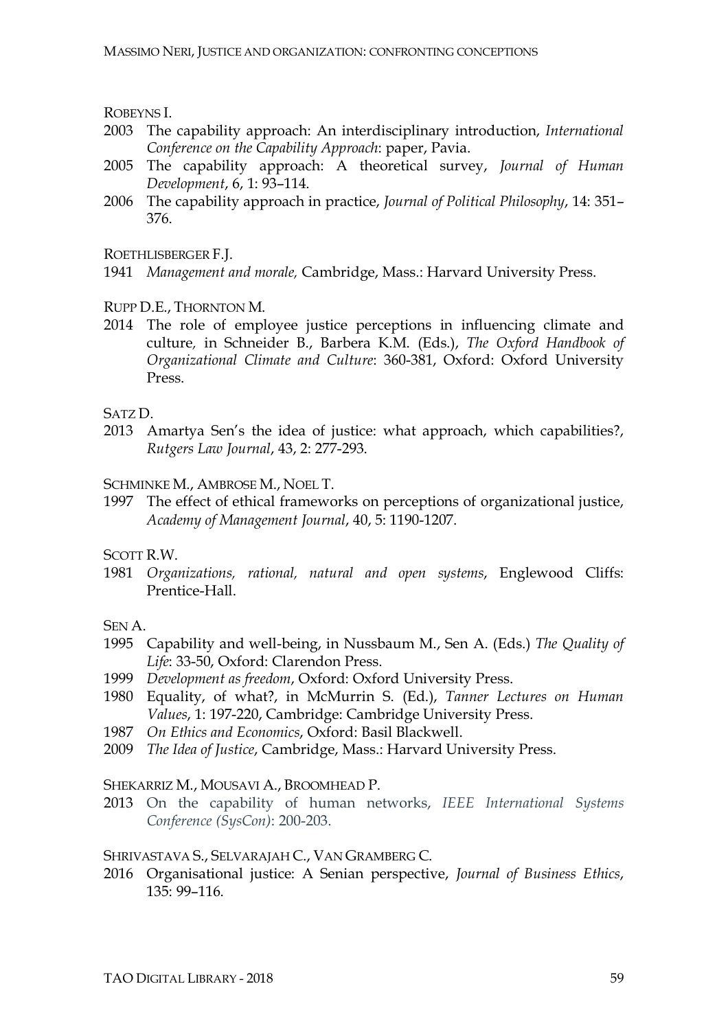ROBEYNS I.

2003 The capability approach: An interdisciplinary introduction, *International Conference on the Capability Approach*: paper, Pavia.

2005 The capability approach: A theoretical survey, *Journal of Human Development*, 6, 1: 93–114.

2006 The capability approach in practice, *Journal of Political Philosophy*, 14: 351–376.

ROETHLISBERGER F.J.

1941 *Management and morale,* Cambridge, Mass.: Harvard University Press.

RUPP D.E., THORNTON M.

2014 The role of employee justice perceptions in influencing climate and culture, in Schneider B., Barbera K.M. (Eds.), *The Oxford Handbook of Organizational Climate and Culture*: 360-381, Oxford: Oxford University Press.

SATZ D.

2013 Amartya Sen's the idea of justice: what approach, which capabilities?, *Rutgers Law Journal*, 43, 2: 277-293.

SCHMINKE M., AMBROSE M., NOEL T.

1997 The effect of ethical frameworks on perceptions of organizational justice, *Academy of Management Journal*, 40, 5: 1190-1207.

SCOTT R.W.

1981 *Organizations, rational, natural and open systems*, Englewood Cliffs: Prentice-Hall.

SEN A.

1995 Capability and well-being, in Nussbaum M., Sen A. (Eds.) *The Quality of Life*: 33-50, Oxford: Clarendon Press.

1999 *Development as freedom*, Oxford: Oxford University Press.

1980 Equality, of what?, in McMurrin S. (Ed.), *Tanner Lectures on Human Values*, 1: 197-220, Cambridge: Cambridge University Press.

1987 *On Ethics and Economics*, Oxford: Basil Blackwell.

2009 *The Idea of Justice*, Cambridge, Mass.: Harvard University Press.

SHEKARRIZ M., MOUSAVI A., BROOMHEAD P.

2013 On the capability of human networks, *IEEE International Systems Conference (SysCon)*: 200-203.

SHRIVASTAVA S., SELVARAJAH C., VAN GRAMBERG C.

2016 Organisational justice: A Senian perspective, *Journal of Business Ethics*, 135: 99–116.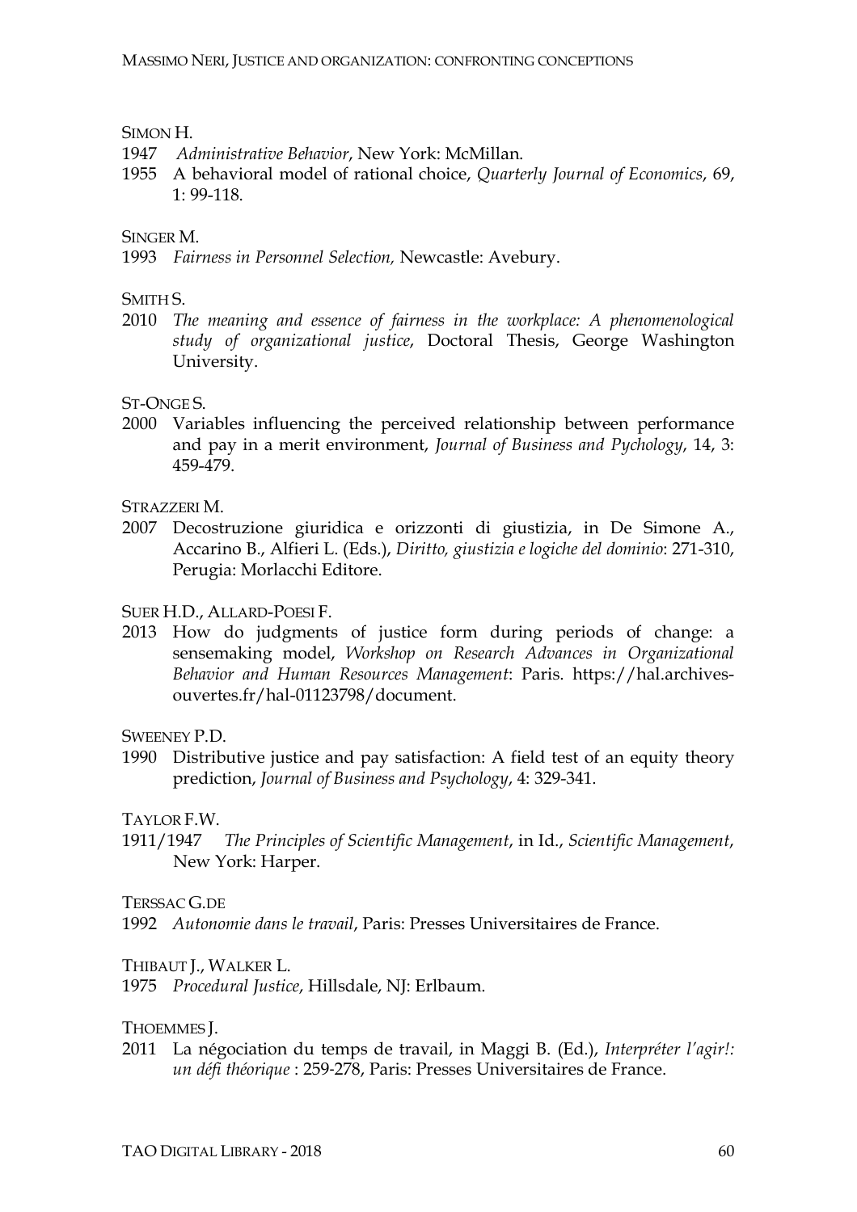SIMON H.

1947 *Administrative Behavior*, New York: McMillan.

1955 A behavioral model of rational choice, *Quarterly Journal of Economics*, 69, 1: 99-118.

SINGER M.

1993 *Fairness in Personnel Selection,* Newcastle: Avebury.

SMITH S.

2010 *The meaning and essence of fairness in the workplace: A phenomenological study of organizational justice*, Doctoral Thesis, George Washington University.

ST-ONGE S.

2000 Variables influencing the perceived relationship between performance and pay in a merit environment, *Journal of Business and Pychology*, 14, 3: 459-479.

STRAZZERI M.

2007 Decostruzione giuridica e orizzonti di giustizia, in De Simone A., Accarino B., Alfieri L. (Eds.), *Diritto, giustizia e logiche del dominio*: 271-310, Perugia: Morlacchi Editore.

SUER H.D., ALLARD-POESI F.

2013 How do judgments of justice form during periods of change: a sensemaking model, *Workshop on Research Advances in Organizational Behavior and Human Resources Management*: Paris. https://hal.archives-ouvertes.fr/hal-01123798/document.

SWEENEY P.D.

1990 Distributive justice and pay satisfaction: A field test of an equity theory prediction, *Journal of Business and Psychology*, 4: 329-341.

TAYLOR F.W.

1911/1947 *The Principles of Scientific Management*, in Id., *Scientific Management*, New York: Harper.

TERSSAC G.DE

1992 *Autonomie dans le travail*, Paris: Presses Universitaires de France.

THIBAUT J., WALKER L.

1975 *Procedural Justice*, Hillsdale, NJ: Erlbaum.

THOEMMES J.

2011 La négociation du temps de travail, in Maggi B. (Ed.), *Interpréter l'agir!: un défi théorique* : 259-278, Paris: Presses Universitaires de France.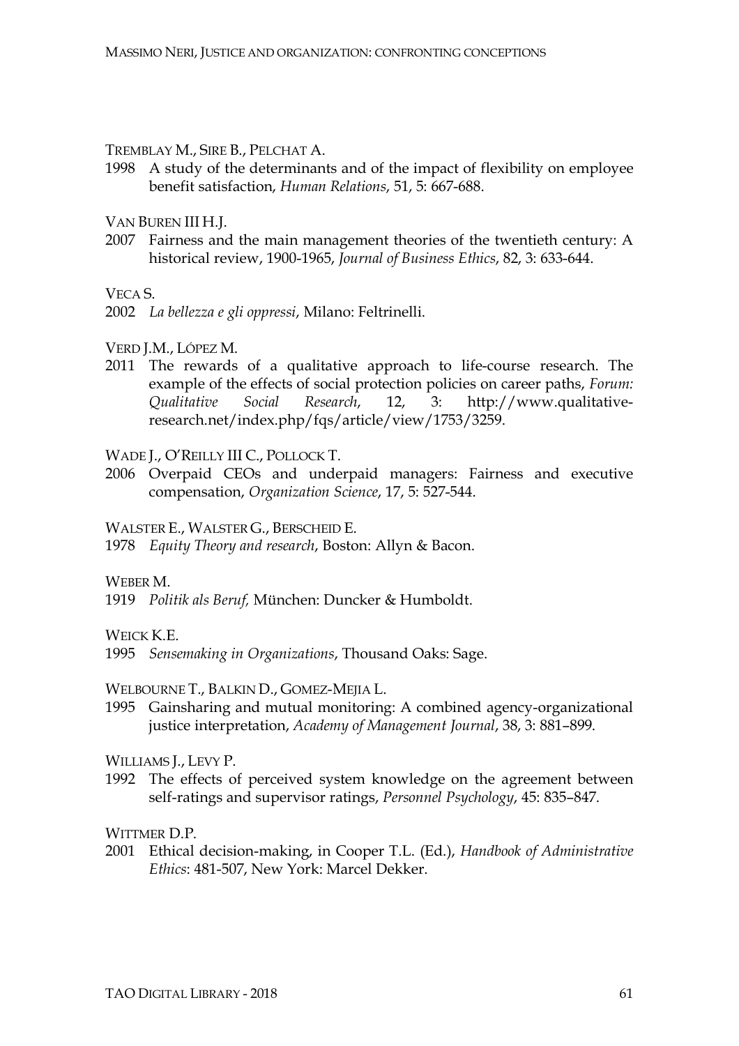TREMBLAY M., SIRE B., PELCHAT A.

1998 A study of the determinants and of the impact of flexibility on employee benefit satisfaction, *Human Relations*, 51, 5: 667-688.

VAN BUREN III H.J.

2007 Fairness and the main management theories of the twentieth century: A historical review, 1900-1965, *Journal of Business Ethics*, 82, 3: 633-644.

VECA S.

2002 *La bellezza e gli oppressi*, Milano: Feltrinelli.

VERD J.M., LÓPEZ M.

2011 The rewards of a qualitative approach to life-course research. The example of the effects of social protection policies on career paths, *Forum: Qualitative Social Research*, 12, 3: http://www.qualitative-research.net/index.php/fqs/article/view/1753/3259.

WADE J., O'REILLY III C., POLLOCK T.

2006 Overpaid CEOs and underpaid managers: Fairness and executive compensation, *Organization Science*, 17, 5: 527-544.

WALSTER E., WALSTER G., BERSCHEID E.

1978 *Equity Theory and research*, Boston: Allyn & Bacon.

WEBER M.

1919 *Politik als Beruf,* München: Duncker & Humboldt.

WEICK K.E.

1995 *Sensemaking in Organizations*, Thousand Oaks: Sage.

WELBOURNE T., BALKIN D., GOMEZ-MEJIA L.

1995 Gainsharing and mutual monitoring: A combined agency-organizational justice interpretation, *Academy of Management Journal*, 38, 3: 881–899.

WILLIAMS J., LEVY P.

1992 The effects of perceived system knowledge on the agreement between self-ratings and supervisor ratings, *Personnel Psychology*, 45: 835–847.

WITTMER D.P.

2001 Ethical decision-making, in Cooper T.L. (Ed.), *Handbook of Administrative Ethics*: 481-507, New York: Marcel Dekker.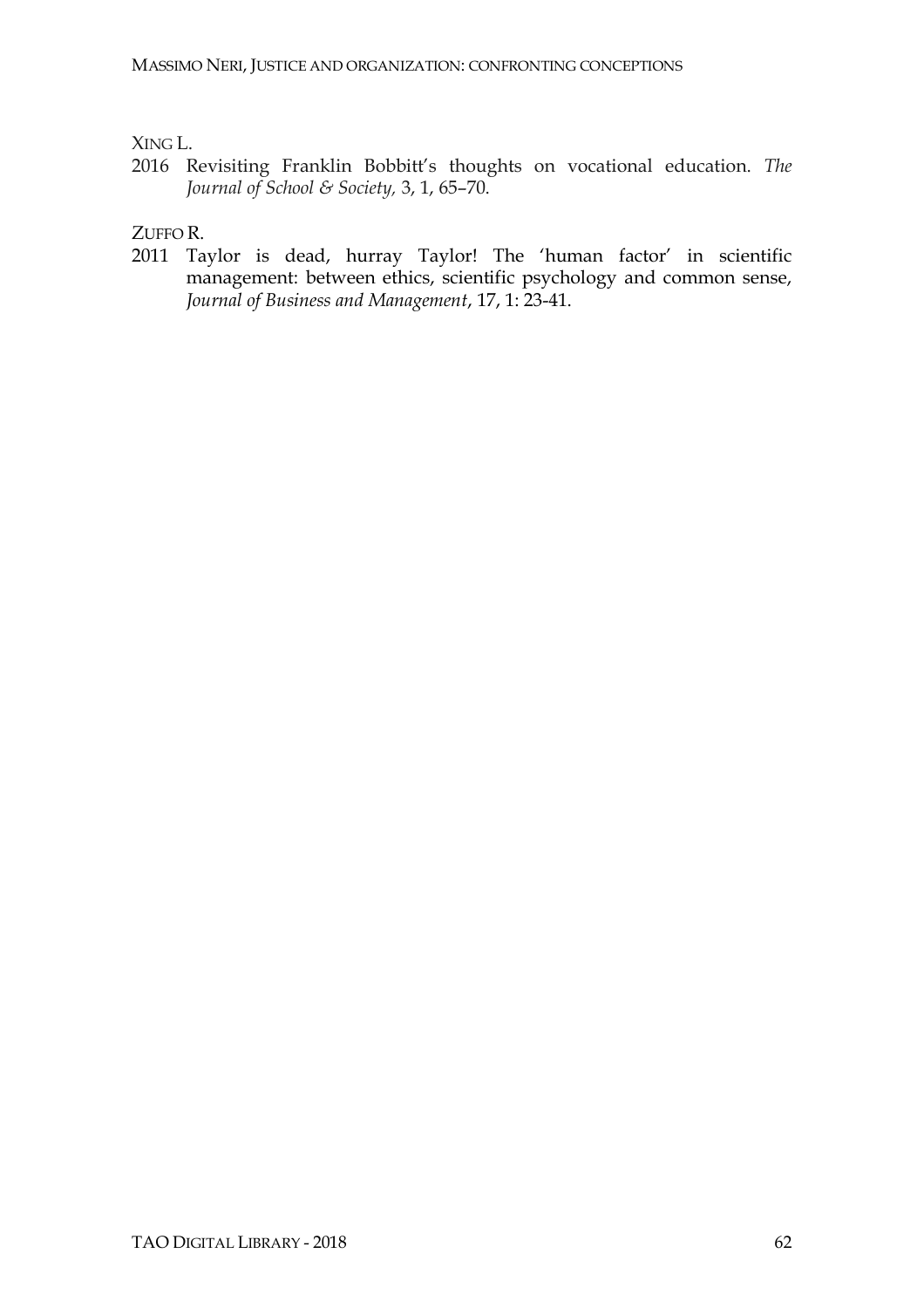XING L.

2016 Revisiting Franklin Bobbitt's thoughts on vocational education. *The Journal of School & Society,* 3, 1, 65–70.

ZUFFO R.

2011 Taylor is dead, hurray Taylor! The 'human factor' in scientific management: between ethics, scientific psychology and common sense, *Journal of Business and Management*, 17, 1: 23-41.